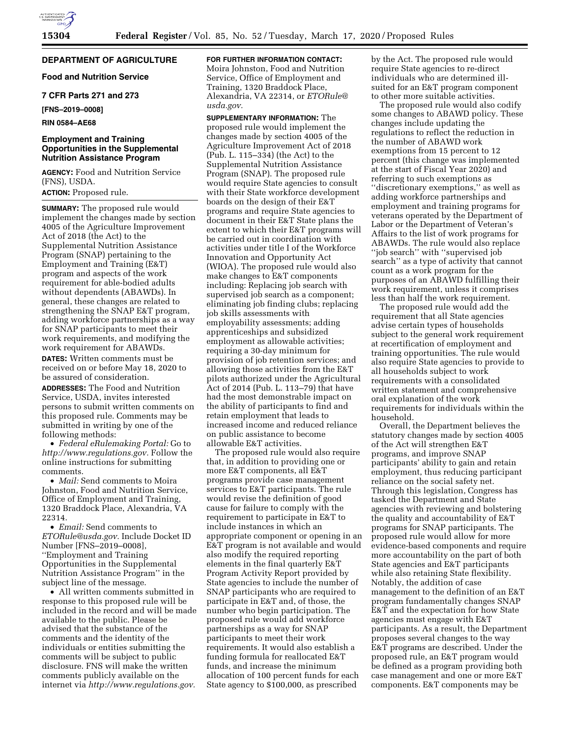**DEPARTMENT OF AGRICULTURE**

**Food and Nutrition Service**

**7 CFR Parts 271 and 273**

**[FNS–2019–0008]**

**RIN 0584–AE68**

## Employment and Training Opportunities in the Supplemental Nutrition Assistance Program

**AGENCY:** Food and Nutrition Service (FNS), USDA.

**ACTION:** Proposed rule.

**SUMMARY:** The proposed rule would implement the changes made by section 4005 of the Agriculture Improvement Act of 2018 (the Act) to the Supplemental Nutrition Assistance Program (SNAP) pertaining to the Employment and Training (E&T) program and aspects of the work requirement for able-bodied adults without dependents (ABAWDs). In general, these changes are related to strengthening the SNAP E&T program, adding workforce partnerships as a way for SNAP participants to meet their work requirements, and modifying the work requirement for ABAWDs.

**DATES:** Written comments must be received on or before May 18, 2020 to be assured of consideration.

**ADDRESSES:** The Food and Nutrition Service, USDA, invites interested persons to submit written comments on this proposed rule. Comments may be submitted in writing by one of the following methods:

- *Federal eRulemaking Portal:* Go to *http://www.regulations.gov.* Follow the online instructions for submitting comments.
- *Mail:* Send comments to Moira Johnston, Food and Nutrition Service, Office of Employment and Training, 1320 Braddock Place, Alexandria, VA 22314.
- *Email:* Send comments to *ETORule@usda.gov.* Include Docket ID Number [FNS–2019–0008], ''Employment and Training Opportunities in the Supplemental Nutrition Assistance Program'' in the subject line of the message.
- All written comments submitted in response to this proposed rule will be included in the record and will be made available to the public. Please be advised that the substance of the comments and the identity of the individuals or entities submitting the comments will be subject to public disclosure. FNS will make the written comments publicly available on the internet via *http://www.regulations.gov.*

**FOR FURTHER INFORMATION CONTACT:** Moira Johnston, Food and Nutrition Service, Office of Employment and Training, 1320 Braddock Place, Alexandria, VA 22314, or *ETORule@usda.gov.*

**SUPPLEMENTARY INFORMATION:** The proposed rule would implement the changes made by section 4005 of the Agriculture Improvement Act of 2018 (Pub. L. 115–334) (the Act) to the Supplemental Nutrition Assistance Program (SNAP). The proposed rule would require State agencies to consult with their State workforce development boards on the design of their E&T programs and require State agencies to document in their E&T State plans the extent to which their E&T programs will be carried out in coordination with activities under title I of the Workforce Innovation and Opportunity Act (WIOA). The proposed rule would also make changes to E&T components including: Replacing job search with supervised job search as a component; eliminating job finding clubs; replacing job skills assessments with employability assessments; adding apprenticeships and subsidized employment as allowable activities; requiring a 30-day minimum for provision of job retention services; and allowing those activities from the E&T pilots authorized under the Agricultural Act of 2014 (Pub. L. 113–79) that have had the most demonstrable impact on the ability of participants to find and retain employment that leads to increased income and reduced reliance on public assistance to become allowable E&T activities.

The proposed rule would also require that, in addition to providing one or more E&T components, all E&T programs provide case management services to E&T participants. The rule would revise the definition of good cause for failure to comply with the requirement to participate in E&T to include instances in which an appropriate component or opening in an E&T program is not available and would also modify the required reporting elements in the final quarterly E&T Program Activity Report provided by State agencies to include the number of SNAP participants who are required to participate in E&T and, of those, the number who begin participation. The proposed rule would add workforce partnerships as a way for SNAP participants to meet their work requirements. It would also establish a funding formula for reallocated E&T funds, and increase the minimum allocation of 100 percent funds for each State agency to $100,000, as prescribed by the Act. The proposed rule would require State agencies to re-direct individuals who are determined ill-suited for an E&T program component to other more suitable activities.

The proposed rule would also codify some changes to ABAWD policy. These changes include updating the regulations to reflect the reduction in the number of ABAWD work exemptions from 15 percent to 12 percent (this change was implemented at the start of Fiscal Year 2020) and referring to such exemptions as ''discretionary exemptions,'' as well as adding workforce partnerships and employment and training programs for veterans operated by the Department of Labor or the Department of Veteran's Affairs to the list of work programs for ABAWDs. The rule would also replace ''job search'' with ''supervised job search'' as a type of activity that cannot count as a work program for the purposes of an ABAWD fulfilling their work requirement, unless it comprises less than half the work requirement.

The proposed rule would add the requirement that all State agencies advise certain types of households subject to the general work requirement at recertification of employment and training opportunities. The rule would also require State agencies to provide to all households subject to work requirements with a consolidated written statement and comprehensive oral explanation of the work requirements for individuals within the household.

Overall, the Department believes the statutory changes made by section 4005 of the Act will strengthen E&T programs, and improve SNAP participants' ability to gain and retain employment, thus reducing participant reliance on the social safety net. Through this legislation, Congress has tasked the Department and State agencies with reviewing and bolstering the quality and accountability of E&T programs for SNAP participants. The proposed rule would allow for more evidence-based components and require more accountability on the part of both State agencies and E&T participants while also retaining State flexibility. Notably, the addition of case management to the definition of an E&T program fundamentally changes SNAP E&T and the expectation for how State agencies must engage with E&T participants. As a result, the Department proposes several changes to the way E&T programs are described. Under the proposed rule, an E&T program would be defined as a program providing both case management and one or more E&T components. E&T components may be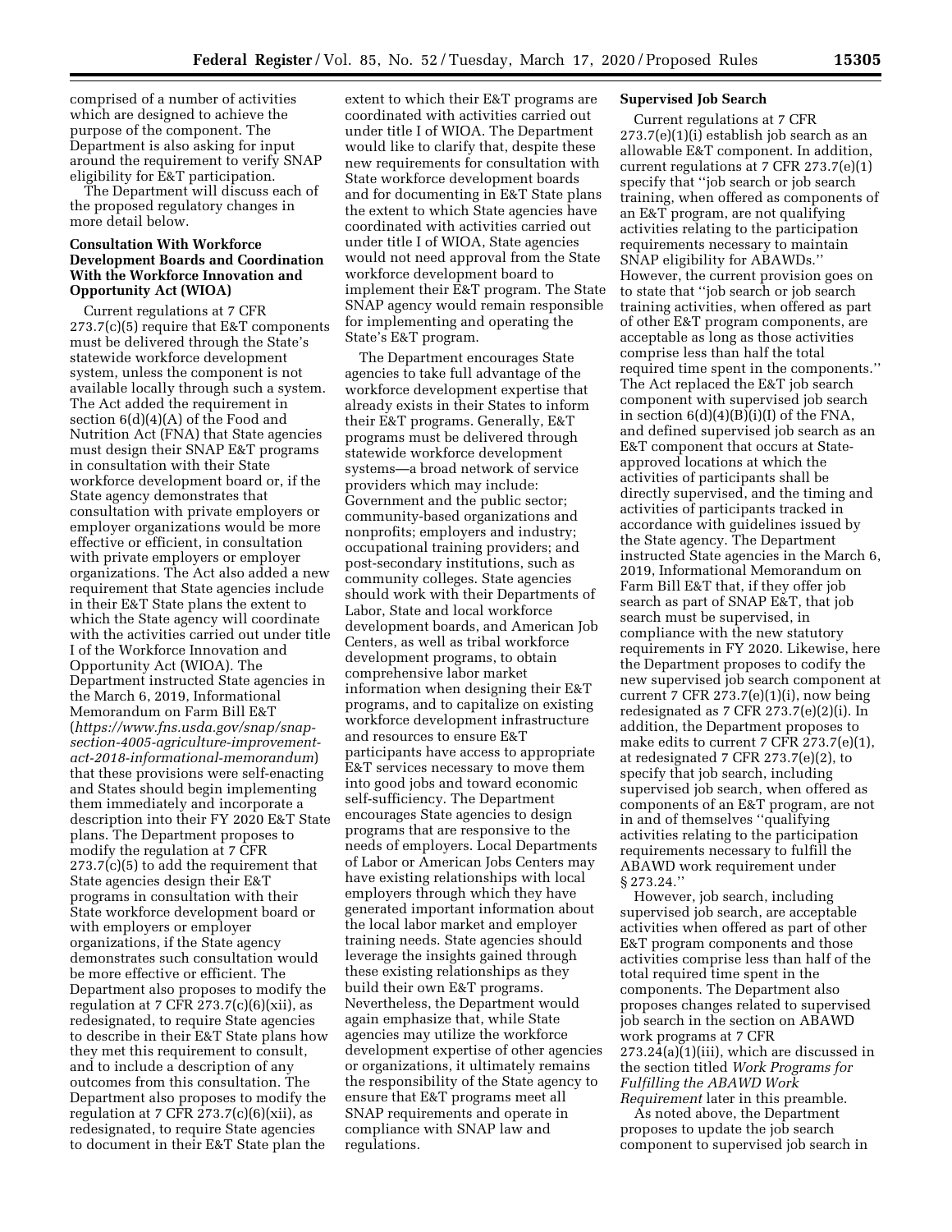comprised of a number of activities which are designed to achieve the purpose of the component. The Department is also asking for input around the requirement to verify SNAP eligibility for E&T participation.

The Department will discuss each of the proposed regulatory changes in more detail below.

**Consultation With Workforce Development Boards and Coordination With the Workforce Innovation and Opportunity Act (WIOA)**

Current regulations at 7 CFR 273.7(c)(5) require that E&T components must be delivered through the State's statewide workforce development system, unless the component is not available locally through such a system. The Act added the requirement in section 6(d)(4)(A) of the Food and Nutrition Act (FNA) that State agencies must design their SNAP E&T programs in consultation with their State workforce development board or, if the State agency demonstrates that consultation with private employers or employer organizations would be more effective or efficient, in consultation with private employers or employer organizations. The Act also added a new requirement that State agencies include in their E&T State plans the extent to which the State agency will coordinate with the activities carried out under title I of the Workforce Innovation and Opportunity Act (WIOA). The Department instructed State agencies in the March 6, 2019, Informational Memorandum on Farm Bill E&T (*https://www.fns.usda.gov/snap/snap-section-4005-agriculture-improvement-act-2018-informational-memorandum*) that these provisions were self-enacting and States should begin implementing them immediately and incorporate a description into their FY 2020 E&T State plans. The Department proposes to modify the regulation at 7 CFR 273.7(c)(5) to add the requirement that State agencies design their E&T programs in consultation with their State workforce development board or with employers or employer organizations, if the State agency demonstrates such consultation would be more effective or efficient. The Department also proposes to modify the regulation at 7 CFR 273.7(c)(6)(xii), as redesignated, to require State agencies to describe in their E&T State plans how they met this requirement to consult, and to include a description of any outcomes from this consultation. The Department also proposes to modify the regulation at 7 CFR 273.7(c)(6)(xii), as redesignated, to require State agencies to document in their E&T State plan the extent to which their E&T programs are coordinated with activities carried out under title I of WIOA. The Department would like to clarify that, despite these new requirements for consultation with State workforce development boards and for documenting in E&T State plans the extent to which State agencies have coordinated with activities carried out under title I of WIOA, State agencies would not need approval from the State workforce development board to implement their E&T program. The State SNAP agency would remain responsible for implementing and operating the State's E&T program.

The Department encourages State agencies to take full advantage of the workforce development expertise that already exists in their States to inform their E&T programs. Generally, E&T programs must be delivered through statewide workforce development systems—a broad network of service providers which may include: Government and the public sector; community-based organizations and nonprofits; employers and industry; occupational training providers; and post-secondary institutions, such as community colleges. State agencies should work with their Departments of Labor, State and local workforce development boards, and American Job Centers, as well as tribal workforce development programs, to obtain comprehensive labor market information when designing their E&T programs, and to capitalize on existing workforce development infrastructure and resources to ensure E&T participants have access to appropriate E&T services necessary to move them into good jobs and toward economic self-sufficiency. The Department encourages State agencies to design programs that are responsive to the needs of employers. Local Departments of Labor or American Jobs Centers may have existing relationships with local employers through which they have generated important information about the local labor market and employer training needs. State agencies should leverage the insights gained through these existing relationships as they build their own E&T programs. Nevertheless, the Department would again emphasize that, while State agencies may utilize the workforce development expertise of other agencies or organizations, it ultimately remains the responsibility of the State agency to ensure that E&T programs meet all SNAP requirements and operate in compliance with SNAP law and regulations.

**Supervised Job Search**

Current regulations at 7 CFR 273.7(e)(1)(i) establish job search as an allowable E&T component. In addition, current regulations at 7 CFR 273.7(e)(1) specify that ''job search or job search training, when offered as components of an E&T program, are not qualifying activities relating to the participation requirements necessary to maintain SNAP eligibility for ABAWDs.'' However, the current provision goes on to state that ''job search or job search training activities, when offered as part of other E&T program components, are acceptable as long as those activities comprise less than half the total required time spent in the components.'' The Act replaced the E&T job search component with supervised job search in section 6(d)(4)(B)(i)(I) of the FNA, and defined supervised job search as an E&T component that occurs at State-approved locations at which the activities of participants shall be directly supervised, and the timing and activities of participants tracked in accordance with guidelines issued by the State agency. The Department instructed State agencies in the March 6, 2019, Informational Memorandum on Farm Bill E&T that, if they offer job search as part of SNAP E&T, that job search must be supervised, in compliance with the new statutory requirements in FY 2020. Likewise, here the Department proposes to codify the new supervised job search component at current 7 CFR 273.7(e)(1)(i), now being redesignated as 7 CFR 273.7(e)(2)(i). In addition, the Department proposes to make edits to current 7 CFR 273.7(e)(1), at redesignated 7 CFR 273.7(e)(2), to specify that job search, including supervised job search, when offered as components of an E&T program, are not in and of themselves ''qualifying activities relating to the participation requirements necessary to fulfill the ABAWD work requirement under § 273.24.''

However, job search, including supervised job search, are acceptable activities when offered as part of other E&T program components and those activities comprise less than half of the total required time spent in the components. The Department also proposes changes related to supervised job search in the section on ABAWD work programs at 7 CFR 273.24(a)(1)(iii), which are discussed in the section titled *Work Programs for Fulfilling the ABAWD Work Requirement* later in this preamble.

As noted above, the Department proposes to update the job search component to supervised job search in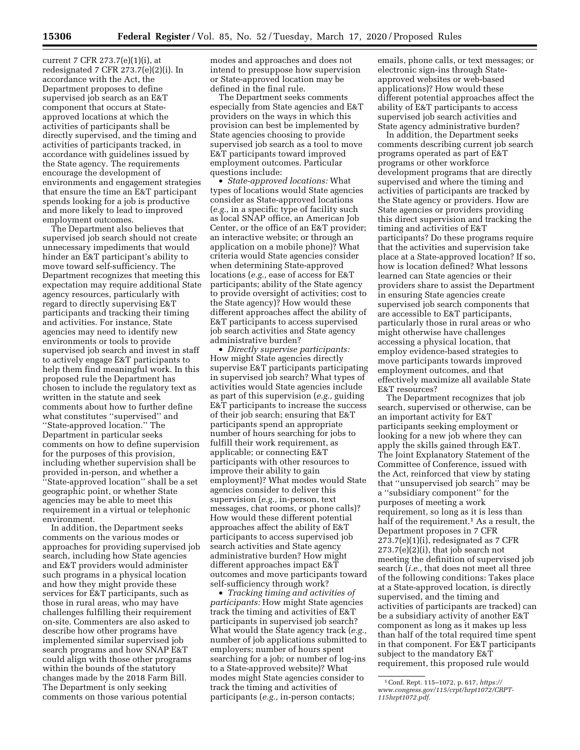current 7 CFR 273.7(e)(1)(i), at redesignated 7 CFR 273.7(e)(2)(i). In accordance with the Act, the Department proposes to define supervised job search as an E&T component that occurs at State-approved locations at which the activities of participants shall be directly supervised, and the timing and activities of participants tracked, in accordance with guidelines issued by the State agency. The requirements encourage the development of environments and engagement strategies that ensure the time an E&T participant spends looking for a job is productive and more likely to lead to improved employment outcomes.

The Department also believes that supervised job search should not create unnecessary impediments that would hinder an E&T participant's ability to move toward self-sufficiency. The Department recognizes that meeting this expectation may require additional State agency resources, particularly with regard to directly supervising E&T participants and tracking their timing and activities. For instance, State agencies may need to identify new environments or tools to provide supervised job search and invest in staff to actively engage E&T participants to help them find meaningful work. In this proposed rule the Department has chosen to include the regulatory text as written in the statute and seek comments about how to further define what constitutes ''supervised'' and ''State-approved location.'' The Department in particular seeks comments on how to define supervision for the purposes of this provision, including whether supervision shall be provided in-person, and whether a ''State-approved location'' shall be a set geographic point, or whether State agencies may be able to meet this requirement in a virtual or telephonic environment.

In addition, the Department seeks comments on the various modes or approaches for providing supervised job search, including how State agencies and E&T providers would administer such programs in a physical location and how they might provide these services for E&T participants, such as those in rural areas, who may have challenges fulfilling their requirement on-site. Commenters are also asked to describe how other programs have implemented similar supervised job search programs and how SNAP E&T could align with those other programs within the bounds of the statutory changes made by the 2018 Farm Bill. The Department is only seeking comments on those various potential modes and approaches and does not intend to presuppose how supervision or State-approved location may be defined in the final rule.

The Department seeks comments especially from State agencies and E&T providers on the ways in which this provision can best be implemented by State agencies choosing to provide supervised job search as a tool to move E&T participants toward improved employment outcomes. Particular questions include:

- *State-approved locations:* What types of locations would State agencies consider as State-approved locations (*e.g.,* in a specific type of facility such as local SNAP office, an American Job Center, or the office of an E&T provider; an interactive website; or through an application on a mobile phone)? What criteria would State agencies consider when determining State-approved locations (*e.g.,* ease of access for E&T participants; ability of the State agency to provide oversight of activities; cost to the State agency)? How would these different approaches affect the ability of E&T participants to access supervised job search activities and State agency administrative burden?
- *Directly supervise participants:* How might State agencies directly supervise E&T participants participating in supervised job search? What types of activities would State agencies include as part of this supervision (*e.g.,* guiding E&T participants to increase the success of their job search; ensuring that E&T participants spend an appropriate number of hours searching for jobs to fulfill their work requirement, as applicable; or connecting E&T participants with other resources to improve their ability to gain employment)? What modes would State agencies consider to deliver this supervision (*e.g.,* in-person, text messages, chat rooms, or phone calls)? How would these different potential approaches affect the ability of E&T participants to access supervised job search activities and State agency administrative burden? How might different approaches impact E&T outcomes and move participants toward self-sufficiency through work?
- *Tracking timing and activities of participants:* How might State agencies track the timing and activities of E&T participants in supervised job search? What would the State agency track (*e.g.,* number of job applications submitted to employers; number of hours spent searching for a job; or number of log-ins to a State-approved website)? What modes might State agencies consider to track the timing and activities of participants (*e.g.,* in-person contacts; emails, phone calls, or text messages; or electronic sign-ins through State-approved websites or web-based applications)? How would these different potential approaches affect the ability of E&T participants to access supervised job search activities and State agency administrative burden?

In addition, the Department seeks comments describing current job search programs operated as part of E&T programs or other workforce development programs that are directly supervised and where the timing and activities of participants are tracked by the State agency or providers. How are State agencies or providers providing this direct supervision and tracking the timing and activities of E&T participants? Do these programs require that the activities and supervision take place at a State-approved location? If so, how is location defined? What lessons learned can State agencies or their providers share to assist the Department in ensuring State agencies create supervised job search components that are accessible to E&T participants, particularly those in rural areas or who might otherwise have challenges accessing a physical location, that employ evidence-based strategies to move participants towards improved employment outcomes, and that effectively maximize all available State E&T resources?

The Department recognizes that job search, supervised or otherwise, can be an important activity for E&T participants seeking employment or looking for a new job where they can apply the skills gained through E&T. The Joint Explanatory Statement of the Committee of Conference, issued with the Act, reinforced that view by stating that ''unsupervised job search'' may be a ''subsidiary component'' for the purposes of meeting a work requirement, so long as it is less than half of the requirement.[1] As a result, the Department proposes in 7 CFR 273.7(e)(1)(i), redesignated as 7 CFR 273.7(e)(2)(i), that job search not meeting the definition of supervised job search (*i.e.,* that does not meet all three of the following conditions: Takes place at a State-approved location, is directly supervised, and the timing and activities of participants are tracked) can be a subsidiary activity of another E&T component as long as it makes up less than half of the total required time spent in that component. For E&T participants subject to the mandatory E&T requirement, this proposed rule would

[1] Conf. Rept. 115–1072, p. 617, *https://www.congress.gov/115/crpt/hrpt1072/CRPT-115hrpt1072.pdf.*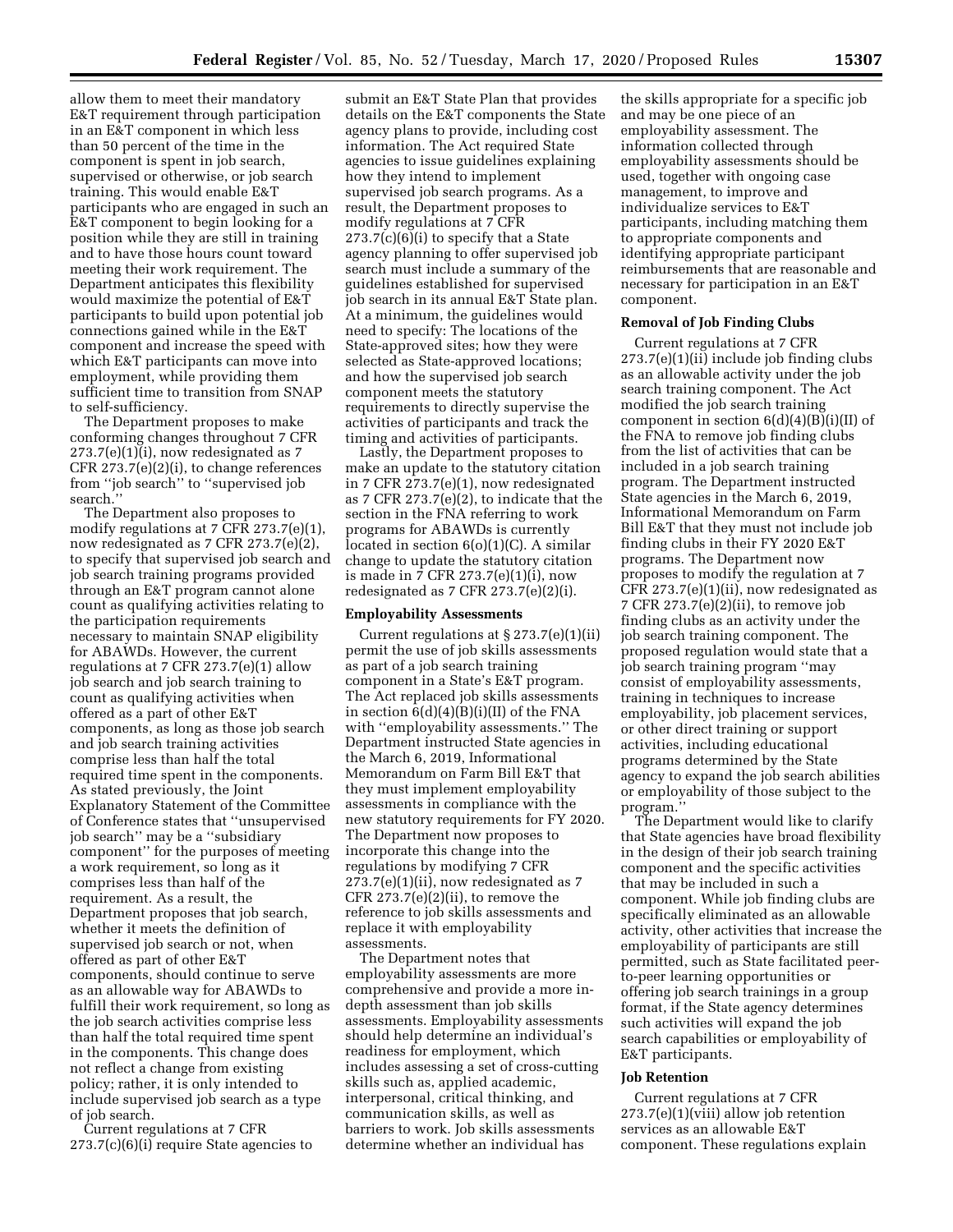allow them to meet their mandatory E&T requirement through participation in an E&T component in which less than 50 percent of the time in the component is spent in job search, supervised or otherwise, or job search training. This would enable E&T participants who are engaged in such an E&T component to begin looking for a position while they are still in training and to have those hours count toward meeting their work requirement. The Department anticipates this flexibility would maximize the potential of E&T participants to build upon potential job connections gained while in the E&T component and increase the speed with which E&T participants can move into employment, while providing them sufficient time to transition from SNAP to self-sufficiency.

The Department proposes to make conforming changes throughout 7 CFR 273.7(e)(1)(i), now redesignated as 7 CFR 273.7(e)(2)(i), to change references from ''job search'' to ''supervised job search.''

The Department also proposes to modify regulations at 7 CFR 273.7(e)(1), now redesignated as 7 CFR 273.7(e)(2), to specify that supervised job search and job search training programs provided through an E&T program cannot alone count as qualifying activities relating to the participation requirements necessary to maintain SNAP eligibility for ABAWDs. However, the current regulations at 7 CFR 273.7(e)(1) allow job search and job search training to count as qualifying activities when offered as a part of other E&T components, as long as those job search and job search training activities comprise less than half the total required time spent in the components. As stated previously, the Joint Explanatory Statement of the Committee of Conference states that ''unsupervised job search'' may be a ''subsidiary component'' for the purposes of meeting a work requirement, so long as it comprises less than half of the requirement. As a result, the Department proposes that job search, whether it meets the definition of supervised job search or not, when offered as part of other E&T components, should continue to serve as an allowable way for ABAWDs to fulfill their work requirement, so long as the job search activities comprise less than half the total required time spent in the components. This change does not reflect a change from existing policy; rather, it is only intended to include supervised job search as a type of job search.

Current regulations at 7 CFR 273.7(c)(6)(i) require State agencies to submit an E&T State Plan that provides details on the E&T components the State agency plans to provide, including cost information. The Act required State agencies to issue guidelines explaining how they intend to implement supervised job search programs. As a result, the Department proposes to modify regulations at 7 CFR 273.7(c)(6)(i) to specify that a State agency planning to offer supervised job search must include a summary of the guidelines established for supervised job search in its annual E&T State plan. At a minimum, the guidelines would need to specify: The locations of the State-approved sites; how they were selected as State-approved locations; and how the supervised job search component meets the statutory requirements to directly supervise the activities of participants and track the timing and activities of participants.

Lastly, the Department proposes to make an update to the statutory citation in 7 CFR 273.7(e)(1), now redesignated as 7 CFR 273.7(e)(2), to indicate that the section in the FNA referring to work programs for ABAWDs is currently located in section 6(o)(1)(C). A similar change to update the statutory citation is made in 7 CFR 273.7(e)(1)(i), now redesignated as 7 CFR 273.7(e)(2)(i).

### Employability Assessments

Current regulations at § 273.7(e)(1)(ii) permit the use of job skills assessments as part of a job search training component in a State's E&T program. The Act replaced job skills assessments in section 6(d)(4)(B)(i)(II) of the FNA with ''employability assessments.'' The Department instructed State agencies in the March 6, 2019, Informational Memorandum on Farm Bill E&T that they must implement employability assessments in compliance with the new statutory requirements for FY 2020. The Department now proposes to incorporate this change into the regulations by modifying 7 CFR 273.7(e)(1)(ii), now redesignated as 7 CFR 273.7(e)(2)(ii), to remove the reference to job skills assessments and replace it with employability assessments.

The Department notes that employability assessments are more comprehensive and provide a more in-depth assessment than job skills assessments. Employability assessments should help determine an individual's readiness for employment, which includes assessing a set of cross-cutting skills such as, applied academic, interpersonal, critical thinking, and communication skills, as well as barriers to work. Job skills assessments determine whether an individual has the skills appropriate for a specific job and may be one piece of an employability assessment. The information collected through employability assessments should be used, together with ongoing case management, to improve and individualize services to E&T participants, including matching them to appropriate components and identifying appropriate participant reimbursements that are reasonable and necessary for participation in an E&T component.

### Removal of Job Finding Clubs

Current regulations at 7 CFR 273.7(e)(1)(ii) include job finding clubs as an allowable activity under the job search training component. The Act modified the job search training component in section 6(d)(4)(B)(i)(II) of the FNA to remove job finding clubs from the list of activities that can be included in a job search training program. The Department instructed State agencies in the March 6, 2019, Informational Memorandum on Farm Bill E&T that they must not include job finding clubs in their FY 2020 E&T programs. The Department now proposes to modify the regulation at 7 CFR 273.7(e)(1)(ii), now redesignated as 7 CFR 273.7(e)(2)(ii), to remove job finding clubs as an activity under the job search training component. The proposed regulation would state that a job search training program ''may consist of employability assessments, training in techniques to increase employability, job placement services, or other direct training or support activities, including educational programs determined by the State agency to expand the job search abilities or employability of those subject to the program.''

The Department would like to clarify that State agencies have broad flexibility in the design of their job search training component and the specific activities that may be included in such a component. While job finding clubs are specifically eliminated as an allowable activity, other activities that increase the employability of participants are still permitted, such as State facilitated peer-to-peer learning opportunities or offering job search trainings in a group format, if the State agency determines such activities will expand the job search capabilities or employability of E&T participants.

### Job Retention

Current regulations at 7 CFR 273.7(e)(1)(viii) allow job retention services as an allowable E&T component. These regulations explain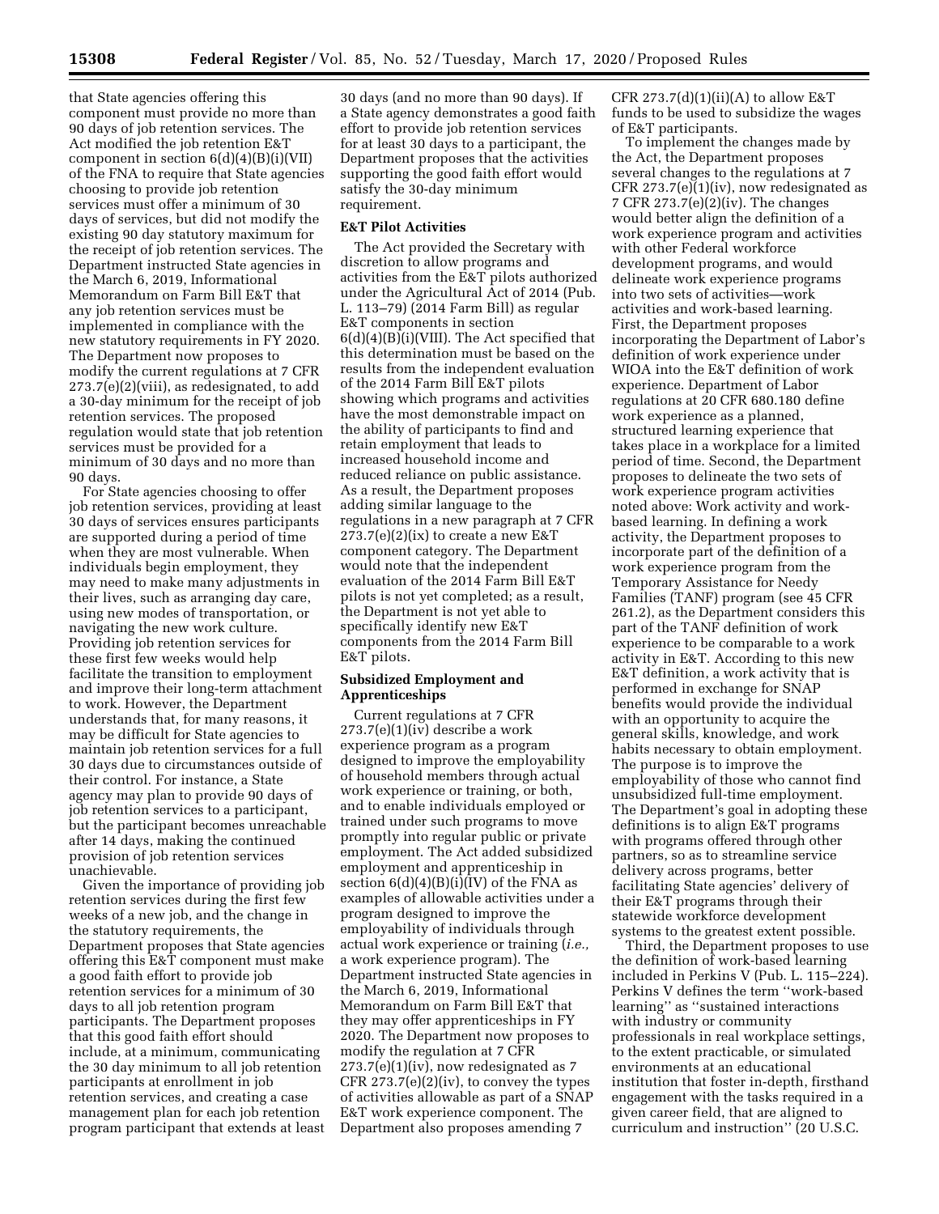that State agencies offering this component must provide no more than 90 days of job retention services. The Act modified the job retention E&T component in section 6(d)(4)(B)(i)(VII) of the FNA to require that State agencies choosing to provide job retention services must offer a minimum of 30 days of services, but did not modify the existing 90 day statutory maximum for the receipt of job retention services. The Department instructed State agencies in the March 6, 2019, Informational Memorandum on Farm Bill E&T that any job retention services must be implemented in compliance with the new statutory requirements in FY 2020. The Department now proposes to modify the current regulations at 7 CFR 273.7(e)(2)(viii), as redesignated, to add a 30-day minimum for the receipt of job retention services. The proposed regulation would state that job retention services must be provided for a minimum of 30 days and no more than 90 days.

For State agencies choosing to offer job retention services, providing at least 30 days of services ensures participants are supported during a period of time when they are most vulnerable. When individuals begin employment, they may need to make many adjustments in their lives, such as arranging day care, using new modes of transportation, or navigating the new work culture. Providing job retention services for these first few weeks would help facilitate the transition to employment and improve their long-term attachment to work. However, the Department understands that, for many reasons, it may be difficult for State agencies to maintain job retention services for a full 30 days due to circumstances outside of their control. For instance, a State agency may plan to provide 90 days of job retention services to a participant, but the participant becomes unreachable after 14 days, making the continued provision of job retention services unachievable.

Given the importance of providing job retention services during the first few weeks of a new job, and the change in the statutory requirements, the Department proposes that State agencies offering this E&T component must make a good faith effort to provide job retention services for a minimum of 30 days to all job retention program participants. The Department proposes that this good faith effort should include, at a minimum, communicating the 30 day minimum to all job retention participants at enrollment in job retention services, and creating a case management plan for each job retention program participant that extends at least 30 days (and no more than 90 days). If a State agency demonstrates a good faith effort to provide job retention services for at least 30 days to a participant, the Department proposes that the activities supporting the good faith effort would satisfy the 30-day minimum requirement.

### E&T Pilot Activities

The Act provided the Secretary with discretion to allow programs and activities from the E&T pilots authorized under the Agricultural Act of 2014 (Pub. L. 113–79) (2014 Farm Bill) as regular E&T components in section 6(d)(4)(B)(i)(VIII). The Act specified that this determination must be based on the results from the independent evaluation of the 2014 Farm Bill E&T pilots showing which programs and activities have the most demonstrable impact on the ability of participants to find and retain employment that leads to increased household income and reduced reliance on public assistance. As a result, the Department proposes adding similar language to the regulations in a new paragraph at 7 CFR 273.7(e)(2)(ix) to create a new E&T component category. The Department would note that the independent evaluation of the 2014 Farm Bill E&T pilots is not yet completed; as a result, the Department is not yet able to specifically identify new E&T components from the 2014 Farm Bill E&T pilots.

### Subsidized Employment and Apprenticeships

Current regulations at 7 CFR 273.7(e)(1)(iv) describe a work experience program as a program designed to improve the employability of household members through actual work experience or training, or both, and to enable individuals employed or trained under such programs to move promptly into regular public or private employment. The Act added subsidized employment and apprenticeship in section 6(d)(4)(B)(i)(IV) of the FNA as examples of allowable activities under a program designed to improve the employability of individuals through actual work experience or training (*i.e.,* a work experience program). The Department instructed State agencies in the March 6, 2019, Informational Memorandum on Farm Bill E&T that they may offer apprenticeships in FY 2020. The Department now proposes to modify the regulation at 7 CFR 273.7(e)(1)(iv), now redesignated as 7 CFR 273.7(e)(2)(iv), to convey the types of activities allowable as part of a SNAP E&T work experience component. The Department also proposes amending 7 CFR 273.7(d)(1)(ii)(A) to allow E&T funds to be used to subsidize the wages of E&T participants.

To implement the changes made by the Act, the Department proposes several changes to the regulations at 7 CFR 273.7(e)(1)(iv), now redesignated as 7 CFR 273.7(e)(2)(iv). The changes would better align the definition of a work experience program and activities with other Federal workforce development programs, and would delineate work experience programs into two sets of activities—work activities and work-based learning. First, the Department proposes incorporating the Department of Labor's definition of work experience under WIOA into the E&T definition of work experience. Department of Labor regulations at 20 CFR 680.180 define work experience as a planned, structured learning experience that takes place in a workplace for a limited period of time. Second, the Department proposes to delineate the two sets of work experience program activities noted above: Work activity and work-based learning. In defining a work activity, the Department proposes to incorporate part of the definition of a work experience program from the Temporary Assistance for Needy Families (TANF) program (see 45 CFR 261.2), as the Department considers this part of the TANF definition of work experience to be comparable to a work activity in E&T. According to this new E&T definition, a work activity that is performed in exchange for SNAP benefits would provide the individual with an opportunity to acquire the general skills, knowledge, and work habits necessary to obtain employment. The purpose is to improve the employability of those who cannot find unsubsidized full-time employment. The Department's goal in adopting these definitions is to align E&T programs with programs offered through other partners, so as to streamline service delivery across programs, better facilitating State agencies' delivery of their E&T programs through their statewide workforce development systems to the greatest extent possible.

Third, the Department proposes to use the definition of work-based learning included in Perkins V (Pub. L. 115–224). Perkins V defines the term ''work-based learning'' as ''sustained interactions with industry or community professionals in real workplace settings, to the extent practicable, or simulated environments at an educational institution that foster in-depth, firsthand engagement with the tasks required in a given career field, that are aligned to curriculum and instruction'' (20 U.S.C.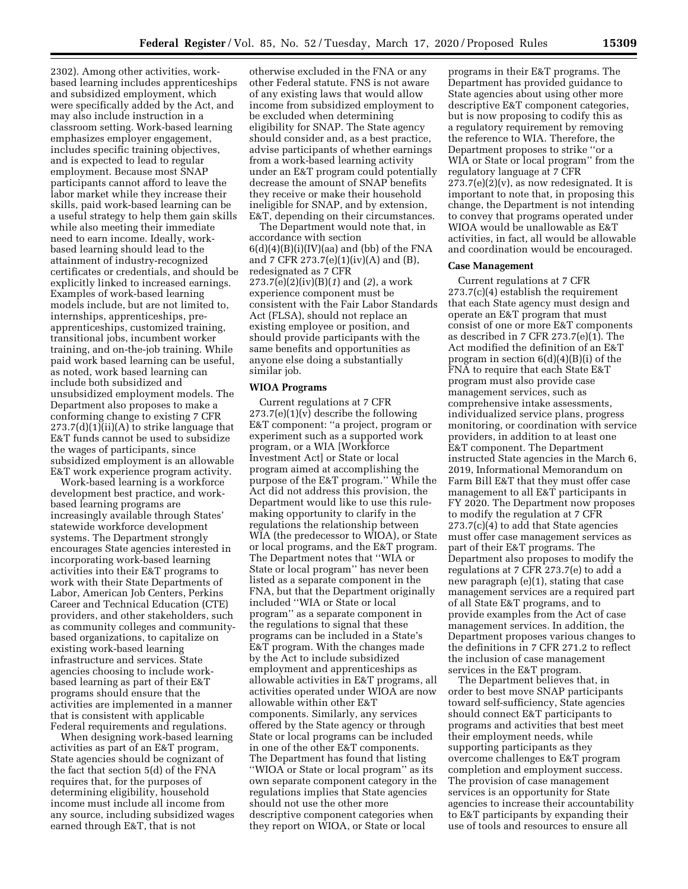2302). Among other activities, work-based learning includes apprenticeships and subsidized employment, which were specifically added by the Act, and may also include instruction in a classroom setting. Work-based learning emphasizes employer engagement, includes specific training objectives, and is expected to lead to regular employment. Because most SNAP participants cannot afford to leave the labor market while they increase their skills, paid work-based learning can be a useful strategy to help them gain skills while also meeting their immediate need to earn income. Ideally, work-based learning should lead to the attainment of industry-recognized certificates or credentials, and should be explicitly linked to increased earnings. Examples of work-based learning models include, but are not limited to, internships, apprenticeships, pre-apprenticeships, customized training, transitional jobs, incumbent worker training, and on-the-job training. While paid work based learning can be useful, as noted, work based learning can include both subsidized and unsubsidized employment models. The Department also proposes to make a conforming change to existing 7 CFR 273.7(d)(1)(ii)(A) to strike language that E&T funds cannot be used to subsidize the wages of participants, since subsidized employment is an allowable E&T work experience program activity.

Work-based learning is a workforce development best practice, and work-based learning programs are increasingly available through States' statewide workforce development systems. The Department strongly encourages State agencies interested in incorporating work-based learning activities into their E&T programs to work with their State Departments of Labor, American Job Centers, Perkins Career and Technical Education (CTE) providers, and other stakeholders, such as community colleges and community-based organizations, to capitalize on existing work-based learning infrastructure and services. State agencies choosing to include work-based learning as part of their E&T programs should ensure that the activities are implemented in a manner that is consistent with applicable Federal requirements and regulations.

When designing work-based learning activities as part of an E&T program, State agencies should be cognizant of the fact that section 5(d) of the FNA requires that, for the purposes of determining eligibility, household income must include all income from any source, including subsidized wages earned through E&T, that is not otherwise excluded in the FNA or any other Federal statute. FNS is not aware of any existing laws that would allow income from subsidized employment to be excluded when determining eligibility for SNAP. The State agency should consider and, as a best practice, advise participants of whether earnings from a work-based learning activity under an E&T program could potentially decrease the amount of SNAP benefits they receive or make their household ineligible for SNAP, and by extension, E&T, depending on their circumstances.

The Department would note that, in accordance with section 6(d)(4)(B)(i)(IV)(aa) and (bb) of the FNA and 7 CFR 273.7(e)(1)(iv)(A) and (B), redesignated as 7 CFR 273.7(e)(2)(iv)(B)(*1*) and (*2*), a work experience component must be consistent with the Fair Labor Standards Act (FLSA), should not replace an existing employee or position, and should provide participants with the same benefits and opportunities as anyone else doing a substantially similar job.

### WIOA Programs

Current regulations at 7 CFR 273.7(e)(1)(v) describe the following E&T component: ''a project, program or experiment such as a supported work program, or a WIA [Workforce Investment Act] or State or local program aimed at accomplishing the purpose of the E&T program.'' While the Act did not address this provision, the Department would like to use this rule-making opportunity to clarify in the regulations the relationship between WIA (the predecessor to WIOA), or State or local programs, and the E&T program. The Department notes that ''WIA or State or local program'' has never been listed as a separate component in the FNA, but that the Department originally included ''WIA or State or local program'' as a separate component in the regulations to signal that these programs can be included in a State's E&T program. With the changes made by the Act to include subsidized employment and apprenticeships as allowable activities in E&T programs, all activities operated under WIOA are now allowable within other E&T components. Similarly, any services offered by the State agency or through State or local programs can be included in one of the other E&T components. The Department has found that listing ''WIOA or State or local program'' as its own separate component category in the regulations implies that State agencies should not use the other more descriptive component categories when they report on WIOA, or State or local programs in their E&T programs. The Department has provided guidance to State agencies about using other more descriptive E&T component categories, but is now proposing to codify this as a regulatory requirement by removing the reference to WIA. Therefore, the Department proposes to strike ''or a WIA or State or local program'' from the regulatory language at 7 CFR 273.7(e)(2)(v), as now redesignated. It is important to note that, in proposing this change, the Department is not intending to convey that programs operated under WIOA would be unallowable as E&T activities, in fact, all would be allowable and coordination would be encouraged.

### Case Management

Current regulations at 7 CFR 273.7(c)(4) establish the requirement that each State agency must design and operate an E&T program that must consist of one or more E&T components as described in 7 CFR 273.7(e)(1). The Act modified the definition of an E&T program in section 6(d)(4)(B)(i) of the FNA to require that each State E&T program must also provide case management services, such as comprehensive intake assessments, individualized service plans, progress monitoring, or coordination with service providers, in addition to at least one E&T component. The Department instructed State agencies in the March 6, 2019, Informational Memorandum on Farm Bill E&T that they must offer case management to all E&T participants in FY 2020. The Department now proposes to modify the regulation at 7 CFR 273.7(c)(4) to add that State agencies must offer case management services as part of their E&T programs. The Department also proposes to modify the regulations at 7 CFR 273.7(e) to add a new paragraph (e)(1), stating that case management services are a required part of all State E&T programs, and to provide examples from the Act of case management services. In addition, the Department proposes various changes to the definitions in 7 CFR 271.2 to reflect the inclusion of case management services in the E&T program.

The Department believes that, in order to best move SNAP participants toward self-sufficiency, State agencies should connect E&T participants to programs and activities that best meet their employment needs, while supporting participants as they overcome challenges to E&T program completion and employment success. The provision of case management services is an opportunity for State agencies to increase their accountability to E&T participants by expanding their use of tools and resources to ensure all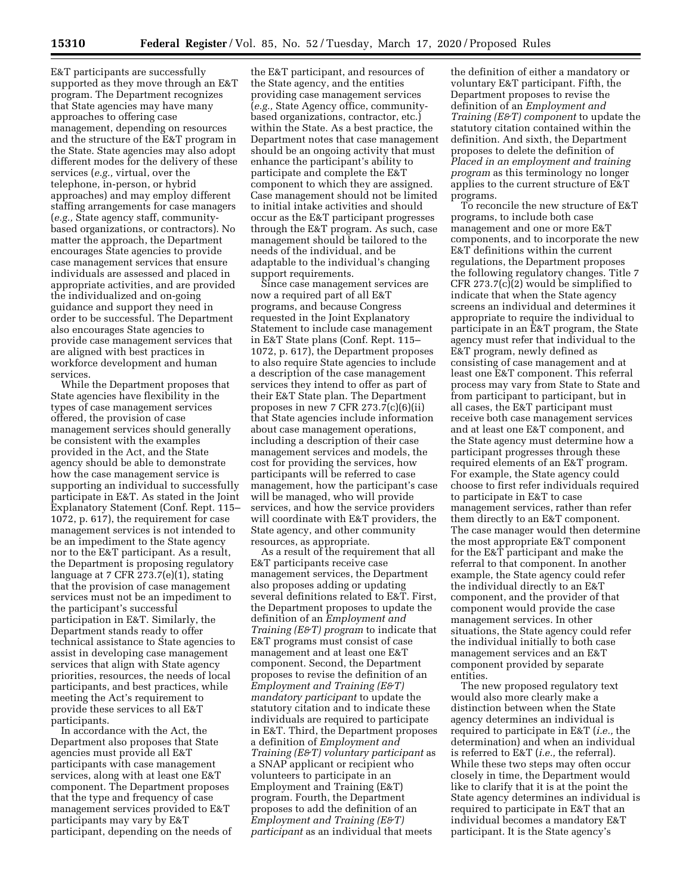E&T participants are successfully supported as they move through an E&T program. The Department recognizes that State agencies may have many approaches to offering case management, depending on resources and the structure of the E&T program in the State. State agencies may also adopt different modes for the delivery of these services (*e.g.,* virtual, over the telephone, in-person, or hybrid approaches) and may employ different staffing arrangements for case managers (*e.g.,* State agency staff, community-based organizations, or contractors). No matter the approach, the Department encourages State agencies to provide case management services that ensure individuals are assessed and placed in appropriate activities, and are provided the individualized and on-going guidance and support they need in order to be successful. The Department also encourages State agencies to provide case management services that are aligned with best practices in workforce development and human services.

While the Department proposes that State agencies have flexibility in the types of case management services offered, the provision of case management services should generally be consistent with the examples provided in the Act, and the State agency should be able to demonstrate how the case management service is supporting an individual to successfully participate in E&T. As stated in the Joint Explanatory Statement (Conf. Rept. 115–1072, p. 617), the requirement for case management services is not intended to be an impediment to the State agency nor to the E&T participant. As a result, the Department is proposing regulatory language at 7 CFR 273.7(e)(1), stating that the provision of case management services must not be an impediment to the participant's successful participation in E&T. Similarly, the Department stands ready to offer technical assistance to State agencies to assist in developing case management services that align with State agency priorities, resources, the needs of local participants, and best practices, while meeting the Act's requirement to provide these services to all E&T participants.

In accordance with the Act, the Department also proposes that State agencies must provide all E&T participants with case management services, along with at least one E&T component. The Department proposes that the type and frequency of case management services provided to E&T participants may vary by E&T participant, depending on the needs of the E&T participant, and resources of the State agency, and the entities providing case management services (*e.g.,* State Agency office, community-based organizations, contractor, etc.) within the State. As a best practice, the Department notes that case management should be an ongoing activity that must enhance the participant's ability to participate and complete the E&T component to which they are assigned. Case management should not be limited to initial intake activities and should occur as the E&T participant progresses through the E&T program. As such, case management should be tailored to the needs of the individual, and be adaptable to the individual's changing support requirements.

Since case management services are now a required part of all E&T programs, and because Congress requested in the Joint Explanatory Statement to include case management in E&T State plans (Conf. Rept. 115–1072, p. 617), the Department proposes to also require State agencies to include a description of the case management services they intend to offer as part of their E&T State plan. The Department proposes in new 7 CFR 273.7(c)(6)(ii) that State agencies include information about case management operations, including a description of their case management services and models, the cost for providing the services, how participants will be referred to case management, how the participant's case will be managed, who will provide services, and how the service providers will coordinate with E&T providers, the State agency, and other community resources, as appropriate.

As a result of the requirement that all E&T participants receive case management services, the Department also proposes adding or updating several definitions related to E&T. First, the Department proposes to update the definition of an *Employment and Training (E&T) program* to indicate that E&T programs must consist of case management and at least one E&T component. Second, the Department proposes to revise the definition of an *Employment and Training (E&T) mandatory participant* to update the statutory citation and to indicate these individuals are required to participate in E&T. Third, the Department proposes a definition of *Employment and Training (E&T) voluntary participant* as a SNAP applicant or recipient who volunteers to participate in an Employment and Training (E&T) program. Fourth, the Department proposes to add the definition of an *Employment and Training (E&T) participant* as an individual that meets the definition of either a mandatory or voluntary E&T participant. Fifth, the Department proposes to revise the definition of an *Employment and Training (E&T) component* to update the statutory citation contained within the definition. And sixth, the Department proposes to delete the definition of *Placed in an employment and training program* as this terminology no longer applies to the current structure of E&T programs.

To reconcile the new structure of E&T programs, to include both case management and one or more E&T components, and to incorporate the new E&T definitions within the current regulations, the Department proposes the following regulatory changes. Title 7 CFR 273.7(c)(2) would be simplified to indicate that when the State agency screens an individual and determines it appropriate to require the individual to participate in an E&T program, the State agency must refer that individual to the E&T program, newly defined as consisting of case management and at least one E&T component. This referral process may vary from State to State and from participant to participant, but in all cases, the E&T participant must receive both case management services and at least one E&T component, and the State agency must determine how a participant progresses through these required elements of an E&T program. For example, the State agency could choose to first refer individuals required to participate in E&T to case management services, rather than refer them directly to an E&T component. The case manager would then determine the most appropriate E&T component for the E&T participant and make the referral to that component. In another example, the State agency could refer the individual directly to an E&T component, and the provider of that component would provide the case management services. In other situations, the State agency could refer the individual initially to both case management services and an E&T component provided by separate entities.

The new proposed regulatory text would also more clearly make a distinction between when the State agency determines an individual is required to participate in E&T (*i.e.,* the determination) and when an individual is referred to E&T (*i.e.,* the referral). While these two steps may often occur closely in time, the Department would like to clarify that it is at the point the State agency determines an individual is required to participate in E&T that an individual becomes a mandatory E&T participant. It is the State agency's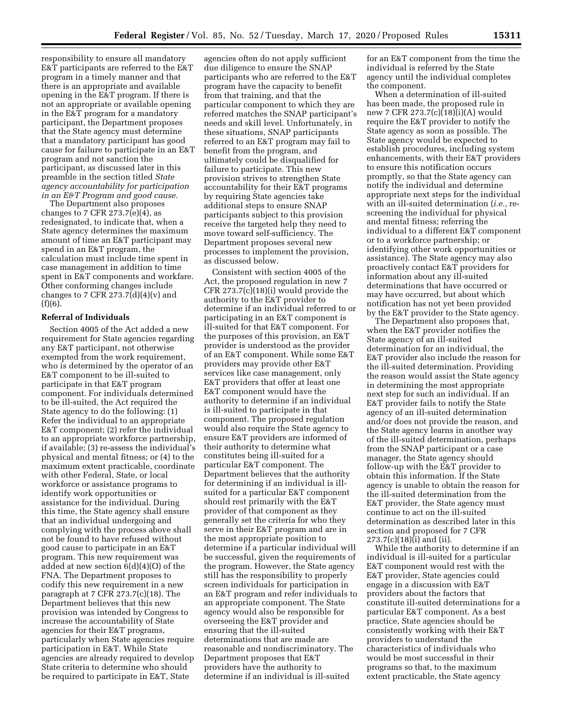responsibility to ensure all mandatory E&T participants are referred to the E&T program in a timely manner and that there is an appropriate and available opening in the E&T program. If there is not an appropriate or available opening in the E&T program for a mandatory participant, the Department proposes that the State agency must determine that a mandatory participant has good cause for failure to participate in an E&T program and not sanction the participant, as discussed later in this preamble in the section titled *State agency accountability for participation in an E&T Program and good cause.*

The Department also proposes changes to 7 CFR 273.7(e)(4), as redesignated, to indicate that, when a State agency determines the maximum amount of time an E&T participant may spend in an E&T program, the calculation must include time spent in case management in addition to time spent in E&T components and workfare. Other conforming changes include changes to 7 CFR 273.7(d)(4)(v) and (f)(6).

**Referral of Individuals**

Section 4005 of the Act added a new requirement for State agencies regarding any E&T participant, not otherwise exempted from the work requirement, who is determined by the operator of an E&T component to be ill-suited to participate in that E&T program component. For individuals determined to be ill-suited, the Act required the State agency to do the following: (1) Refer the individual to an appropriate E&T component; (2) refer the individual to an appropriate workforce partnership, if available; (3) re-assess the individual's physical and mental fitness; or (4) to the maximum extent practicable, coordinate with other Federal, State, or local workforce or assistance programs to identify work opportunities or assistance for the individual. During this time, the State agency shall ensure that an individual undergoing and complying with the process above shall not be found to have refused without good cause to participate in an E&T program. This new requirement was added at new section 6(d)(4)(O) of the FNA. The Department proposes to codify this new requirement in a new paragraph at 7 CFR 273.7(c)(18). The Department believes that this new provision was intended by Congress to increase the accountability of State agencies for their E&T programs, particularly when State agencies require participation in E&T. While State agencies are already required to develop State criteria to determine who should be required to participate in E&T, State agencies often do not apply sufficient due diligence to ensure the SNAP participants who are referred to the E&T program have the capacity to benefit from that training, and that the particular component to which they are referred matches the SNAP participant's needs and skill level. Unfortunately, in these situations, SNAP participants referred to an E&T program may fail to benefit from the program, and ultimately could be disqualified for failure to participate. This new provision strives to strengthen State accountability for their E&T programs by requiring State agencies take additional steps to ensure SNAP participants subject to this provision receive the targeted help they need to move toward self-sufficiency. The Department proposes several new processes to implement the provision, as discussed below.

Consistent with section 4005 of the Act, the proposed regulation in new 7 CFR 273.7(c)(18)(i) would provide the authority to the E&T provider to determine if an individual referred to or participating in an E&T component is ill-suited for that E&T component. For the purposes of this provision, an E&T provider is understood as the provider of an E&T component. While some E&T providers may provide other E&T services like case management, only E&T providers that offer at least one E&T component would have the authority to determine if an individual is ill-suited to participate in that component. The proposed regulation would also require the State agency to ensure E&T providers are informed of their authority to determine what constitutes being ill-suited for a particular E&T component. The Department believes that the authority for determining if an individual is ill-suited for a particular E&T component should rest primarily with the E&T provider of that component as they generally set the criteria for who they serve in their E&T program and are in the most appropriate position to determine if a particular individual will be successful, given the requirements of the program. However, the State agency still has the responsibility to properly screen individuals for participation in an E&T program and refer individuals to an appropriate component. The State agency would also be responsible for overseeing the E&T provider and ensuring that the ill-suited determinations that are made are reasonable and nondiscriminatory. The Department proposes that E&T providers have the authority to determine if an individual is ill-suited for an E&T component from the time the individual is referred by the State agency until the individual completes the component.

When a determination of ill-suited has been made, the proposed rule in new 7 CFR 273.7(c)(18)(i)(A) would require the E&T provider to notify the State agency as soon as possible. The State agency would be expected to establish procedures, including system enhancements, with their E&T providers to ensure this notification occurs promptly, so that the State agency can notify the individual and determine appropriate next steps for the individual with an ill-suited determination (*i.e.,* re-screening the individual for physical and mental fitness; referring the individual to a different E&T component or to a workforce partnership; or identifying other work opportunities or assistance). The State agency may also proactively contact E&T providers for information about any ill-suited determinations that have occurred or may have occurred, but about which notification has not yet been provided by the E&T provider to the State agency.

The Department also proposes that, when the E&T provider notifies the State agency of an ill-suited determination for an individual, the E&T provider also include the reason for the ill-suited determination. Providing the reason would assist the State agency in determining the most appropriate next step for such an individual. If an E&T provider fails to notify the State agency of an ill-suited determination and/or does not provide the reason, and the State agency learns in another way of the ill-suited determination, perhaps from the SNAP participant or a case manager, the State agency should follow-up with the E&T provider to obtain this information. If the State agency is unable to obtain the reason for the ill-suited determination from the E&T provider, the State agency must continue to act on the ill-suited determination as described later in this section and proposed for 7 CFR 273.7(c)(18)(i) and (ii).

While the authority to determine if an individual is ill-suited for a particular E&T component would rest with the E&T provider, State agencies could engage in a discussion with E&T providers about the factors that constitute ill-suited determinations for a particular E&T component. As a best practice, State agencies should be consistently working with their E&T providers to understand the characteristics of individuals who would be most successful in their programs so that, to the maximum extent practicable, the State agency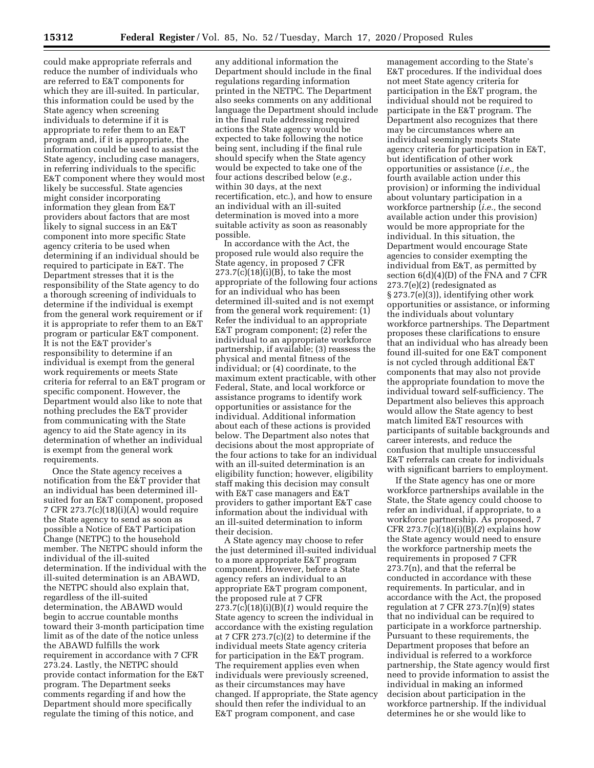could make appropriate referrals and reduce the number of individuals who are referred to E&T components for which they are ill-suited. In particular, this information could be used by the State agency when screening individuals to determine if it is appropriate to refer them to an E&T program and, if it is appropriate, the information could be used to assist the State agency, including case managers, in referring individuals to the specific E&T component where they would most likely be successful. State agencies might consider incorporating information they glean from E&T providers about factors that are most likely to signal success in an E&T component into more specific State agency criteria to be used when determining if an individual should be required to participate in E&T. The Department stresses that it is the responsibility of the State agency to do a thorough screening of individuals to determine if the individual is exempt from the general work requirement or if it is appropriate to refer them to an E&T program or particular E&T component. It is not the E&T provider's responsibility to determine if an individual is exempt from the general work requirements or meets State criteria for referral to an E&T program or specific component. However, the Department would also like to note that nothing precludes the E&T provider from communicating with the State agency to aid the State agency in its determination of whether an individual is exempt from the general work requirements.

Once the State agency receives a notification from the E&T provider that an individual has been determined ill-suited for an E&T component, proposed 7 CFR 273.7(c)(18)(i)(A) would require the State agency to send as soon as possible a Notice of E&T Participation Change (NETPC) to the household member. The NETPC should inform the individual of the ill-suited determination. If the individual with the ill-suited determination is an ABAWD, the NETPC should also explain that, regardless of the ill-suited determination, the ABAWD would begin to accrue countable months toward their 3-month participation time limit as of the date of the notice unless the ABAWD fulfills the work requirement in accordance with 7 CFR 273.24. Lastly, the NETPC should provide contact information for the E&T program. The Department seeks comments regarding if and how the Department should more specifically regulate the timing of this notice, and any additional information the Department should include in the final regulations regarding information printed in the NETPC. The Department also seeks comments on any additional language the Department should include in the final rule addressing required actions the State agency would be expected to take following the notice being sent, including if the final rule should specify when the State agency would be expected to take one of the four actions described below (*e.g.,* within 30 days, at the next recertification, etc.), and how to ensure an individual with an ill-suited determination is moved into a more suitable activity as soon as reasonably possible.

In accordance with the Act, the proposed rule would also require the State agency, in proposed 7 CFR 273.7(c)(18)(i)(B), to take the most appropriate of the following four actions for an individual who has been determined ill-suited and is not exempt from the general work requirement: (1) Refer the individual to an appropriate E&T program component; (2) refer the individual to an appropriate workforce partnership, if available; (3) reassess the physical and mental fitness of the individual; or (4) coordinate, to the maximum extent practicable, with other Federal, State, and local workforce or assistance programs to identify work opportunities or assistance for the individual. Additional information about each of these actions is provided below. The Department also notes that decisions about the most appropriate of the four actions to take for an individual with an ill-suited determination is an eligibility function; however, eligibility staff making this decision may consult with E&T case managers and E&T providers to gather important E&T case information about the individual with an ill-suited determination to inform their decision.

A State agency may choose to refer the just determined ill-suited individual to a more appropriate E&T program component. However, before a State agency refers an individual to an appropriate E&T program component, the proposed rule at 7 CFR 273.7(c)(18)(i)(B)(*1*) would require the State agency to screen the individual in accordance with the existing regulation at 7 CFR 273.7(c)(2) to determine if the individual meets State agency criteria for participation in the E&T program. The requirement applies even when individuals were previously screened, as their circumstances may have changed. If appropriate, the State agency should then refer the individual to an E&T program component, and case management according to the State's E&T procedures. If the individual does not meet State agency criteria for participation in the E&T program, the individual should not be required to participate in the E&T program. The Department also recognizes that there may be circumstances where an individual seemingly meets State agency criteria for participation in E&T, but identification of other work opportunities or assistance (*i.e.,* the fourth available action under this provision) or informing the individual about voluntary participation in a workforce partnership (*i.e.,* the second available action under this provision) would be more appropriate for the individual. In this situation, the Department would encourage State agencies to consider exempting the individual from E&T, as permitted by section 6(d)(4)(D) of the FNA and 7 CFR 273.7(e)(2) (redesignated as § 273.7(e)(3)), identifying other work opportunities or assistance, or informing the individuals about voluntary workforce partnerships. The Department proposes these clarifications to ensure that an individual who has already been found ill-suited for one E&T component is not cycled through additional E&T components that may also not provide the appropriate foundation to move the individual toward self-sufficiency. The Department also believes this approach would allow the State agency to best match limited E&T resources with participants of suitable backgrounds and career interests, and reduce the confusion that multiple unsuccessful E&T referrals can create for individuals with significant barriers to employment.

If the State agency has one or more workforce partnerships available in the State, the State agency could choose to refer an individual, if appropriate, to a workforce partnership. As proposed, 7 CFR 273.7(c)(18)(i)(B)(*2*) explains how the State agency would need to ensure the workforce partnership meets the requirements in proposed 7 CFR 273.7(n), and that the referral be conducted in accordance with these requirements. In particular, and in accordance with the Act, the proposed regulation at 7 CFR 273.7(n)(9) states that no individual can be required to participate in a workforce partnership. Pursuant to these requirements, the Department proposes that before an individual is referred to a workforce partnership, the State agency would first need to provide information to assist the individual in making an informed decision about participation in the workforce partnership. If the individual determines he or she would like to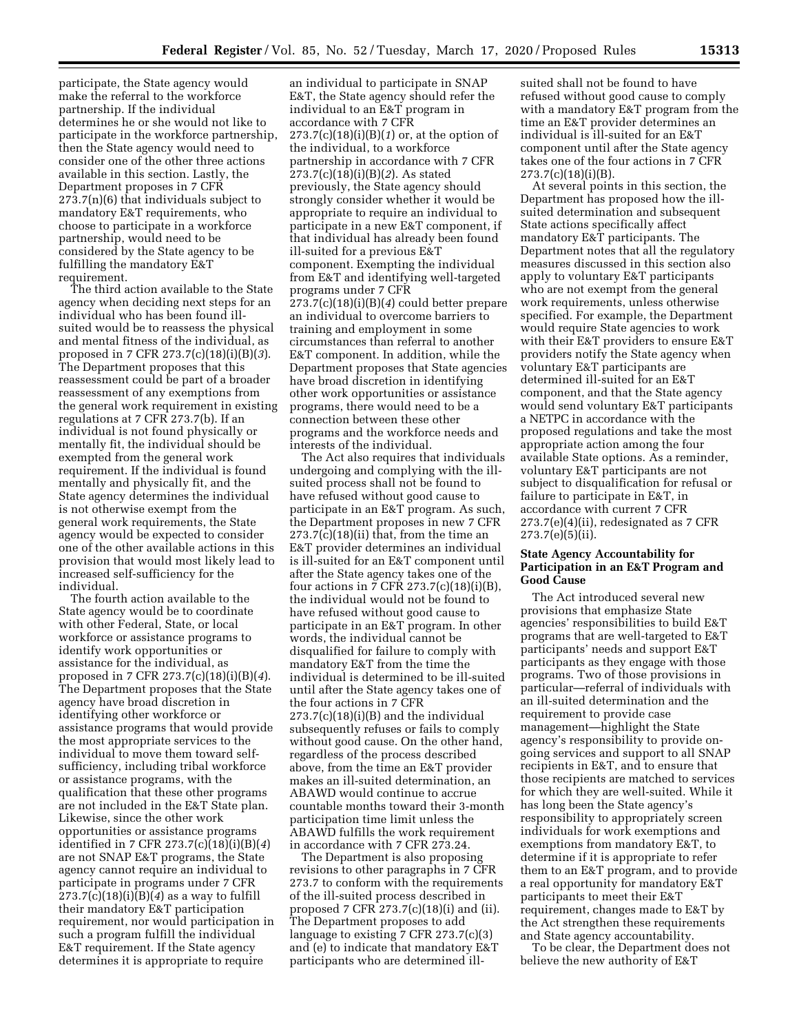participate, the State agency would make the referral to the workforce partnership. If the individual determines he or she would not like to participate in the workforce partnership, then the State agency would need to consider one of the other three actions available in this section. Lastly, the Department proposes in 7 CFR 273.7(n)(6) that individuals subject to mandatory E&T requirements, who choose to participate in a workforce partnership, would need to be considered by the State agency to be fulfilling the mandatory E&T requirement.

The third action available to the State agency when deciding next steps for an individual who has been found ill-suited would be to reassess the physical and mental fitness of the individual, as proposed in 7 CFR 273.7(c)(18)(i)(B)(*3*). The Department proposes that this reassessment could be part of a broader reassessment of any exemptions from the general work requirement in existing regulations at 7 CFR 273.7(b). If an individual is not found physically or mentally fit, the individual should be exempted from the general work requirement. If the individual is found mentally and physically fit, and the State agency determines the individual is not otherwise exempt from the general work requirements, the State agency would be expected to consider one of the other available actions in this provision that would most likely lead to increased self-sufficiency for the individual.

The fourth action available to the State agency would be to coordinate with other Federal, State, or local workforce or assistance programs to identify work opportunities or assistance for the individual, as proposed in 7 CFR 273.7(c)(18)(i)(B)(*4*). The Department proposes that the State agency have broad discretion in identifying other workforce or assistance programs that would provide the most appropriate services to the individual to move them toward self-sufficiency, including tribal workforce or assistance programs, with the qualification that these other programs are not included in the E&T State plan. Likewise, since the other work opportunities or assistance programs identified in 7 CFR 273.7(c)(18)(i)(B)(*4*) are not SNAP E&T programs, the State agency cannot require an individual to participate in programs under 7 CFR 273.7(c)(18)(i)(B)(*4*) as a way to fulfill their mandatory E&T participation requirement, nor would participation in such a program fulfill the individual E&T requirement. If the State agency determines it is appropriate to require an individual to participate in SNAP E&T, the State agency should refer the individual to an E&T program in accordance with 7 CFR 273.7(c)(18)(i)(B)(*1*) or, at the option of the individual, to a workforce partnership in accordance with 7 CFR 273.7(c)(18)(i)(B)(*2*). As stated previously, the State agency should strongly consider whether it would be appropriate to require an individual to participate in a new E&T component, if that individual has already been found ill-suited for a previous E&T component. Exempting the individual from E&T and identifying well-targeted programs under 7 CFR 273.7(c)(18)(i)(B)(*4*) could better prepare an individual to overcome barriers to training and employment in some circumstances than referral to another E&T component. In addition, while the Department proposes that State agencies have broad discretion in identifying other work opportunities or assistance programs, there would need to be a connection between these other programs and the workforce needs and interests of the individual.

The Act also requires that individuals undergoing and complying with the ill-suited process shall not be found to have refused without good cause to participate in an E&T program. As such, the Department proposes in new 7 CFR 273.7(c)(18)(ii) that, from the time an E&T provider determines an individual is ill-suited for an E&T component until after the State agency takes one of the four actions in 7 CFR 273.7(c)(18)(i)(B), the individual would not be found to have refused without good cause to participate in an E&T program. In other words, the individual cannot be disqualified for failure to comply with mandatory E&T from the time the individual is determined to be ill-suited until after the State agency takes one of the four actions in 7 CFR 273.7(c)(18)(i)(B) and the individual subsequently refuses or fails to comply without good cause. On the other hand, regardless of the process described above, from the time an E&T provider makes an ill-suited determination, an ABAWD would continue to accrue countable months toward their 3-month participation time limit unless the ABAWD fulfills the work requirement in accordance with 7 CFR 273.24.

The Department is also proposing revisions to other paragraphs in 7 CFR 273.7 to conform with the requirements of the ill-suited process described in proposed 7 CFR 273.7(c)(18)(i) and (ii). The Department proposes to add language to existing 7 CFR 273.7(c)(3) and (e) to indicate that mandatory E&T participants who are determined ill-suited shall not be found to have refused without good cause to comply with a mandatory E&T program from the time an E&T provider determines an individual is ill-suited for an E&T component until after the State agency takes one of the four actions in 7 CFR 273.7(c)(18)(i)(B).

At several points in this section, the Department has proposed how the ill-suited determination and subsequent State actions specifically affect mandatory E&T participants. The Department notes that all the regulatory measures discussed in this section also apply to voluntary E&T participants who are not exempt from the general work requirements, unless otherwise specified. For example, the Department would require State agencies to work with their E&T providers to ensure E&T providers notify the State agency when voluntary E&T participants are determined ill-suited for an E&T component, and that the State agency would send voluntary E&T participants a NETPC in accordance with the proposed regulations and take the most appropriate action among the four available State options. As a reminder, voluntary E&T participants are not subject to disqualification for refusal or failure to participate in E&T, in accordance with current 7 CFR 273.7(e)(4)(ii), redesignated as 7 CFR 273.7(e)(5)(ii).

### State Agency Accountability for Participation in an E&T Program and Good Cause

The Act introduced several new provisions that emphasize State agencies' responsibilities to build E&T programs that are well-targeted to E&T participants' needs and support E&T participants as they engage with those programs. Two of those provisions in particular—referral of individuals with an ill-suited determination and the requirement to provide case management—highlight the State agency's responsibility to provide on-going services and support to all SNAP recipients in E&T, and to ensure that those recipients are matched to services for which they are well-suited. While it has long been the State agency's responsibility to appropriately screen individuals for work exemptions and exemptions from mandatory E&T, to determine if it is appropriate to refer them to an E&T program, and to provide a real opportunity for mandatory E&T participants to meet their E&T requirement, changes made to E&T by the Act strengthen these requirements and State agency accountability.

To be clear, the Department does not believe the new authority of E&T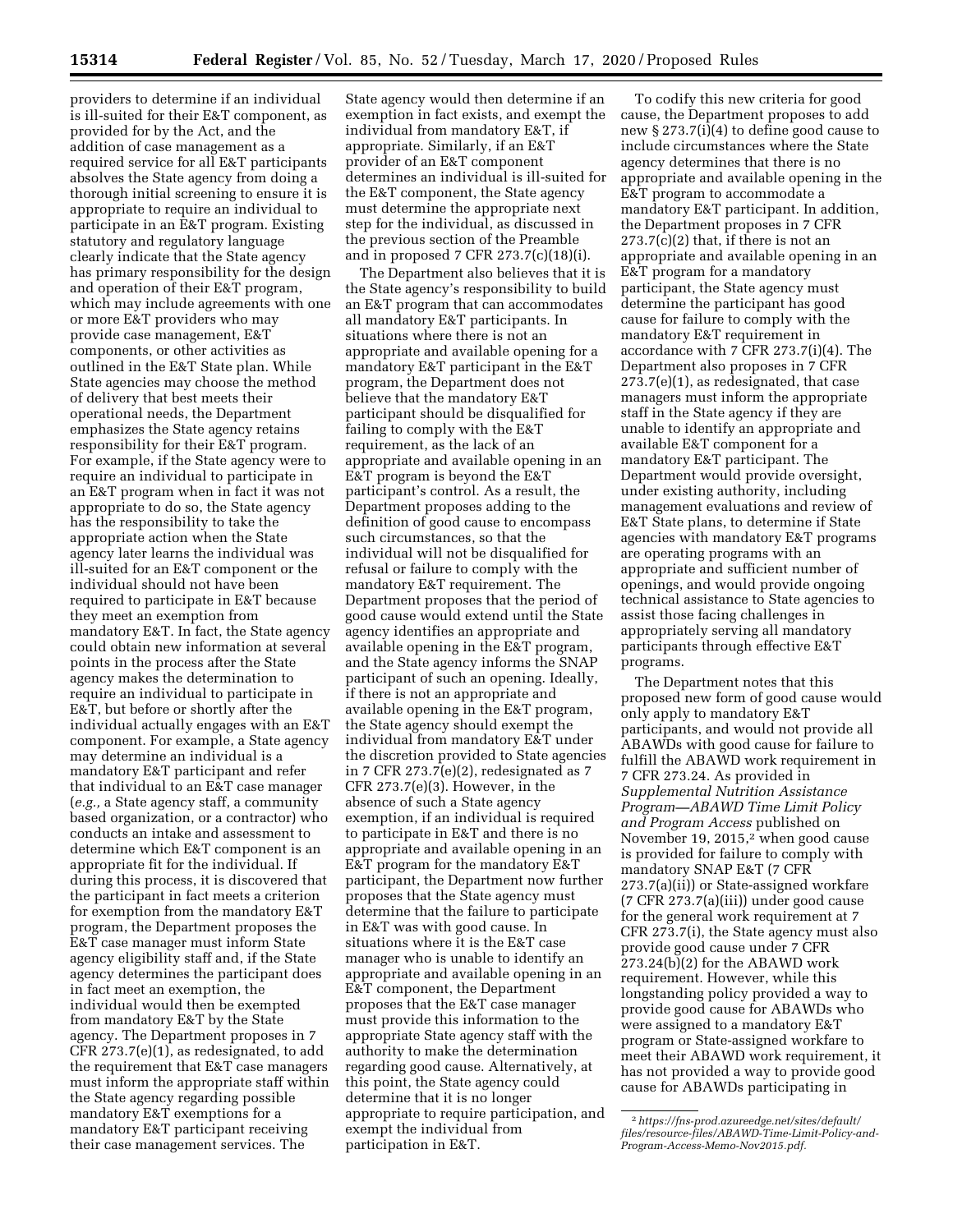providers to determine if an individual is ill-suited for their E&T component, as provided for by the Act, and the addition of case management as a required service for all E&T participants absolves the State agency from doing a thorough initial screening to ensure it is appropriate to require an individual to participate in an E&T program. Existing statutory and regulatory language clearly indicate that the State agency has primary responsibility for the design and operation of their E&T program, which may include agreements with one or more E&T providers who may provide case management, E&T components, or other activities as outlined in the E&T State plan. While State agencies may choose the method of delivery that best meets their operational needs, the Department emphasizes the State agency retains responsibility for their E&T program. For example, if the State agency were to require an individual to participate in an E&T program when in fact it was not appropriate to do so, the State agency has the responsibility to take the appropriate action when the State agency later learns the individual was ill-suited for an E&T component or the individual should not have been required to participate in E&T because they meet an exemption from mandatory E&T. In fact, the State agency could obtain new information at several points in the process after the State agency makes the determination to require an individual to participate in E&T, but before or shortly after the individual actually engages with an E&T component. For example, a State agency may determine an individual is a mandatory E&T participant and refer that individual to an E&T case manager (*e.g.,* a State agency staff, a community based organization, or a contractor) who conducts an intake and assessment to determine which E&T component is an appropriate fit for the individual. If during this process, it is discovered that the participant in fact meets a criterion for exemption from the mandatory E&T program, the Department proposes the E&T case manager must inform State agency eligibility staff and, if the State agency determines the participant does in fact meet an exemption, the individual would then be exempted from mandatory E&T by the State agency. The Department proposes in 7 CFR 273.7(e)(1), as redesignated, to add the requirement that E&T case managers must inform the appropriate staff within the State agency regarding possible mandatory E&T exemptions for a mandatory E&T participant receiving their case management services. The State agency would then determine if an exemption in fact exists, and exempt the individual from mandatory E&T, if appropriate. Similarly, if an E&T provider of an E&T component determines an individual is ill-suited for the E&T component, the State agency must determine the appropriate next step for the individual, as discussed in the previous section of the Preamble and in proposed 7 CFR 273.7(c)(18)(i).

The Department also believes that it is the State agency's responsibility to build an E&T program that can accommodates all mandatory E&T participants. In situations where there is not an appropriate and available opening for a mandatory E&T participant in the E&T program, the Department does not believe that the mandatory E&T participant should be disqualified for failing to comply with the E&T requirement, as the lack of an appropriate and available opening in an E&T program is beyond the E&T participant's control. As a result, the Department proposes adding to the definition of good cause to encompass such circumstances, so that the individual will not be disqualified for refusal or failure to comply with the mandatory E&T requirement. The Department proposes that the period of good cause would extend until the State agency identifies an appropriate and available opening in the E&T program, and the State agency informs the SNAP participant of such an opening. Ideally, if there is not an appropriate and available opening in the E&T program, the State agency should exempt the individual from mandatory E&T under the discretion provided to State agencies in 7 CFR 273.7(e)(2), redesignated as 7 CFR 273.7(e)(3). However, in the absence of such a State agency exemption, if an individual is required to participate in E&T and there is no appropriate and available opening in an E&T program for the mandatory E&T participant, the Department now further proposes that the State agency must determine that the failure to participate in E&T was with good cause. In situations where it is the E&T case manager who is unable to identify an appropriate and available opening in an E&T component, the Department proposes that the E&T case manager must provide this information to the appropriate State agency staff with the authority to make the determination regarding good cause. Alternatively, at this point, the State agency could determine that it is no longer appropriate to require participation, and exempt the individual from participation in E&T.

To codify this new criteria for good cause, the Department proposes to add new § 273.7(i)(4) to define good cause to include circumstances where the State agency determines that there is no appropriate and available opening in the E&T program to accommodate a mandatory E&T participant. In addition, the Department proposes in 7 CFR 273.7(c)(2) that, if there is not an appropriate and available opening in an E&T program for a mandatory participant, the State agency must determine the participant has good cause for failure to comply with the mandatory E&T requirement in accordance with 7 CFR 273.7(i)(4). The Department also proposes in 7 CFR 273.7(e)(1), as redesignated, that case managers must inform the appropriate staff in the State agency if they are unable to identify an appropriate and available E&T component for a mandatory E&T participant. The Department would provide oversight, under existing authority, including management evaluations and review of E&T State plans, to determine if State agencies with mandatory E&T programs are operating programs with an appropriate and sufficient number of openings, and would provide ongoing technical assistance to State agencies to assist those facing challenges in appropriately serving all mandatory participants through effective E&T programs.

The Department notes that this proposed new form of good cause would only apply to mandatory E&T participants, and would not provide all ABAWDs with good cause for failure to fulfill the ABAWD work requirement in 7 CFR 273.24. As provided in *Supplemental Nutrition Assistance Program—ABAWD Time Limit Policy and Program Access* published on November 19, 2015,[2] when good cause is provided for failure to comply with mandatory SNAP E&T (7 CFR 273.7(a)(ii)) or State-assigned workfare (7 CFR 273.7(a)(iii)) under good cause for the general work requirement at 7 CFR 273.7(i), the State agency must also provide good cause under 7 CFR 273.24(b)(2) for the ABAWD work requirement. However, while this longstanding policy provided a way to provide good cause for ABAWDs who were assigned to a mandatory E&T program or State-assigned workfare to meet their ABAWD work requirement, it has not provided a way to provide good cause for ABAWDs participating in

[2] https://fns-prod.azureedge.net/sites/default/files/resource-files/ABAWD-Time-Limit-Policy-and-Program-Access-Memo-Nov2015.pdf.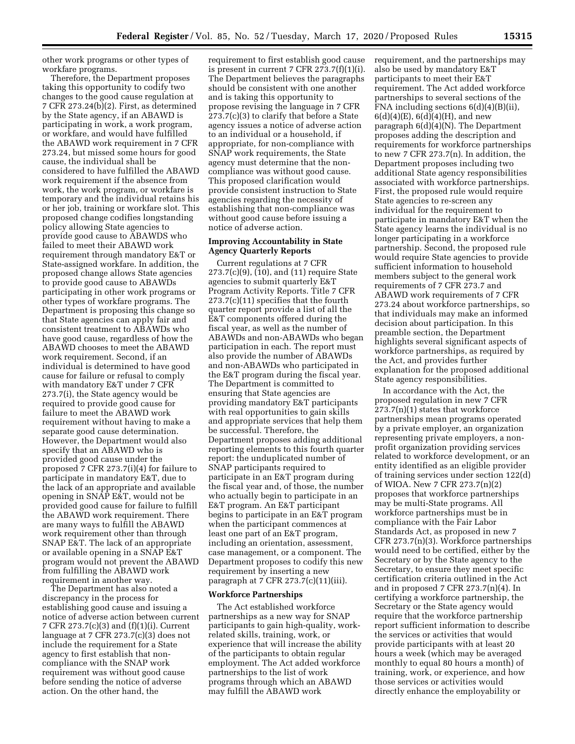other work programs or other types of workfare programs.

Therefore, the Department proposes taking this opportunity to codify two changes to the good cause regulation at 7 CFR 273.24(b)(2). First, as determined by the State agency, if an ABAWD is participating in work, a work program, or workfare, and would have fulfilled the ABAWD work requirement in 7 CFR 273.24, but missed some hours for good cause, the individual shall be considered to have fulfilled the ABAWD work requirement if the absence from work, the work program, or workfare is temporary and the individual retains his or her job, training or workfare slot. This proposed change codifies longstanding policy allowing State agencies to provide good cause to ABAWDS who failed to meet their ABAWD work requirement through mandatory E&T or State-assigned workfare. In addition, the proposed change allows State agencies to provide good cause to ABAWDs participating in other work programs or other types of workfare programs. The Department is proposing this change so that State agencies can apply fair and consistent treatment to ABAWDs who have good cause, regardless of how the ABAWD chooses to meet the ABAWD work requirement. Second, if an individual is determined to have good cause for failure or refusal to comply with mandatory E&T under 7 CFR 273.7(i), the State agency would be required to provide good cause for failure to meet the ABAWD work requirement without having to make a separate good cause determination. However, the Department would also specify that an ABAWD who is provided good cause under the proposed 7 CFR 273.7(i)(4) for failure to participate in mandatory E&T, due to the lack of an appropriate and available opening in SNAP E&T, would not be provided good cause for failure to fulfill the ABAWD work requirement. There are many ways to fulfill the ABAWD work requirement other than through SNAP E&T. The lack of an appropriate or available opening in a SNAP E&T program would not prevent the ABAWD from fulfilling the ABAWD work requirement in another way.

The Department has also noted a discrepancy in the process for establishing good cause and issuing a notice of adverse action between current 7 CFR 273.7(c)(3) and (f)(1)(i). Current language at 7 CFR 273.7(c)(3) does not include the requirement for a State agency to first establish that non-compliance with the SNAP work requirement was without good cause before sending the notice of adverse action. On the other hand, the requirement to first establish good cause is present in current 7 CFR 273.7(f)(1)(i). The Department believes the paragraphs should be consistent with one another and is taking this opportunity to propose revising the language in 7 CFR 273.7(c)(3) to clarify that before a State agency issues a notice of adverse action to an individual or a household, if appropriate, for non-compliance with SNAP work requirements, the State agency must determine that the non-compliance was without good cause. This proposed clarification would provide consistent instruction to State agencies regarding the necessity of establishing that non-compliance was without good cause before issuing a notice of adverse action.

## Improving Accountability in State Agency Quarterly Reports

Current regulations at 7 CFR 273.7(c)(9), (10), and (11) require State agencies to submit quarterly E&T Program Activity Reports. Title 7 CFR 273.7(c)(11) specifies that the fourth quarter report provide a list of all the E&T components offered during the fiscal year, as well as the number of ABAWDs and non-ABAWDs who began participation in each. The report must also provide the number of ABAWDs and non-ABAWDs who participated in the E&T program during the fiscal year. The Department is committed to ensuring that State agencies are providing mandatory E&T participants with real opportunities to gain skills and appropriate services that help them be successful. Therefore, the Department proposes adding additional reporting elements to this fourth quarter report: the unduplicated number of SNAP participants required to participate in an E&T program during the fiscal year and, of those, the number who actually begin to participate in an E&T program. An E&T participant begins to participate in an E&T program when the participant commences at least one part of an E&T program, including an orientation, assessment, case management, or a component. The Department proposes to codify this new requirement by inserting a new paragraph at 7 CFR 273.7(c)(11)(iii).

## Workforce Partnerships

The Act established workforce partnerships as a new way for SNAP participants to gain high-quality, work-related skills, training, work, or experience that will increase the ability of the participants to obtain regular employment. The Act added workforce partnerships to the list of work programs through which an ABAWD may fulfill the ABAWD work requirement, and the partnerships may also be used by mandatory E&T participants to meet their E&T requirement. The Act added workforce partnerships to several sections of the FNA including sections 6(d)(4)(B)(ii), 6(d)(4)(E), 6(d)(4)(H), and new paragraph 6(d)(4)(N). The Department proposes adding the description and requirements for workforce partnerships to new 7 CFR 273.7(n). In addition, the Department proposes including two additional State agency responsibilities associated with workforce partnerships. First, the proposed rule would require State agencies to re-screen any individual for the requirement to participate in mandatory E&T when the State agency learns the individual is no longer participating in a workforce partnership. Second, the proposed rule would require State agencies to provide sufficient information to household members subject to the general work requirements of 7 CFR 273.7 and ABAWD work requirements of 7 CFR 273.24 about workforce partnerships, so that individuals may make an informed decision about participation. In this preamble section, the Department highlights several significant aspects of workforce partnerships, as required by the Act, and provides further explanation for the proposed additional State agency responsibilities.

In accordance with the Act, the proposed regulation in new 7 CFR 273.7(n)(1) states that workforce partnerships mean programs operated by a private employer, an organization representing private employers, a non-profit organization providing services related to workforce development, or an entity identified as an eligible provider of training services under section 122(d) of WIOA. New 7 CFR 273.7(n)(2) proposes that workforce partnerships may be multi-State programs. All workforce partnerships must be in compliance with the Fair Labor Standards Act, as proposed in new 7 CFR 273.7(n)(3). Workforce partnerships would need to be certified, either by the Secretary or by the State agency to the Secretary, to ensure they meet specific certification criteria outlined in the Act and in proposed 7 CFR 273.7(n)(4). In certifying a workforce partnership, the Secretary or the State agency would require that the workforce partnership report sufficient information to describe the services or activities that would provide participants with at least 20 hours a week (which may be averaged monthly to equal 80 hours a month) of training, work, or experience, and how those services or activities would directly enhance the employability or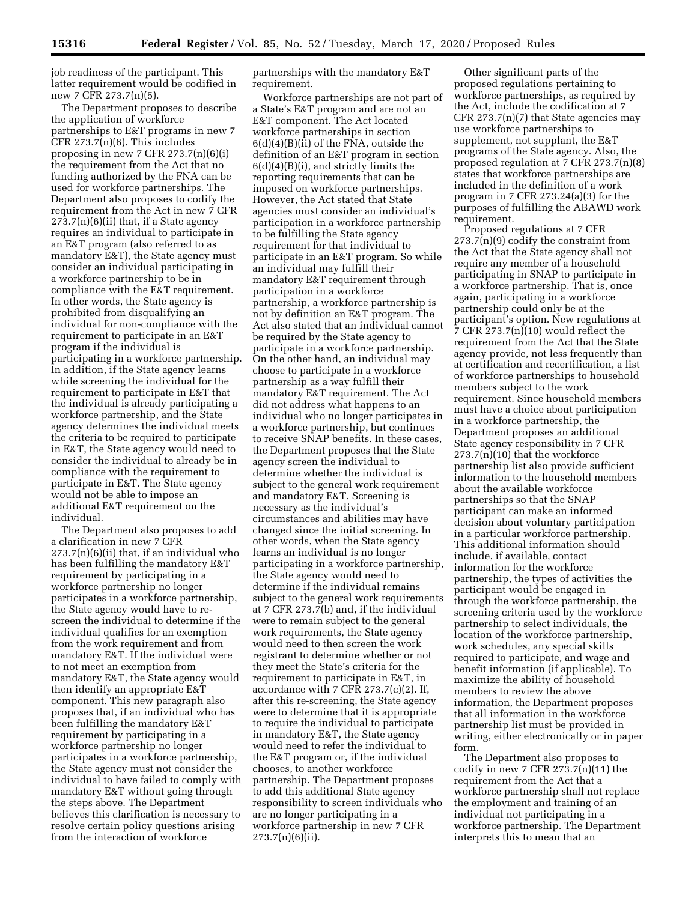job readiness of the participant. This latter requirement would be codified in new 7 CFR 273.7(n)(5).

The Department proposes to describe the application of workforce partnerships to E&T programs in new 7 CFR 273.7(n)(6). This includes proposing in new 7 CFR 273.7(n)(6)(i) the requirement from the Act that no funding authorized by the FNA can be used for workforce partnerships. The Department also proposes to codify the requirement from the Act in new 7 CFR 273.7(n)(6)(ii) that, if a State agency requires an individual to participate in an E&T program (also referred to as mandatory E&T), the State agency must consider an individual participating in a workforce partnership to be in compliance with the E&T requirement. In other words, the State agency is prohibited from disqualifying an individual for non-compliance with the requirement to participate in an E&T program if the individual is participating in a workforce partnership. In addition, if the State agency learns while screening the individual for the requirement to participate in E&T that the individual is already participating a workforce partnership, and the State agency determines the individual meets the criteria to be required to participate in E&T, the State agency would need to consider the individual to already be in compliance with the requirement to participate in E&T. The State agency would not be able to impose an additional E&T requirement on the individual.

The Department also proposes to add a clarification in new 7 CFR 273.7(n)(6)(ii) that, if an individual who has been fulfilling the mandatory E&T requirement by participating in a workforce partnership no longer participates in a workforce partnership, the State agency would have to re-screen the individual to determine if the individual qualifies for an exemption from the work requirement and from mandatory E&T. If the individual were to not meet an exemption from mandatory E&T, the State agency would then identify an appropriate E&T component. This new paragraph also proposes that, if an individual who has been fulfilling the mandatory E&T requirement by participating in a workforce partnership no longer participates in a workforce partnership, the State agency must not consider the individual to have failed to comply with mandatory E&T without going through the steps above. The Department believes this clarification is necessary to resolve certain policy questions arising from the interaction of workforce partnerships with the mandatory E&T requirement.

Workforce partnerships are not part of a State's E&T program and are not an E&T component. The Act located workforce partnerships in section 6(d)(4)(B)(ii) of the FNA, outside the definition of an E&T program in section 6(d)(4)(B)(i), and strictly limits the reporting requirements that can be imposed on workforce partnerships. However, the Act stated that State agencies must consider an individual's participation in a workforce partnership to be fulfilling the State agency requirement for that individual to participate in an E&T program. So while an individual may fulfill their mandatory E&T requirement through participation in a workforce partnership, a workforce partnership is not by definition an E&T program. The Act also stated that an individual cannot be required by the State agency to participate in a workforce partnership. On the other hand, an individual may choose to participate in a workforce partnership as a way fulfill their mandatory E&T requirement. The Act did not address what happens to an individual who no longer participates in a workforce partnership, but continues to receive SNAP benefits. In these cases, the Department proposes that the State agency screen the individual to determine whether the individual is subject to the general work requirement and mandatory E&T. Screening is necessary as the individual's circumstances and abilities may have changed since the initial screening. In other words, when the State agency learns an individual is no longer participating in a workforce partnership, the State agency would need to determine if the individual remains subject to the general work requirements at 7 CFR 273.7(b) and, if the individual were to remain subject to the general work requirements, the State agency would need to then screen the work registrant to determine whether or not they meet the State's criteria for the requirement to participate in E&T, in accordance with 7 CFR 273.7(c)(2). If, after this re-screening, the State agency were to determine that it is appropriate to require the individual to participate in mandatory E&T, the State agency would need to refer the individual to the E&T program or, if the individual chooses, to another workforce partnership. The Department proposes to add this additional State agency responsibility to screen individuals who are no longer participating in a workforce partnership in new 7 CFR 273.7(n)(6)(ii).

Other significant parts of the proposed regulations pertaining to workforce partnerships, as required by the Act, include the codification at 7 CFR 273.7(n)(7) that State agencies may use workforce partnerships to supplement, not supplant, the E&T programs of the State agency. Also, the proposed regulation at 7 CFR 273.7(n)(8) states that workforce partnerships are included in the definition of a work program in 7 CFR 273.24(a)(3) for the purposes of fulfilling the ABAWD work requirement.

Proposed regulations at 7 CFR 273.7(n)(9) codify the constraint from the Act that the State agency shall not require any member of a household participating in SNAP to participate in a workforce partnership. That is, once again, participating in a workforce partnership could only be at the participant's option. New regulations at 7 CFR 273.7(n)(10) would reflect the requirement from the Act that the State agency provide, not less frequently than at certification and recertification, a list of workforce partnerships to household members subject to the work requirement. Since household members must have a choice about participation in a workforce partnership, the Department proposes an additional State agency responsibility in 7 CFR 273.7(n)(10) that the workforce partnership list also provide sufficient information to the household members about the available workforce partnerships so that the SNAP participant can make an informed decision about voluntary participation in a particular workforce partnership. This additional information should include, if available, contact information for the workforce partnership, the types of activities the participant would be engaged in through the workforce partnership, the screening criteria used by the workforce partnership to select individuals, the location of the workforce partnership, work schedules, any special skills required to participate, and wage and benefit information (if applicable). To maximize the ability of household members to review the above information, the Department proposes that all information in the workforce partnership list must be provided in writing, either electronically or in paper form.

The Department also proposes to codify in new 7 CFR 273.7(n)(11) the requirement from the Act that a workforce partnership shall not replace the employment and training of an individual not participating in a workforce partnership. The Department interprets this to mean that an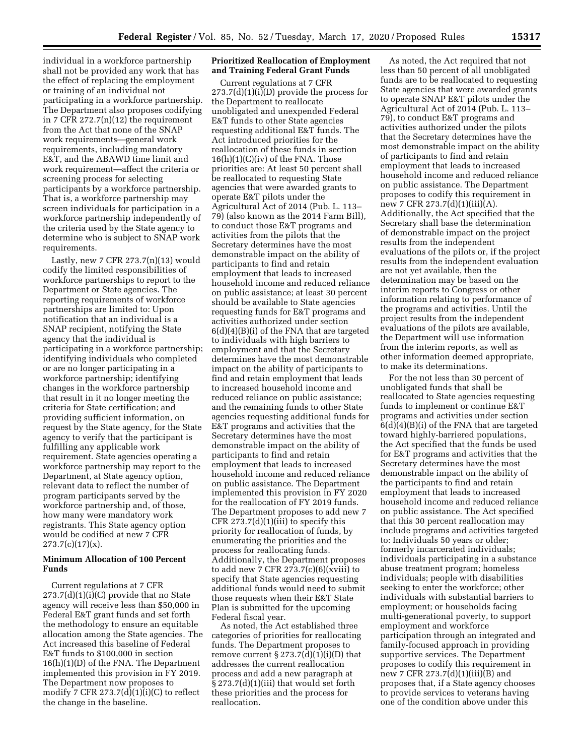individual in a workforce partnership shall not be provided any work that has the effect of replacing the employment or training of an individual not participating in a workforce partnership. The Department also proposes codifying in 7 CFR 272.7(n)(12) the requirement from the Act that none of the SNAP work requirements—general work requirements, including mandatory E&T, and the ABAWD time limit and work requirement—affect the criteria or screening process for selecting participants by a workforce partnership. That is, a workforce partnership may screen individuals for participation in a workforce partnership independently of the criteria used by the State agency to determine who is subject to SNAP work requirements.

Lastly, new 7 CFR 273.7(n)(13) would codify the limited responsibilities of workforce partnerships to report to the Department or State agencies. The reporting requirements of workforce partnerships are limited to: Upon notification that an individual is a SNAP recipient, notifying the State agency that the individual is participating in a workforce partnership; identifying individuals who completed or are no longer participating in a workforce partnership; identifying changes in the workforce partnership that result in it no longer meeting the criteria for State certification; and providing sufficient information, on request by the State agency, for the State agency to verify that the participant is fulfilling any applicable work requirement. State agencies operating a workforce partnership may report to the Department, at State agency option, relevant data to reflect the number of program participants served by the workforce partnership and, of those, how many were mandatory work registrants. This State agency option would be codified at new 7 CFR 273.7(c)(17)(x).

**Minimum Allocation of 100 Percent Funds**

Current regulations at 7 CFR 273.7(d)(1)(i)(C) provide that no State agency will receive less than $50,000 in Federal E&T grant funds and set forth the methodology to ensure an equitable allocation among the State agencies. The Act increased this baseline of Federal E&T funds to $100,000 in section 16(h)(1)(D) of the FNA. The Department implemented this provision in FY 2019. The Department now proposes to modify 7 CFR 273.7(d)(1)(i)(C) to reflect the change in the baseline.

**Prioritized Reallocation of Employment and Training Federal Grant Funds**

Current regulations at 7 CFR 273.7(d)(1)(i)(D) provide the process for the Department to reallocate unobligated and unexpended Federal E&T funds to other State agencies requesting additional E&T funds. The Act introduced priorities for the reallocation of these funds in section 16(h)(1)(C)(iv) of the FNA. Those priorities are: At least 50 percent shall be reallocated to requesting State agencies that were awarded grants to operate E&T pilots under the Agricultural Act of 2014 (Pub. L. 113–79) (also known as the 2014 Farm Bill), to conduct those E&T programs and activities from the pilots that the Secretary determines have the most demonstrable impact on the ability of participants to find and retain employment that leads to increased household income and reduced reliance on public assistance; at least 30 percent should be available to State agencies requesting funds for E&T programs and activities authorized under section 6(d)(4)(B)(i) of the FNA that are targeted to individuals with high barriers to employment and that the Secretary determines have the most demonstrable impact on the ability of participants to find and retain employment that leads to increased household income and reduced reliance on public assistance; and the remaining funds to other State agencies requesting additional funds for E&T programs and activities that the Secretary determines have the most demonstrable impact on the ability of participants to find and retain employment that leads to increased household income and reduced reliance on public assistance. The Department implemented this provision in FY 2020 for the reallocation of FY 2019 funds. The Department proposes to add new 7 CFR 273.7(d)(1)(iii) to specify this priority for reallocation of funds, by enumerating the priorities and the process for reallocating funds. Additionally, the Department proposes to add new 7 CFR 273.7(c)(6)(xviii) to specify that State agencies requesting additional funds would need to submit those requests when their E&T State Plan is submitted for the upcoming Federal fiscal year.

As noted, the Act established three categories of priorities for reallocating funds. The Department proposes to remove current § 273.7(d)(1)(i)(D) that addresses the current reallocation process and add a new paragraph at § 273.7(d)(1)(iii) that would set forth these priorities and the process for reallocation.

As noted, the Act required that not less than 50 percent of all unobligated funds are to be reallocated to requesting State agencies that were awarded grants to operate SNAP E&T pilots under the Agricultural Act of 2014 (Pub. L. 113–79), to conduct E&T programs and activities authorized under the pilots that the Secretary determines have the most demonstrable impact on the ability of participants to find and retain employment that leads to increased household income and reduced reliance on public assistance. The Department proposes to codify this requirement in new 7 CFR 273.7(d)(1)(iii)(A). Additionally, the Act specified that the Secretary shall base the determination of demonstrable impact on the project results from the independent evaluations of the pilots or, if the project results from the independent evaluation are not yet available, then the determination may be based on the interim reports to Congress or other information relating to performance of the programs and activities. Until the project results from the independent evaluations of the pilots are available, the Department will use information from the interim reports, as well as other information deemed appropriate, to make its determinations.

For the not less than 30 percent of unobligated funds that shall be reallocated to State agencies requesting funds to implement or continue E&T programs and activities under section 6(d)(4)(B)(i) of the FNA that are targeted toward highly-barriered populations, the Act specified that the funds be used for E&T programs and activities that the Secretary determines have the most demonstrable impact on the ability of the participants to find and retain employment that leads to increased household income and reduced reliance on public assistance. The Act specified that this 30 percent reallocation may include programs and activities targeted to: Individuals 50 years or older; formerly incarcerated individuals; individuals participating in a substance abuse treatment program; homeless individuals; people with disabilities seeking to enter the workforce; other individuals with substantial barriers to employment; or households facing multi-generational poverty, to support employment and workforce participation through an integrated and family-focused approach in providing supportive services. The Department proposes to codify this requirement in new 7 CFR 273.7(d)(1)(iii)(B) and proposes that, if a State agency chooses to provide services to veterans having one of the condition above under this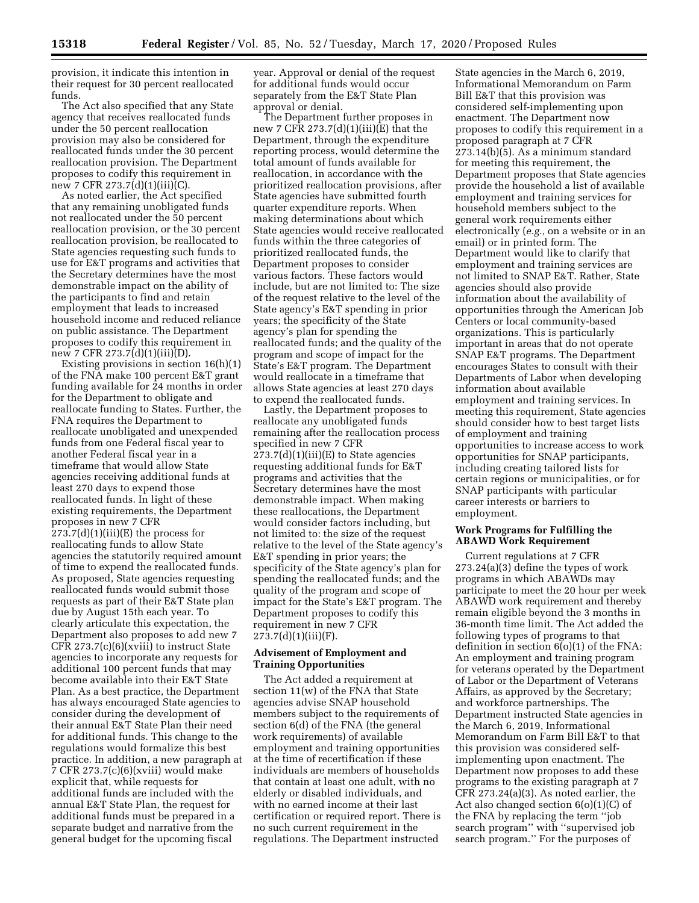provision, it indicate this intention in their request for 30 percent reallocated funds.

The Act also specified that any State agency that receives reallocated funds under the 50 percent reallocation provision may also be considered for reallocated funds under the 30 percent reallocation provision. The Department proposes to codify this requirement in new 7 CFR 273.7(d)(1)(iii)(C).

As noted earlier, the Act specified that any remaining unobligated funds not reallocated under the 50 percent reallocation provision, or the 30 percent reallocation provision, be reallocated to State agencies requesting such funds to use for E&T programs and activities that the Secretary determines have the most demonstrable impact on the ability of the participants to find and retain employment that leads to increased household income and reduced reliance on public assistance. The Department proposes to codify this requirement in new 7 CFR 273.7(d)(1)(iii)(D).

Existing provisions in section 16(h)(1) of the FNA make 100 percent E&T grant funding available for 24 months in order for the Department to obligate and reallocate funding to States. Further, the FNA requires the Department to reallocate unobligated and unexpended funds from one Federal fiscal year to another Federal fiscal year in a timeframe that would allow State agencies receiving additional funds at least 270 days to expend those reallocated funds. In light of these existing requirements, the Department proposes in new 7 CFR 273.7(d)(1)(iii)(E) the process for reallocating funds to allow State agencies the statutorily required amount of time to expend the reallocated funds. As proposed, State agencies requesting reallocated funds would submit those requests as part of their E&T State plan due by August 15th each year. To clearly articulate this expectation, the Department also proposes to add new 7 CFR 273.7(c)(6)(xviii) to instruct State agencies to incorporate any requests for additional 100 percent funds that may become available into their E&T State Plan. As a best practice, the Department has always encouraged State agencies to consider during the development of their annual E&T State Plan their need for additional funds. This change to the regulations would formalize this best practice. In addition, a new paragraph at 7 CFR 273.7(c)(6)(xviii) would make explicit that, while requests for additional funds are included with the annual E&T State Plan, the request for additional funds must be prepared in a separate budget and narrative from the general budget for the upcoming fiscal year. Approval or denial of the request for additional funds would occur separately from the E&T State Plan approval or denial.

The Department further proposes in new 7 CFR 273.7(d)(1)(iii)(E) that the Department, through the expenditure reporting process, would determine the total amount of funds available for reallocation, in accordance with the prioritized reallocation provisions, after State agencies have submitted fourth quarter expenditure reports. When making determinations about which State agencies would receive reallocated funds within the three categories of prioritized reallocated funds, the Department proposes to consider various factors. These factors would include, but are not limited to: The size of the request relative to the level of the State agency's E&T spending in prior years; the specificity of the State agency's plan for spending the reallocated funds; and the quality of the program and scope of impact for the State's E&T program. The Department would reallocate in a timeframe that allows State agencies at least 270 days to expend the reallocated funds.

Lastly, the Department proposes to reallocate any unobligated funds remaining after the reallocation process specified in new 7 CFR 273.7(d)(1)(iii)(E) to State agencies requesting additional funds for E&T programs and activities that the Secretary determines have the most demonstrable impact. When making these reallocations, the Department would consider factors including, but not limited to: the size of the request relative to the level of the State agency's E&T spending in prior years; the specificity of the State agency's plan for spending the reallocated funds; and the quality of the program and scope of impact for the State's E&T program. The Department proposes to codify this requirement in new 7 CFR 273.7(d)(1)(iii)(F).

## Advisement of Employment and Training Opportunities

The Act added a requirement at section 11(w) of the FNA that State agencies advise SNAP household members subject to the requirements of section 6(d) of the FNA (the general work requirements) of available employment and training opportunities at the time of recertification if these individuals are members of households that contain at least one adult, with no elderly or disabled individuals, and with no earned income at their last certification or required report. There is no such current requirement in the regulations. The Department instructed State agencies in the March 6, 2019, Informational Memorandum on Farm Bill E&T that this provision was considered self-implementing upon enactment. The Department now proposes to codify this requirement in a proposed paragraph at 7 CFR 273.14(b)(5). As a minimum standard for meeting this requirement, the Department proposes that State agencies provide the household a list of available employment and training services for household members subject to the general work requirements either electronically (*e.g.,* on a website or in an email) or in printed form. The Department would like to clarify that employment and training services are not limited to SNAP E&T. Rather, State agencies should also provide information about the availability of opportunities through the American Job Centers or local community-based organizations. This is particularly important in areas that do not operate SNAP E&T programs. The Department encourages States to consult with their Departments of Labor when developing information about available employment and training services. In meeting this requirement, State agencies should consider how to best target lists of employment and training opportunities to increase access to work opportunities for SNAP participants, including creating tailored lists for certain regions or municipalities, or for SNAP participants with particular career interests or barriers to employment.

## Work Programs for Fulfilling the ABAWD Work Requirement

Current regulations at 7 CFR 273.24(a)(3) define the types of work programs in which ABAWDs may participate to meet the 20 hour per week ABAWD work requirement and thereby remain eligible beyond the 3 months in 36-month time limit. The Act added the following types of programs to that definition in section 6(o)(1) of the FNA: An employment and training program for veterans operated by the Department of Labor or the Department of Veterans Affairs, as approved by the Secretary; and workforce partnerships. The Department instructed State agencies in the March 6, 2019, Informational Memorandum on Farm Bill E&T to that this provision was considered self-implementing upon enactment. The Department now proposes to add these programs to the existing paragraph at 7 CFR 273.24(a)(3). As noted earlier, the Act also changed section 6(o)(1)(C) of the FNA by replacing the term ''job search program'' with ''supervised job search program.'' For the purposes of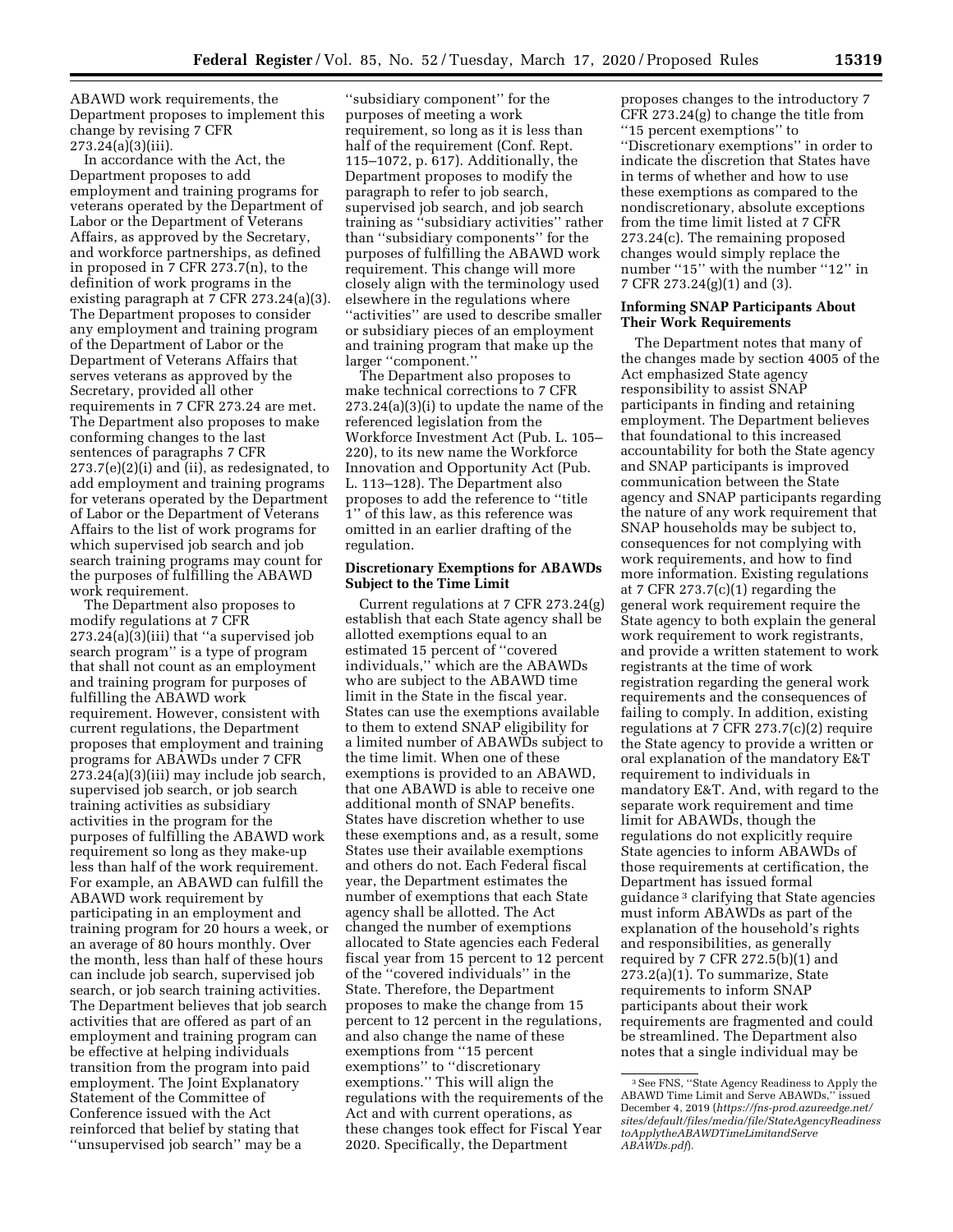ABAWD work requirements, the Department proposes to implement this change by revising 7 CFR 273.24(a)(3)(iii).

In accordance with the Act, the Department proposes to add employment and training programs for veterans operated by the Department of Labor or the Department of Veterans Affairs, as approved by the Secretary, and workforce partnerships, as defined in proposed in 7 CFR 273.7(n), to the definition of work programs in the existing paragraph at 7 CFR 273.24(a)(3). The Department proposes to consider any employment and training program of the Department of Labor or the Department of Veterans Affairs that serves veterans as approved by the Secretary, provided all other requirements in 7 CFR 273.24 are met. The Department also proposes to make conforming changes to the last sentences of paragraphs 7 CFR 273.7(e)(2)(i) and (ii), as redesignated, to add employment and training programs for veterans operated by the Department of Labor or the Department of Veterans Affairs to the list of work programs for which supervised job search and job search training programs may count for the purposes of fulfilling the ABAWD work requirement.

The Department also proposes to modify regulations at 7 CFR 273.24(a)(3)(iii) that ''a supervised job search program'' is a type of program that shall not count as an employment and training program for purposes of fulfilling the ABAWD work requirement. However, consistent with current regulations, the Department proposes that employment and training programs for ABAWDs under 7 CFR 273.24(a)(3)(iii) may include job search, supervised job search, or job search training activities as subsidiary activities in the program for the purposes of fulfilling the ABAWD work requirement so long as they make-up less than half of the work requirement. For example, an ABAWD can fulfill the ABAWD work requirement by participating in an employment and training program for 20 hours a week, or an average of 80 hours monthly. Over the month, less than half of these hours can include job search, supervised job search, or job search training activities. The Department believes that job search activities that are offered as part of an employment and training program can be effective at helping individuals transition from the program into paid employment. The Joint Explanatory Statement of the Committee of Conference issued with the Act reinforced that belief by stating that ''unsupervised job search'' may be a ''subsidiary component'' for the purposes of meeting a work requirement, so long as it is less than half of the requirement (Conf. Rept. 115–1072, p. 617). Additionally, the Department proposes to modify the paragraph to refer to job search, supervised job search, and job search training as ''subsidiary activities'' rather than ''subsidiary components'' for the purposes of fulfilling the ABAWD work requirement. This change will more closely align with the terminology used elsewhere in the regulations where ''activities'' are used to describe smaller or subsidiary pieces of an employment and training program that make up the larger ''component.''

The Department also proposes to make technical corrections to 7 CFR 273.24(a)(3)(i) to update the name of the referenced legislation from the Workforce Investment Act (Pub. L. 105–220), to its new name the Workforce Innovation and Opportunity Act (Pub. L. 113–128). The Department also proposes to add the reference to ''title 1'' of this law, as this reference was omitted in an earlier drafting of the regulation.

### Discretionary Exemptions for ABAWDs Subject to the Time Limit

Current regulations at 7 CFR 273.24(g) establish that each State agency shall be allotted exemptions equal to an estimated 15 percent of ''covered individuals,'' which are the ABAWDs who are subject to the ABAWD time limit in the State in the fiscal year. States can use the exemptions available to them to extend SNAP eligibility for a limited number of ABAWDs subject to the time limit. When one of these exemptions is provided to an ABAWD, that one ABAWD is able to receive one additional month of SNAP benefits. States have discretion whether to use these exemptions and, as a result, some States use their available exemptions and others do not. Each Federal fiscal year, the Department estimates the number of exemptions that each State agency shall be allotted. The Act changed the number of exemptions allocated to State agencies each Federal fiscal year from 15 percent to 12 percent of the ''covered individuals'' in the State. Therefore, the Department proposes to make the change from 15 percent to 12 percent in the regulations, and also change the name of these exemptions from ''15 percent exemptions'' to ''discretionary exemptions.'' This will align the regulations with the requirements of the Act and with current operations, as these changes took effect for Fiscal Year 2020. Specifically, the Department proposes changes to the introductory 7 CFR 273.24(g) to change the title from ''15 percent exemptions'' to ''Discretionary exemptions'' in order to indicate the discretion that States have in terms of whether and how to use these exemptions as compared to the nondiscretionary, absolute exceptions from the time limit listed at 7 CFR 273.24(c). The remaining proposed changes would simply replace the number ''15'' with the number ''12'' in 7 CFR 273.24(g)(1) and (3).

### Informing SNAP Participants About Their Work Requirements

The Department notes that many of the changes made by section 4005 of the Act emphasized State agency responsibility to assist SNAP participants in finding and retaining employment. The Department believes that foundational to this increased accountability for both the State agency and SNAP participants is improved communication between the State agency and SNAP participants regarding the nature of any work requirement that SNAP households may be subject to, consequences for not complying with work requirements, and how to find more information. Existing regulations at 7 CFR 273.7(c)(1) regarding the general work requirement require the State agency to both explain the general work requirement to work registrants, and provide a written statement to work registrants at the time of work registration regarding the general work requirements and the consequences of failing to comply. In addition, existing regulations at 7 CFR 273.7(c)(2) require the State agency to provide a written or oral explanation of the mandatory E&T requirement to individuals in mandatory E&T. And, with regard to the separate work requirement and time limit for ABAWDs, though the regulations do not explicitly require State agencies to inform ABAWDs of those requirements at certification, the Department has issued formal guidance [3] clarifying that State agencies must inform ABAWDs as part of the explanation of the household's rights and responsibilities, as generally required by 7 CFR 272.5(b)(1) and 273.2(a)(1). To summarize, State requirements to inform SNAP participants about their work requirements are fragmented and could be streamlined. The Department also notes that a single individual may be

[3] See FNS, ''State Agency Readiness to Apply the ABAWD Time Limit and Serve ABAWDs,'' issued December 4, 2019 (*https://fns-prod.azureedge.net/sites/default/files/media/file/StateAgencyReadinesstoApplytheABAWDTimeLimitandServeABAWDs.pdf*).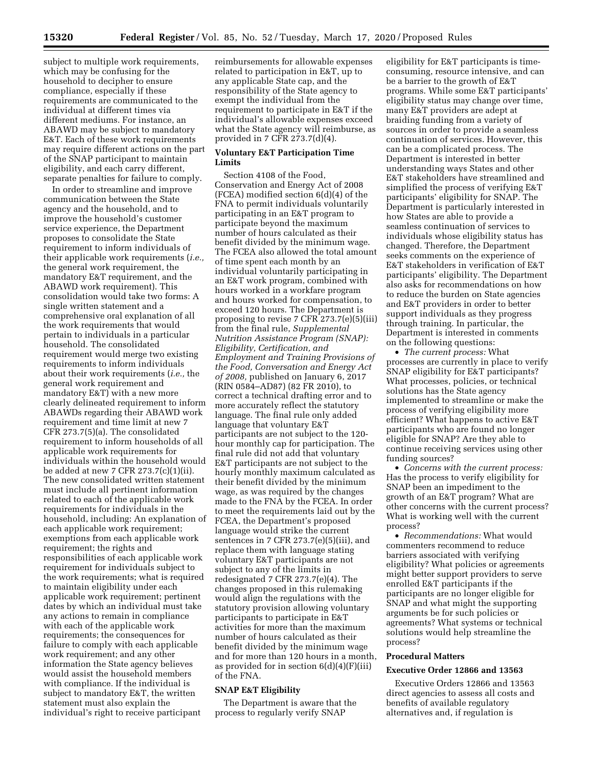subject to multiple work requirements, which may be confusing for the household to decipher to ensure compliance, especially if these requirements are communicated to the individual at different times via different mediums. For instance, an ABAWD may be subject to mandatory E&T. Each of these work requirements may require different actions on the part of the SNAP participant to maintain eligibility, and each carry different, separate penalties for failure to comply.

In order to streamline and improve communication between the State agency and the household, and to improve the household's customer service experience, the Department proposes to consolidate the State requirement to inform individuals of their applicable work requirements (*i.e.,* the general work requirement, the mandatory E&T requirement, and the ABAWD work requirement). This consolidation would take two forms: A single written statement and a comprehensive oral explanation of all the work requirements that would pertain to individuals in a particular household. The consolidated requirement would merge two existing requirements to inform individuals about their work requirements (*i.e.,* the general work requirement and mandatory E&T) with a new more clearly delineated requirement to inform ABAWDs regarding their ABAWD work requirement and time limit at new 7 CFR 273.7(5)(a). The consolidated requirement to inform households of all applicable work requirements for individuals within the household would be added at new 7 CFR 273.7(c)(1)(ii). The new consolidated written statement must include all pertinent information related to each of the applicable work requirements for individuals in the household, including: An explanation of each applicable work requirement; exemptions from each applicable work requirement; the rights and responsibilities of each applicable work requirement for individuals subject to the work requirements; what is required to maintain eligibility under each applicable work requirement; pertinent dates by which an individual must take any actions to remain in compliance with each of the applicable work requirements; the consequences for failure to comply with each applicable work requirement; and any other information the State agency believes would assist the household members with compliance. If the individual is subject to mandatory E&T, the written statement must also explain the individual's right to receive participant reimbursements for allowable expenses related to participation in E&T, up to any applicable State cap, and the responsibility of the State agency to exempt the individual from the requirement to participate in E&T if the individual's allowable expenses exceed what the State agency will reimburse, as provided in 7 CFR 273.7(d)(4).

**Voluntary E&T Participation Time Limits**

Section 4108 of the Food, Conservation and Energy Act of 2008 (FCEA) modified section 6(d)(4) of the FNA to permit individuals voluntarily participating in an E&T program to participate beyond the maximum number of hours calculated as their benefit divided by the minimum wage. The FCEA also allowed the total amount of time spent each month by an individual voluntarily participating in an E&T work program, combined with hours worked in a workfare program and hours worked for compensation, to exceed 120 hours. The Department is proposing to revise 7 CFR 273.7(e)(5)(iii) from the final rule, *Supplemental Nutrition Assistance Program (SNAP): Eligibility, Certification, and Employment and Training Provisions of the Food, Conversation and Energy Act of 2008,* published on January 6, 2017 (RIN 0584–AD87) (82 FR 2010), to correct a technical drafting error and to more accurately reflect the statutory language. The final rule only added language that voluntary E&T participants are not subject to the 120-hour monthly cap for participation. The final rule did not add that voluntary E&T participants are not subject to the hourly monthly maximum calculated as their benefit divided by the minimum wage, as was required by the changes made to the FNA by the FCEA. In order to meet the requirements laid out by the FCEA, the Department's proposed language would strike the current sentences in 7 CFR 273.7(e)(5)(iii), and replace them with language stating voluntary E&T participants are not subject to any of the limits in redesignated 7 CFR 273.7(e)(4). The changes proposed in this rulemaking would align the regulations with the statutory provision allowing voluntary participants to participate in E&T activities for more than the maximum number of hours calculated as their benefit divided by the minimum wage and for more than 120 hours in a month, as provided for in section 6(d)(4)(F)(iii) of the FNA.

**SNAP E&T Eligibility**

The Department is aware that the process to regularly verify SNAP eligibility for E&T participants is time-consuming, resource intensive, and can be a barrier to the growth of E&T programs. While some E&T participants' eligibility status may change over time, many E&T providers are adept at braiding funding from a variety of sources in order to provide a seamless continuation of services. However, this can be a complicated process. The Department is interested in better understanding ways States and other E&T stakeholders have streamlined and simplified the process of verifying E&T participants' eligibility for SNAP. The Department is particularly interested in how States are able to provide a seamless continuation of services to individuals whose eligibility status has changed. Therefore, the Department seeks comments on the experience of E&T stakeholders in verification of E&T participants' eligibility. The Department also asks for recommendations on how to reduce the burden on State agencies and E&T providers in order to better support individuals as they progress through training. In particular, the Department is interested in comments on the following questions:

- *The current process:* What processes are currently in place to verify SNAP eligibility for E&T participants? What processes, policies, or technical solutions has the State agency implemented to streamline or make the process of verifying eligibility more efficient? What happens to active E&T participants who are found no longer eligible for SNAP? Are they able to continue receiving services using other funding sources?
- *Concerns with the current process:* Has the process to verify eligibility for SNAP been an impediment to the growth of an E&T program? What are other concerns with the current process? What is working well with the current process?
- *Recommendations:* What would commenters recommend to reduce barriers associated with verifying eligibility? What policies or agreements might better support providers to serve enrolled E&T participants if the participants are no longer eligible for SNAP and what might the supporting arguments be for such policies or agreements? What systems or technical solutions would help streamline the process?

**Procedural Matters**

**Executive Order 12866 and 13563**

Executive Orders 12866 and 13563 direct agencies to assess all costs and benefits of available regulatory alternatives and, if regulation is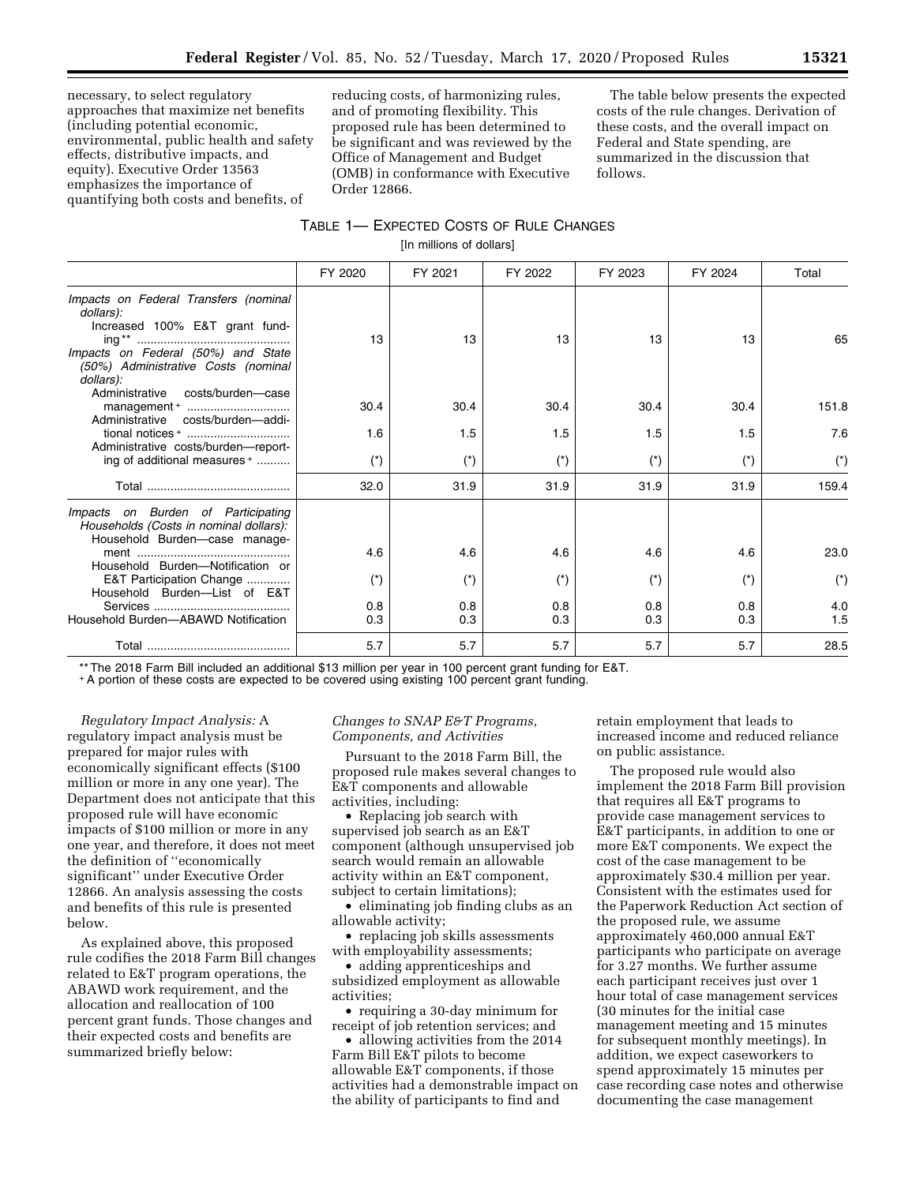necessary, to select regulatory approaches that maximize net benefits (including potential economic, environmental, public health and safety effects, distributive impacts, and equity). Executive Order 13563 emphasizes the importance of quantifying both costs and benefits, of reducing costs, of harmonizing rules, and of promoting flexibility. This proposed rule has been determined to be significant and was reviewed by the Office of Management and Budget (OMB) in conformance with Executive Order 12866.

The table below presents the expected costs of the rule changes. Derivation of these costs, and the overall impact on Federal and State spending, are summarized in the discussion that follows.

TABLE 1— EXPECTED COSTS OF RULE CHANGES

[In millions of dollars]

| | FY 2020 | FY 2021 | FY 2022 | FY 2023 | FY 2024 | Total |
|---|---|---|---|---|---|---|
| *Impacts on Federal Transfers (nominal dollars):* | | | | | | |
| Increased 100% E&T grant funding** | 13 | 13 | 13 | 13 | 13 | 65 |
| *Impacts on Federal (50%) and State (50%) Administrative Costs (nominal dollars):* | | | | | | |
| Administrative costs/burden—case management+ | 30.4 | 30.4 | 30.4 | 30.4 | 30.4 | 151.8 |
| Administrative costs/burden—additional notices+ | 1.6 | 1.5 | 1.5 | 1.5 | 1.5 | 7.6 |
| Administrative costs/burden—reporting of additional measures+ | (*) | (*) | (*) | (*) | (*) | (*) |
| Total | 32.0 | 31.9 | 31.9 | 31.9 | 31.9 | 159.4 |
| *Impacts on Burden of Participating Households (Costs in nominal dollars):* | | | | | | |
| Household Burden—case management | 4.6 | 4.6 | 4.6 | 4.6 | 4.6 | 23.0 |
| Household Burden—Notification or E&T Participation Change | (*) | (*) | (*) | (*) | (*) | (*) |
| Household Burden—List of E&T Services | 0.8 | 0.8 | 0.8 | 0.8 | 0.8 | 4.0 |
| Household Burden—ABAWD Notification | 0.3 | 0.3 | 0.3 | 0.3 | 0.3 | 1.5 |
| Total | 5.7 | 5.7 | 5.7 | 5.7 | 5.7 | 28.5 |

** The 2018 Farm Bill included an additional $13 million per year in 100 percent grant funding for E&T.

+ A portion of these costs are expected to be covered using existing 100 percent grant funding.

*Regulatory Impact Analysis:* A regulatory impact analysis must be prepared for major rules with economically significant effects ($100 million or more in any one year). The Department does not anticipate that this proposed rule will have economic impacts of $100 million or more in any one year, and therefore, it does not meet the definition of "economically significant" under Executive Order 12866. An analysis assessing the costs and benefits of this rule is presented below.

As explained above, this proposed rule codifies the 2018 Farm Bill changes related to E&T program operations, the ABAWD work requirement, and the allocation and reallocation of 100 percent grant funds. Those changes and their expected costs and benefits are summarized briefly below:

*Changes to SNAP E&T Programs, Components, and Activities*

Pursuant to the 2018 Farm Bill, the proposed rule makes several changes to E&T components and allowable activities, including:

- Replacing job search with supervised job search as an E&T component (although unsupervised job search would remain an allowable activity within an E&T component, subject to certain limitations);
- eliminating job finding clubs as an allowable activity;
- replacing job skills assessments with employability assessments;
- adding apprenticeships and subsidized employment as allowable activities;
- requiring a 30-day minimum for receipt of job retention services; and
- allowing activities from the 2014 Farm Bill E&T pilots to become allowable E&T components, if those activities had a demonstrable impact on the ability of participants to find and retain employment that leads to increased income and reduced reliance on public assistance.

The proposed rule would also implement the 2018 Farm Bill provision that requires all E&T programs to provide case management services to E&T participants, in addition to one or more E&T components. We expect the cost of the case management to be approximately $30.4 million per year. Consistent with the estimates used for the Paperwork Reduction Act section of the proposed rule, we assume approximately 460,000 annual E&T participants who participate on average for 3.27 months. We further assume each participant receives just over 1 hour total of case management services (30 minutes for the initial case management meeting and 15 minutes for subsequent monthly meetings). In addition, we expect caseworkers to spend approximately 15 minutes per case recording case notes and otherwise documenting the case management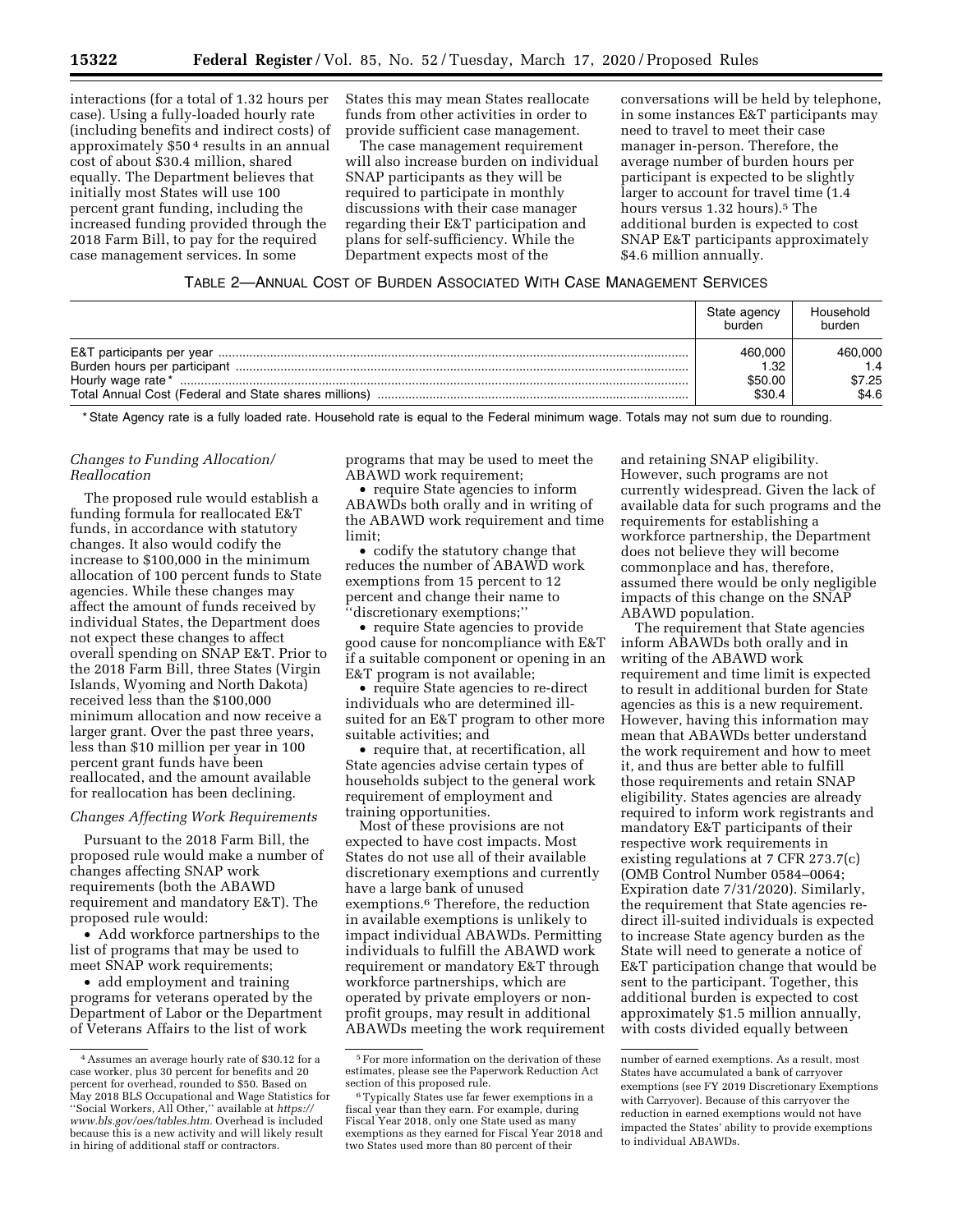interactions (for a total of 1.32 hours per case). Using a fully-loaded hourly rate (including benefits and indirect costs) of approximately $50 [4] results in an annual cost of about $30.4 million, shared equally. The Department believes that initially most States will use 100 percent grant funding, including the increased funding provided through the 2018 Farm Bill, to pay for the required case management services. In some States this may mean States reallocate funds from other activities in order to provide sufficient case management.

The case management requirement will also increase burden on individual SNAP participants as they will be required to participate in monthly discussions with their case manager regarding their E&T participation and plans for self-sufficiency. While the Department expects most of the conversations will be held by telephone, in some instances E&T participants may need to travel to meet their case manager in-person. Therefore, the average number of burden hours per participant is expected to be slightly larger to account for travel time (1.4 hours versus 1.32 hours).[5] The additional burden is expected to cost SNAP E&T participants approximately $4.6 million annually.

TABLE 2—ANNUAL COST OF BURDEN ASSOCIATED WITH CASE MANAGEMENT SERVICES

| | State agency burden | Household burden |
|---|---|---|
| E&T participants per year | 460,000 | 460,000 |
| Burden hours per participant | 1.32 | 1.4 |
| Hourly wage rate* | $50.00 | $7.25 |
| Total Annual Cost (Federal and State shares millions) | $30.4 | $4.6 |

* State Agency rate is a fully loaded rate. Household rate is equal to the Federal minimum wage. Totals may not sum due to rounding.

*Changes to Funding Allocation/Reallocation*

The proposed rule would establish a funding formula for reallocated E&T funds, in accordance with statutory changes. It also would codify the increase to $100,000 in the minimum allocation of 100 percent funds to State agencies. While these changes may affect the amount of funds received by individual States, the Department does not expect these changes to affect overall spending on SNAP E&T. Prior to the 2018 Farm Bill, three States (Virgin Islands, Wyoming and North Dakota) received less than the $100,000 minimum allocation and now receive a larger grant. Over the past three years, less than $10 million per year in 100 percent grant funds have been reallocated, and the amount available for reallocation has been declining.

*Changes Affecting Work Requirements*

Pursuant to the 2018 Farm Bill, the proposed rule would make a number of changes affecting SNAP work requirements (both the ABAWD requirement and mandatory E&T). The proposed rule would:

- Add workforce partnerships to the list of programs that may be used to meet SNAP work requirements;
- add employment and training programs for veterans operated by the Department of Labor or the Department of Veterans Affairs to the list of work programs that may be used to meet the ABAWD work requirement;
- require State agencies to inform ABAWDs both orally and in writing of the ABAWD work requirement and time limit;
- codify the statutory change that reduces the number of ABAWD work exemptions from 15 percent to 12 percent and change their name to ''discretionary exemptions;''
- require State agencies to provide good cause for noncompliance with E&T if a suitable component or opening in an E&T program is not available;
- require State agencies to re-direct individuals who are determined ill-suited for an E&T program to other more suitable activities; and
- require that, at recertification, all State agencies advise certain types of households subject to the general work requirement of employment and training opportunities.

Most of these provisions are not expected to have cost impacts. Most States do not use all of their available discretionary exemptions and currently have a large bank of unused exemptions.[6] Therefore, the reduction in available exemptions is unlikely to impact individual ABAWDs. Permitting individuals to fulfill the ABAWD work requirement or mandatory E&T through workforce partnerships, which are operated by private employers or non-profit groups, may result in additional ABAWDs meeting the work requirement and retaining SNAP eligibility. However, such programs are not currently widespread. Given the lack of available data for such programs and the requirements for establishing a workforce partnership, the Department does not believe they will become commonplace and has, therefore, assumed there would be only negligible impacts of this change on the SNAP ABAWD population.

The requirement that State agencies inform ABAWDs both orally and in writing of the ABAWD work requirement and time limit is expected to result in additional burden for State agencies as this is a new requirement. However, having this information may mean that ABAWDs better understand the work requirement and how to meet it, and thus are better able to fulfill those requirements and retain SNAP eligibility. States agencies are already required to inform work registrants and mandatory E&T participants of their respective work requirements in existing regulations at 7 CFR 273.7(c) (OMB Control Number 0584–0064; Expiration date 7/31/2020). Similarly, the requirement that State agencies re-direct ill-suited individuals is expected to increase State agency burden as the State will need to generate a notice of E&T participation change that would be sent to the participant. Together, this additional burden is expected to cost approximately $1.5 million annually, with costs divided equally between

[4] Assumes an average hourly rate of $30.12 for a case worker, plus 30 percent for benefits and 20 percent for overhead, rounded to $50. Based on May 2018 BLS Occupational and Wage Statistics for ''Social Workers, All Other,'' available at *https://www.bls.gov/oes/tables.htm*. Overhead is included because this is a new activity and will likely result in hiring of additional staff or contractors.

[5] For more information on the derivation of these estimates, please see the Paperwork Reduction Act section of this proposed rule.

[6] Typically States use far fewer exemptions in a fiscal year than they earn. For example, during Fiscal Year 2018, only one State used as many exemptions as they earned for Fiscal Year 2018 and two States used more than 80 percent of their number of earned exemptions. As a result, most States have accumulated a bank of carryover exemptions (see FY 2019 Discretionary Exemptions with Carryover). Because of this carryover the reduction in earned exemptions would not have impacted the States' ability to provide exemptions to individual ABAWDs.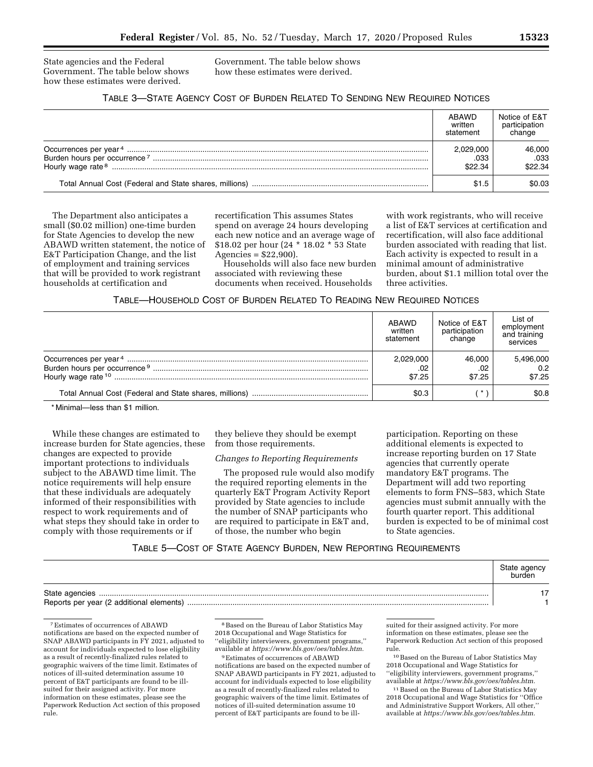State agencies and the Federal Government. The table below shows how these estimates were derived.

Government. The table below shows how these estimates were derived.

TABLE 3—STATE AGENCY COST OF BURDEN RELATED TO SENDING NEW REQUIRED NOTICES

| | ABAWD written statement | Notice of E&T participation change |
|---|---|---|
| Occurrences per year [4] | 2,029,000 | 46,000 |
| Burden hours per occurrence [7] | .033 | .033 |
| Hourly wage rate [8] | $22.34 | $22.34 |
| Total Annual Cost (Federal and State shares, millions) | $1.5 | $0.03 |

The Department also anticipates a small ($0.02 million) one-time burden for State Agencies to develop the new ABAWD written statement, the notice of E&T Participation Change, and the list of employment and training services that will be provided to work registrant households at certification and recertification This assumes States spend on average 24 hours developing each new notice and an average wage of $18.02 per hour (24 * 18.02 * 53 State Agencies = $22,900).

Households will also face new burden associated with reviewing these documents when received. Households with work registrants, who will receive a list of E&T services at certification and recertification, will also face additional burden associated with reading that list. Each activity is expected to result in a minimal amount of administrative burden, about $1.1 million total over the three activities.

TABLE—HOUSEHOLD COST OF BURDEN RELATED TO READING NEW REQUIRED NOTICES

| | ABAWD written statement | Notice of E&T participation change | List of employment and training services |
|---|---|---|---|
| Occurrences per year [4] | 2,029,000 | 46,000 | 5,496,000 |
| Burden hours per occurrence [9] | .02 | .02 | 0.2 |
| Hourly wage rate [10] | $7.25 | $7.25 | $7.25 |
| Total Annual Cost (Federal and State shares, millions) | $0.3 | (*) | $0.8 |

* Minimal—less than $1 million.

While these changes are estimated to increase burden for State agencies, these changes are expected to provide important protections to individuals subject to the ABAWD time limit. The notice requirements will help ensure that these individuals are adequately informed of their responsibilities with respect to work requirements and of what steps they should take in order to comply with those requirements or if they believe they should be exempt from those requirements.

*Changes to Reporting Requirements*

The proposed rule would also modify the required reporting elements in the quarterly E&T Program Activity Report provided by State agencies to include the number of SNAP participants who are required to participate in E&T and, of those, the number who begin participation. Reporting on these additional elements is expected to increase reporting burden on 17 State agencies that currently operate mandatory E&T programs. The Department will add two reporting elements to form FNS–583, which State agencies must submit annually with the fourth quarter report. This additional burden is expected to be of minimal cost to State agencies.

TABLE 5—COST OF STATE AGENCY BURDEN, NEW REPORTING REQUIREMENTS

| | State agency burden |
|---|---|
| State agencies | 17 |
| Reports per year (2 additional elements) | 1 |

[7] Estimates of occurrences of ABAWD notifications are based on the expected number of SNAP ABAWD participants in FY 2021, adjusted to account for individuals expected to lose eligibility as a result of recently-finalized rules related to geographic waivers of the time limit. Estimates of notices of ill-suited determination assume 10 percent of E&T participants are found to be ill-suited for their assigned activity. For more information on these estimates, please see the Paperwork Reduction Act section of this proposed rule.

[8] Based on the Bureau of Labor Statistics May 2018 Occupational and Wage Statistics for "eligibility interviewers, government programs," available at *https://www.bls.gov/oes/tables.htm.*

[9] Estimates of occurrences of ABAWD notifications are based on the expected number of SNAP ABAWD participants in FY 2021, adjusted to account for individuals expected to lose eligibility as a result of recently-finalized rules related to geographic waivers of the time limit. Estimates of notices of ill-suited determination assume 10 percent of E&T participants are found to be ill-suited for their assigned activity. For more information on these estimates, please see the Paperwork Reduction Act section of this proposed rule.

[10] Based on the Bureau of Labor Statistics May 2018 Occupational and Wage Statistics for "eligibility interviewers, government programs," available at *https://www.bls.gov/oes/tables.htm.*

[11] Based on the Bureau of Labor Statistics May 2018 Occupational and Wage Statistics for "Office and Administrative Support Workers, All other," available at *https://www.bls.gov/oes/tables.htm.*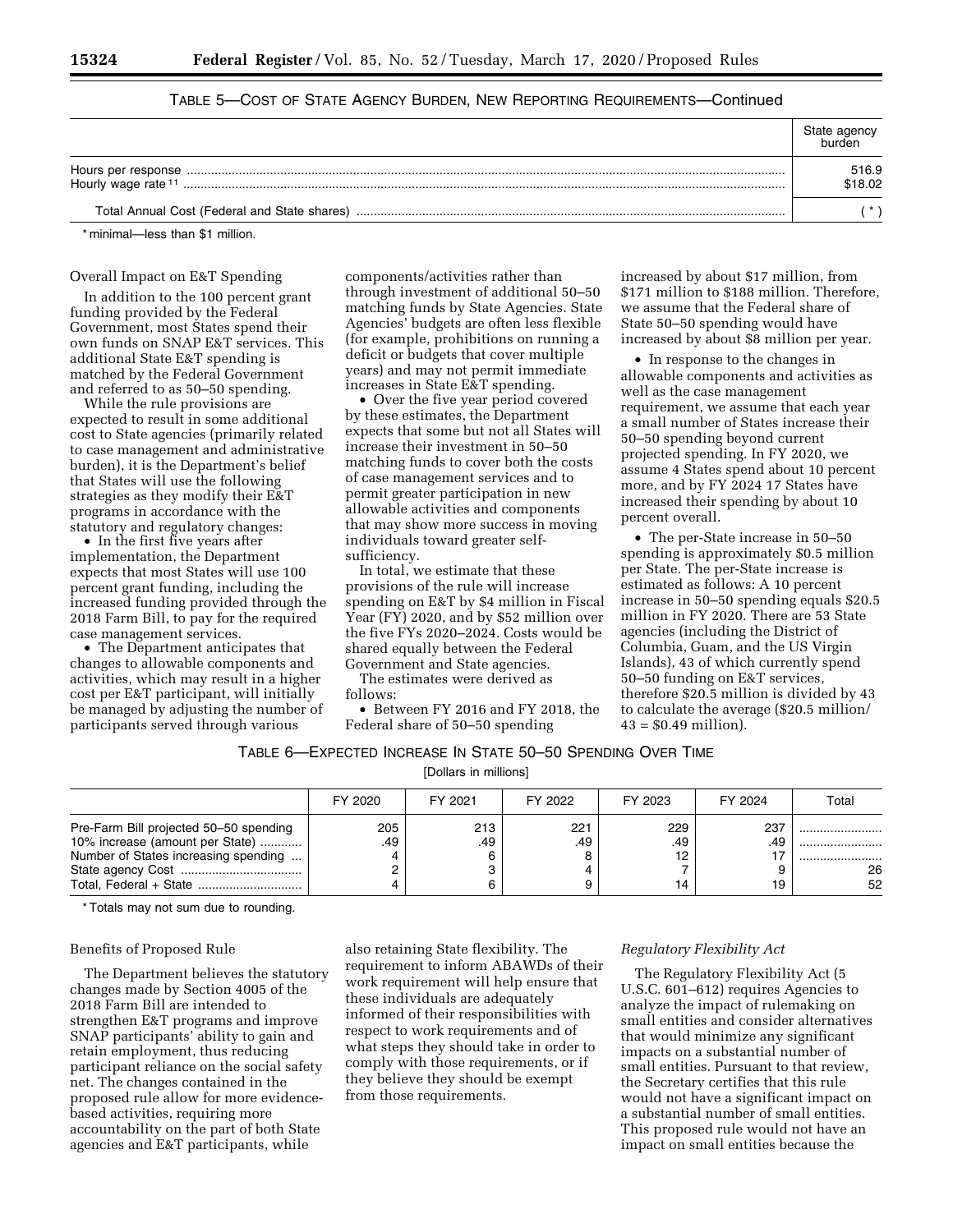TABLE 5—COST OF STATE AGENCY BURDEN, NEW REPORTING REQUIREMENTS—Continued

| | State agency burden |
|---|---|
| Hours per response | 516.9 |
| Hourly wage rate [11] | $18.02 |
| Total Annual Cost (Federal and State shares) | ( * ) |

* minimal—less than $1 million.

Overall Impact on E&T Spending

In addition to the 100 percent grant funding provided by the Federal Government, most States spend their own funds on SNAP E&T services. This additional State E&T spending is matched by the Federal Government and referred to as 50–50 spending.

While the rule provisions are expected to result in some additional cost to State agencies (primarily related to case management and administrative burden), it is the Department's belief that States will use the following strategies as they modify their E&T programs in accordance with the statutory and regulatory changes:

- In the first five years after implementation, the Department expects that most States will use 100 percent grant funding, including the increased funding provided through the 2018 Farm Bill, to pay for the required case management services.
- The Department anticipates that changes to allowable components and activities, which may result in a higher cost per E&T participant, will initially be managed by adjusting the number of participants served through various components/activities rather than through investment of additional 50–50 matching funds by State Agencies. State Agencies' budgets are often less flexible (for example, prohibitions on running a deficit or budgets that cover multiple years) and may not permit immediate increases in State E&T spending.
- Over the five year period covered by these estimates, the Department expects that some but not all States will increase their investment in 50–50 matching funds to cover both the costs of case management services and to permit greater participation in new allowable activities and components that may show more success in moving individuals toward greater self-sufficiency.

In total, we estimate that these provisions of the rule will increase spending on E&T by $4 million in Fiscal Year (FY) 2020, and by $52 million over the five FYs 2020–2024. Costs would be shared equally between the Federal Government and State agencies.

The estimates were derived as follows:

- Between FY 2016 and FY 2018, the Federal share of 50–50 spending increased by about $17 million, from $171 million to $188 million. Therefore, we assume that the Federal share of State 50–50 spending would have increased by about $8 million per year.
- In response to the changes in allowable components and activities as well as the case management requirement, we assume that each year a small number of States increase their 50–50 spending beyond current projected spending. In FY 2020, we assume 4 States spend about 10 percent more, and by FY 2024 17 States have increased their spending by about 10 percent overall.
- The per-State increase in 50–50 spending is approximately $0.5 million per State. The per-State increase is estimated as follows: A 10 percent increase in 50–50 spending equals $20.5 million in FY 2020. There are 53 State agencies (including the District of Columbia, Guam, and the US Virgin Islands), 43 of which currently spend 50–50 funding on E&T services, therefore $20.5 million is divided by 43 to calculate the average ($20.5 million/ 43 = $0.49 million).

TABLE 6—EXPECTED INCREASE IN STATE 50–50 SPENDING OVER TIME

[Dollars in millions]

| | FY 2020 | FY 2021 | FY 2022 | FY 2023 | FY 2024 | Total |
|---|---|---|---|---|---|---|
| Pre-Farm Bill projected 50–50 spending | 205 | 213 | 221 | 229 | 237 | |
| 10% increase (amount per State) | .49 | .49 | .49 | .49 | .49 | |
| Number of States increasing spending | 4 | 6 | 8 | 12 | 17 | |
| State agency Cost | 2 | 3 | 4 | 7 | 9 | 26 |
| Total, Federal + State | 4 | 6 | 9 | 14 | 19 | 52 |

* Totals may not sum due to rounding.

Benefits of Proposed Rule

The Department believes the statutory changes made by Section 4005 of the 2018 Farm Bill are intended to strengthen E&T programs and improve SNAP participants' ability to gain and retain employment, thus reducing participant reliance on the social safety net. The changes contained in the proposed rule allow for more evidence-based activities, requiring more accountability on the part of both State agencies and E&T participants, while also retaining State flexibility. The requirement to inform ABAWDs of their work requirement will help ensure that these individuals are adequately informed of their responsibilities with respect to work requirements and of what steps they should take in order to comply with those requirements, or if they believe they should be exempt from those requirements.

*Regulatory Flexibility Act*

The Regulatory Flexibility Act (5 U.S.C. 601–612) requires Agencies to analyze the impact of rulemaking on small entities and consider alternatives that would minimize any significant impacts on a substantial number of small entities. Pursuant to that review, the Secretary certifies that this rule would not have a significant impact on a substantial number of small entities. This proposed rule would not have an impact on small entities because the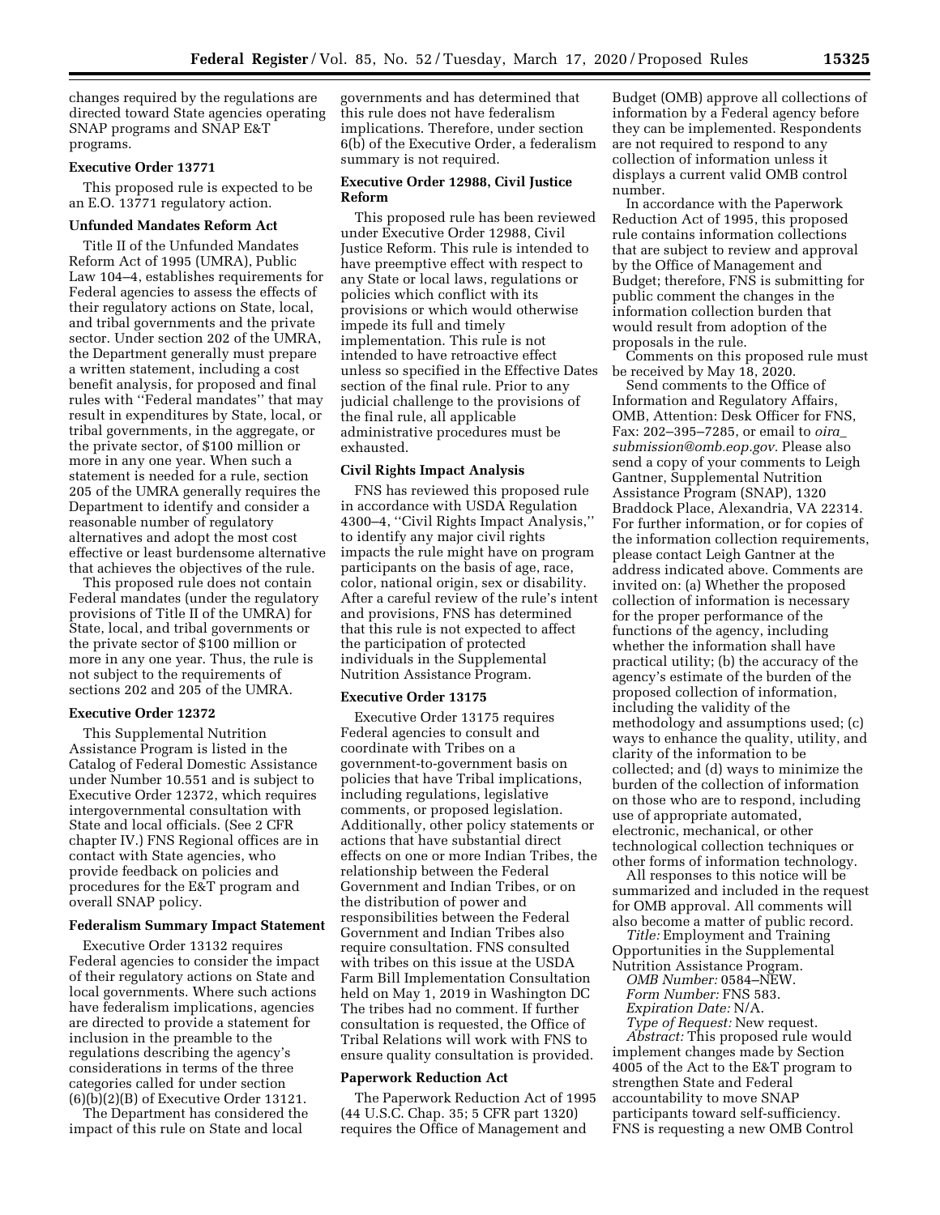changes required by the regulations are directed toward State agencies operating SNAP programs and SNAP E&T programs.

### Executive Order 13771

This proposed rule is expected to be an E.O. 13771 regulatory action.

### Unfunded Mandates Reform Act

Title II of the Unfunded Mandates Reform Act of 1995 (UMRA), Public Law 104–4, establishes requirements for Federal agencies to assess the effects of their regulatory actions on State, local, and tribal governments and the private sector. Under section 202 of the UMRA, the Department generally must prepare a written statement, including a cost benefit analysis, for proposed and final rules with ''Federal mandates'' that may result in expenditures by State, local, or tribal governments, in the aggregate, or the private sector, of $100 million or more in any one year. When such a statement is needed for a rule, section 205 of the UMRA generally requires the Department to identify and consider a reasonable number of regulatory alternatives and adopt the most cost effective or least burdensome alternative that achieves the objectives of the rule.

This proposed rule does not contain Federal mandates (under the regulatory provisions of Title II of the UMRA) for State, local, and tribal governments or the private sector of $100 million or more in any one year. Thus, the rule is not subject to the requirements of sections 202 and 205 of the UMRA.

### Executive Order 12372

This Supplemental Nutrition Assistance Program is listed in the Catalog of Federal Domestic Assistance under Number 10.551 and is subject to Executive Order 12372, which requires intergovernmental consultation with State and local officials. (See 2 CFR chapter IV.) FNS Regional offices are in contact with State agencies, who provide feedback on policies and procedures for the E&T program and overall SNAP policy.

### Federalism Summary Impact Statement

Executive Order 13132 requires Federal agencies to consider the impact of their regulatory actions on State and local governments. Where such actions have federalism implications, agencies are directed to provide a statement for inclusion in the preamble to the regulations describing the agency's considerations in terms of the three categories called for under section (6)(b)(2)(B) of Executive Order 13121.

The Department has considered the impact of this rule on State and local governments and has determined that this rule does not have federalism implications. Therefore, under section 6(b) of the Executive Order, a federalism summary is not required.

### Executive Order 12988, Civil Justice Reform

This proposed rule has been reviewed under Executive Order 12988, Civil Justice Reform. This rule is intended to have preemptive effect with respect to any State or local laws, regulations or policies which conflict with its provisions or which would otherwise impede its full and timely implementation. This rule is not intended to have retroactive effect unless so specified in the Effective Dates section of the final rule. Prior to any judicial challenge to the provisions of the final rule, all applicable administrative procedures must be exhausted.

### Civil Rights Impact Analysis

FNS has reviewed this proposed rule in accordance with USDA Regulation 4300–4, ''Civil Rights Impact Analysis,'' to identify any major civil rights impacts the rule might have on program participants on the basis of age, race, color, national origin, sex or disability. After a careful review of the rule's intent and provisions, FNS has determined that this rule is not expected to affect the participation of protected individuals in the Supplemental Nutrition Assistance Program.

### Executive Order 13175

Executive Order 13175 requires Federal agencies to consult and coordinate with Tribes on a government-to-government basis on policies that have Tribal implications, including regulations, legislative comments, or proposed legislation. Additionally, other policy statements or actions that have substantial direct effects on one or more Indian Tribes, the relationship between the Federal Government and Indian Tribes, or on the distribution of power and responsibilities between the Federal Government and Indian Tribes also require consultation. FNS consulted with tribes on this issue at the USDA Farm Bill Implementation Consultation held on May 1, 2019 in Washington DC The tribes had no comment. If further consultation is requested, the Office of Tribal Relations will work with FNS to ensure quality consultation is provided.

### Paperwork Reduction Act

The Paperwork Reduction Act of 1995 (44 U.S.C. Chap. 35; 5 CFR part 1320) requires the Office of Management and Budget (OMB) approve all collections of information by a Federal agency before they can be implemented. Respondents are not required to respond to any collection of information unless it displays a current valid OMB control number.

In accordance with the Paperwork Reduction Act of 1995, this proposed rule contains information collections that are subject to review and approval by the Office of Management and Budget; therefore, FNS is submitting for public comment the changes in the information collection burden that would result from adoption of the proposals in the rule.

Comments on this proposed rule must be received by May 18, 2020.

Send comments to the Office of Information and Regulatory Affairs, OMB, Attention: Desk Officer for FNS, Fax: 202–395–7285, or email to *oira_submission@omb.eop.gov.* Please also send a copy of your comments to Leigh Gantner, Supplemental Nutrition Assistance Program (SNAP), 1320 Braddock Place, Alexandria, VA 22314. For further information, or for copies of the information collection requirements, please contact Leigh Gantner at the address indicated above. Comments are invited on: (a) Whether the proposed collection of information is necessary for the proper performance of the functions of the agency, including whether the information shall have practical utility; (b) the accuracy of the agency's estimate of the burden of the proposed collection of information, including the validity of the methodology and assumptions used; (c) ways to enhance the quality, utility, and clarity of the information to be collected; and (d) ways to minimize the burden of the collection of information on those who are to respond, including use of appropriate automated, electronic, mechanical, or other technological collection techniques or other forms of information technology.

All responses to this notice will be summarized and included in the request for OMB approval. All comments will also become a matter of public record.

*Title:* Employment and Training Opportunities in the Supplemental Nutrition Assistance Program.

*OMB Number:* 0584–NEW.

*Form Number:* FNS 583.

*Expiration Date:* N/A.

*Type of Request:* New request.

*Abstract:* This proposed rule would implement changes made by Section 4005 of the Act to the E&T program to strengthen State and Federal accountability to move SNAP participants toward self-sufficiency. FNS is requesting a new OMB Control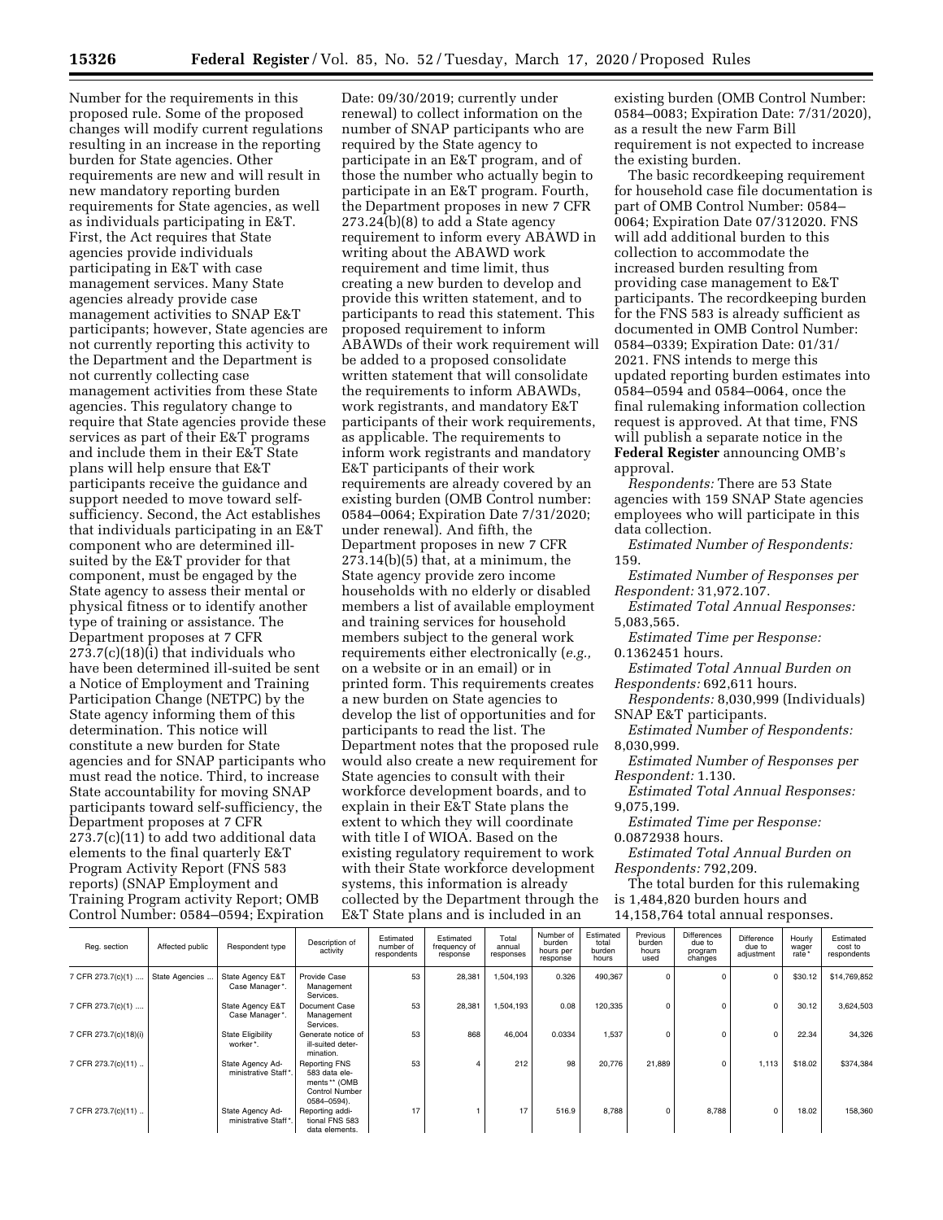Number for the requirements in this proposed rule. Some of the proposed changes will modify current regulations resulting in an increase in the reporting burden for State agencies. Other requirements are new and will result in new mandatory reporting burden requirements for State agencies, as well as individuals participating in E&T. First, the Act requires that State agencies provide individuals participating in E&T with case management services. Many State agencies already provide case management activities to SNAP E&T participants; however, State agencies are not currently reporting this activity to the Department and the Department is not currently collecting case management activities from these State agencies. This regulatory change to require that State agencies provide these services as part of their E&T programs and include them in their E&T State plans will help ensure that E&T participants receive the guidance and support needed to move toward self-sufficiency. Second, the Act establishes that individuals participating in an E&T component who are determined ill-suited by the E&T provider for that component, must be engaged by the State agency to assess their mental or physical fitness or to identify another type of training or assistance. The Department proposes at 7 CFR 273.7(c)(18)(i) that individuals who have been determined ill-suited be sent a Notice of Employment and Training Participation Change (NETPC) by the State agency informing them of this determination. This notice will constitute a new burden for State agencies and for SNAP participants who must read the notice. Third, to increase State accountability for moving SNAP participants toward self-sufficiency, the Department proposes at 7 CFR 273.7(c)(11) to add two additional data elements to the final quarterly E&T Program Activity Report (FNS 583 reports) (SNAP Employment and Training Program activity Report; OMB Control Number: 0584–0594; Expiration Date: 09/30/2019; currently under renewal) to collect information on the number of SNAP participants who are required by the State agency to participate in an E&T program, and of those the number who actually begin to participate in an E&T program. Fourth, the Department proposes in new 7 CFR 273.24(b)(8) to add a State agency requirement to inform every ABAWD in writing about the ABAWD work requirement and time limit, thus creating a new burden to develop and provide this written statement, and to participants to read this statement. This proposed requirement to inform ABAWDs of their work requirement will be added to a proposed consolidate written statement that will consolidate the requirements to inform ABAWDs, work registrants, and mandatory E&T participants of their work requirements, as applicable. The requirements to inform work registrants and mandatory E&T participants of their work requirements are already covered by an existing burden (OMB Control number: 0584–0064; Expiration Date 7/31/2020; under renewal). And fifth, the Department proposes in new 7 CFR 273.14(b)(5) that, at a minimum, the State agency provide zero income households with no elderly or disabled members a list of available employment and training services for household members subject to the general work requirements either electronically (*e.g.,* on a website or in an email) or in printed form. This requirements creates a new burden on State agencies to develop the list of opportunities and for participants to read the list. The Department notes that the proposed rule would also create a new requirement for State agencies to consult with their workforce development boards, and to explain in their E&T State plans the extent to which they will coordinate with title I of WIOA. Based on the existing regulatory requirement to work with their State workforce development systems, this information is already collected by the Department through the E&T State plans and is included in an existing burden (OMB Control Number: 0584–0083; Expiration Date: 7/31/2020), as a result the new Farm Bill requirement is not expected to increase the existing burden.

The basic recordkeeping requirement for household case file documentation is part of OMB Control Number: 0584–0064; Expiration Date 07/312020. FNS will add additional burden to this collection to accommodate the increased burden resulting from providing case management to E&T participants. The recordkeeping burden for the FNS 583 is already sufficient as documented in OMB Control Number: 0584–0339; Expiration Date: 01/31/2021. FNS intends to merge this updated reporting burden estimates into 0584–0594 and 0584–0064, once the final rulemaking information collection request is approved. At that time, FNS will publish a separate notice in the **Federal Register** announcing OMB's approval.

*Respondents:* There are 53 State agencies with 159 SNAP State agencies employees who will participate in this data collection.

*Estimated Number of Respondents:* 159.

*Estimated Number of Responses per Respondent:* 31,972.107.

*Estimated Total Annual Responses:* 5,083,565.

*Estimated Time per Response:* 0.1362451 hours.

*Estimated Total Annual Burden on Respondents:* 692,611 hours.

*Respondents:* 8,030,999 (Individuals) SNAP E&T participants.

*Estimated Number of Respondents:* 8,030,999.

*Estimated Number of Responses per Respondent:* 1.130.

*Estimated Total Annual Responses:* 9,075,199.

*Estimated Time per Response:* 0.0872938 hours.

*Estimated Total Annual Burden on Respondents:* 792,209.

The total burden for this rulemaking is 1,484,820 burden hours and 14,158,764 total annual responses.

| Reg. section | Affected public | Respondent type | Description of activity | Estimated number of respondents | Estimated frequency of response | Total annual responses | Number of burden hours per response | Estimated total burden hours | Previous burden hours used | Differences due to program changes | Difference due to adjustment | Hourly wager rate* | Estimated cost to respondents |
|---|---|---|---|---|---|---|---|---|---|---|---|---|---|
| 7 CFR 273.7(c)(1) .... | State Agencies ... | State Agency E&T Case Manager*. | Provide Case Management Services. | 53 | 28,381 | 1,504,193 | 0.326 | 490,367 | 0 | 0 | 0 | $30.12 | $14,769,852 |
| 7 CFR 273.7(c)(1) .... | | State Agency E&T Case Manager*. | Document Case Management Services. | 53 | 28,381 | 1,504,193 | 0.08 | 120,335 | 0 | 0 | 0 | 30.12 | 3,624,503 |
| 7 CFR 273.7(c)(18)(i) | | State Eligibility worker*. | Generate notice of ill-suited determination. | 53 | 868 | 46,004 | 0.0334 | 1,537 | 0 | 0 | 0 | 22.34 | 34,326 |
| 7 CFR 273.7(c)(11) .. | | State Agency Administrative Staff*. | Reporting FNS 583 data elements** (OMB Control Number 0584–0594). | 53 | 4 | 212 | 98 | 20,776 | 21,889 | 0 | 1,113 | $18.02 | $374,384 |
| 7 CFR 273.7(c)(11) .. | | State Agency Administrative Staff*. | Reporting additional FNS 583 data elements. | 17 | 1 | 17 | 516.9 | 8,788 | 0 | 8,788 | 0 | 18.02 | 158,360 |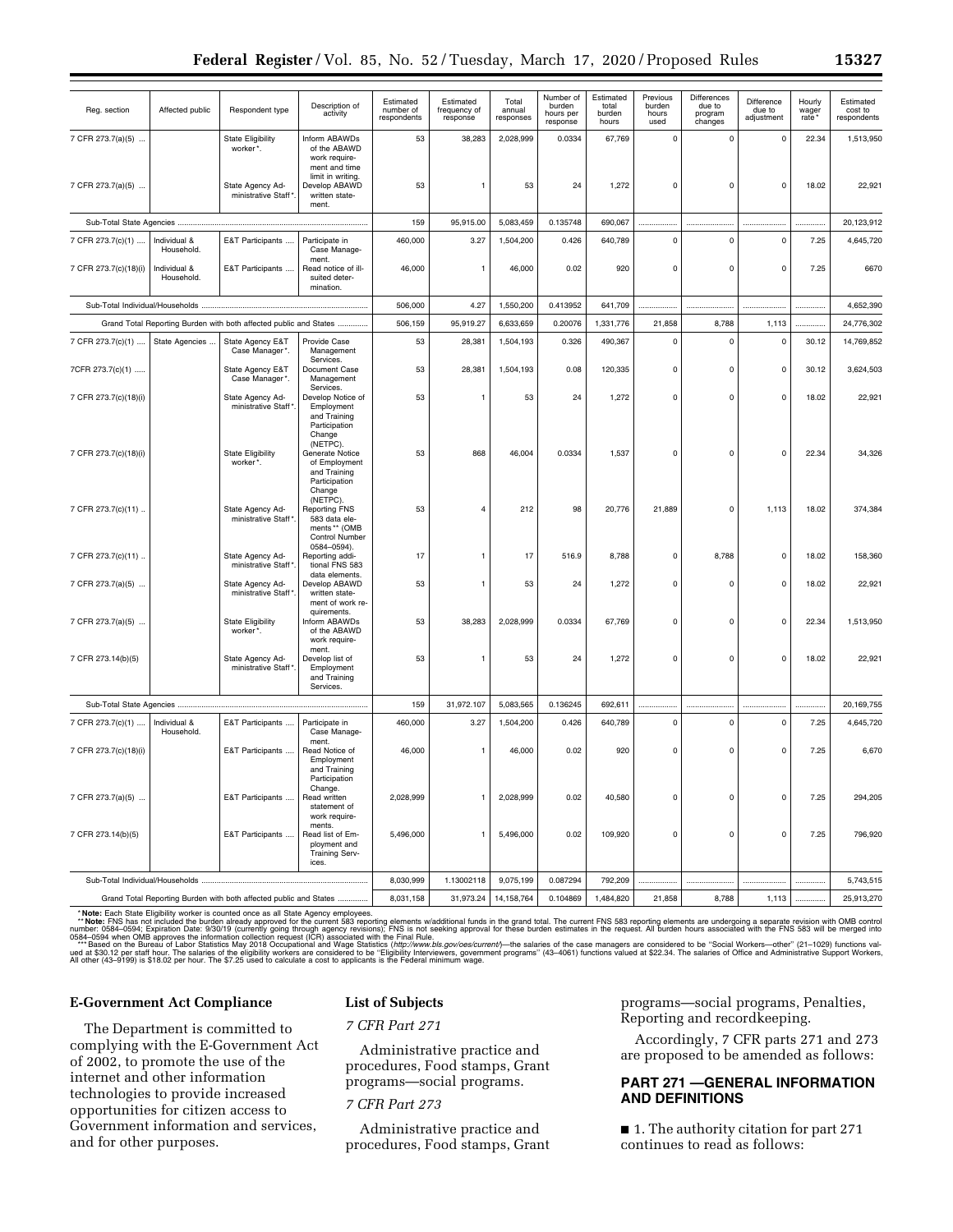| Reg. section | Affected public | Respondent type | Description of activity | Estimated number of respondents | Estimated frequency of response | Total annual responses | Number of burden hours per response | Estimated total burden hours | Previous burden hours used | Differences due to program changes | Difference due to adjustment | Hourly wager rate* | Estimated cost to respondents |
|---|---|---|---|---|---|---|---|---|---|---|---|---|---|
| 7 CFR 273.7(a)(5) ... | | State Eligibility worker*. | Inform ABAWDs of the ABAWD work requirement and time limit in writing. | 53 | 38,283 | 2,028,999 | 0.0334 | 67,769 | 0 | 0 | 0 | 22.34 | 1,513,950 |
| 7 CFR 273.7(a)(5) ... | | State Agency Administrative Staff*. | Develop ABAWD written statement. | 53 | 1 | 53 | 24 | 1,272 | 0 | 0 | 0 | 18.02 | 22,921 |
| Sub-Total State Agencies | | | | 159 | 95,915.00 | 5,083,459 | 0.135748 | 690,067 | | | | | 20,123,912 |
| 7 CFR 273.7(c)(1) .... | Individual & Household. | E&T Participants .... | Participate in Case Management. | 460,000 | 3.27 | 1,504,200 | 0.426 | 640,789 | 0 | 0 | 0 | 7.25 | 4,645,720 |
| 7 CFR 273.7(c)(18)(i) | Individual & Household. | E&T Participants .... | Read notice of ill-suited determination. | 46,000 | 1 | 46,000 | 0.02 | 920 | 0 | 0 | 0 | 7.25 | 6670 |
| Sub-Total Individual/Households | | | | 506,000 | 4.27 | 1,550,200 | 0.413952 | 641,709 | | | | | 4,652,390 |
| Grand Total Reporting Burden with both affected public and States | | | | 506,159 | 95,919.27 | 6,633,659 | 0.20076 | 1,331,776 | 21,858 | 8,788 | 1,113 | | 24,776,302 |
| 7 CFR 273.7(c)(1) .... | State Agencies ... | State Agency E&T Case Manager*. | Provide Case Management Services. | 53 | 28,381 | 1,504,193 | 0.326 | 490,367 | 0 | 0 | 0 | 30.12 | 14,769,852 |
| 7CFR 273.7(c)(1) ..... | | State Agency E&T Case Manager*. | Document Case Management Services. | 53 | 28,381 | 1,504,193 | 0.08 | 120,335 | 0 | 0 | 0 | 30.12 | 3,624,503 |
| 7 CFR 273.7(c)(18)(i) | | State Agency Administrative Staff*. | Develop Notice of Employment and Training Participation Change (NETPC). | 53 | 1 | 53 | 24 | 1,272 | 0 | 0 | 0 | 18.02 | 22,921 |
| 7 CFR 273.7(c)(18)(i) | | State Eligibility worker*. | Generate Notice of Employment and Training Participation Change (NETPC). | 53 | 868 | 46,004 | 0.0334 | 1,537 | 0 | 0 | 0 | 22.34 | 34,326 |
| 7 CFR 273.7(c)(11) .. | | State Agency Administrative Staff*. | Reporting FNS 583 data elements** (OMB Control Number 0584–0594). | 53 | 4 | 212 | 98 | 20,776 | 21,889 | 0 | 1,113 | 18.02 | 374,384 |
| 7 CFR 273.7(c)(11) .. | | State Agency Administrative Staff*. | Reporting additional FNS 583 data elements. | 17 | 1 | 17 | 516.9 | 8,788 | 0 | 8,788 | 0 | 18.02 | 158,360 |
| 7 CFR 273.7(a)(5) ... | | State Agency Administrative Staff*. | Develop ABAWD written statement of work requirements. | 53 | 1 | 53 | 24 | 1,272 | 0 | 0 | 0 | 18.02 | 22,921 |
| 7 CFR 273.7(a)(5) ... | | State Eligibility worker*. | Inform ABAWDs of the ABAWD work requirement. | 53 | 38,283 | 2,028,999 | 0.0334 | 67,769 | 0 | 0 | 0 | 22.34 | 1,513,950 |
| 7 CFR 273.14(b)(5) | | State Agency Administrative Staff*. | Develop list of Employment and Training Services. | 53 | 1 | 53 | 24 | 1,272 | 0 | 0 | 0 | 18.02 | 22,921 |
| Sub-Total State Agencies | | | | 159 | 31,972.107 | 5,083,565 | 0.136245 | 692,611 | | | | | 20,169,755 |
| 7 CFR 273.7(c)(1) .... | Individual & Household. | E&T Participants .... | Participate in Case Management. | 460,000 | 3.27 | 1,504,200 | 0.426 | 640,789 | 0 | 0 | 0 | 7.25 | 4,645,720 |
| 7 CFR 273.7(c)(18)(i) | | E&T Participants .... | Read Notice of Employment and Training Participation Change. | 46,000 | 1 | 46,000 | 0.02 | 920 | 0 | 0 | 0 | 7.25 | 6,670 |
| 7 CFR 273.7(a)(5) ... | | E&T Participants .... | Read written statement of work requirements. | 2,028,999 | 1 | 2,028,999 | 0.02 | 40,580 | 0 | 0 | 0 | 7.25 | 294,205 |
| 7 CFR 273.14(b)(5) | | E&T Participants .... | Read list of Employment and Training Services. | 5,496,000 | 1 | 5,496,000 | 0.02 | 109,920 | 0 | 0 | 0 | 7.25 | 796,920 |
| Sub-Total Individual/Households | | | | 8,030,999 | 1.13002118 | 9,075,199 | 0.087294 | 792,209 | | | | | 5,743,515 |
| Grand Total Reporting Burden with both affected public and States | | | | 8,031,158 | 31,973.24 | 14,158,764 | 0.104869 | 1,484,820 | 21,858 | 8,788 | 1,113 | | 25,913,270 |

\* **Note:** Each State Eligibility worker is counted once as all State Agency employees.

\*\* **Note:** FNS has not included the burden already approved for the current 583 reporting elements w/additional funds in the grand total. The current FNS 583 reporting elements are undergoing a separate revision with OMB control number: 0584–0594; Expiration Date: 9/30/19 (currently going through agency revisions); FNS is not seeking approval for these burden estimates in the request. All burden hours associated with the FNS 583 will be merged into 0584–0594 when OMB approves the information collection request (ICR) associated with the Final Rule.

\*\*\* Based on the Bureau of Labor Statistics May 2018 Occupational and Wage Statistics (*http://www.bls.gov/oes/current/*)—the salaries of the case managers are considered to be "Social Workers—other" (21–1029) functions valued at $30.12 per staff hour. The salaries of the eligibility workers are considered to be "Eligibility Interviewers, government programs" (43–4061) functions valued at $22.34. The salaries of Office and Administrative Support Workers, All other (43–9199) is $18.02 per hour. The $7.25 used to calculate a cost to applicants is the Federal minimum wage.

## E-Government Act Compliance

The Department is committed to complying with the E-Government Act of 2002, to promote the use of the internet and other information technologies to provide increased opportunities for citizen access to Government information and services, and for other purposes.

## List of Subjects

*7 CFR Part 271*

Administrative practice and procedures, Food stamps, Grant programs—social programs.

*7 CFR Part 273*

Administrative practice and procedures, Food stamps, Grant programs—social programs, Penalties, Reporting and recordkeeping.

Accordingly, 7 CFR parts 271 and 273 are proposed to be amended as follows:

## PART 271 —GENERAL INFORMATION AND DEFINITIONS

■ 1. The authority citation for part 271 continues to read as follows: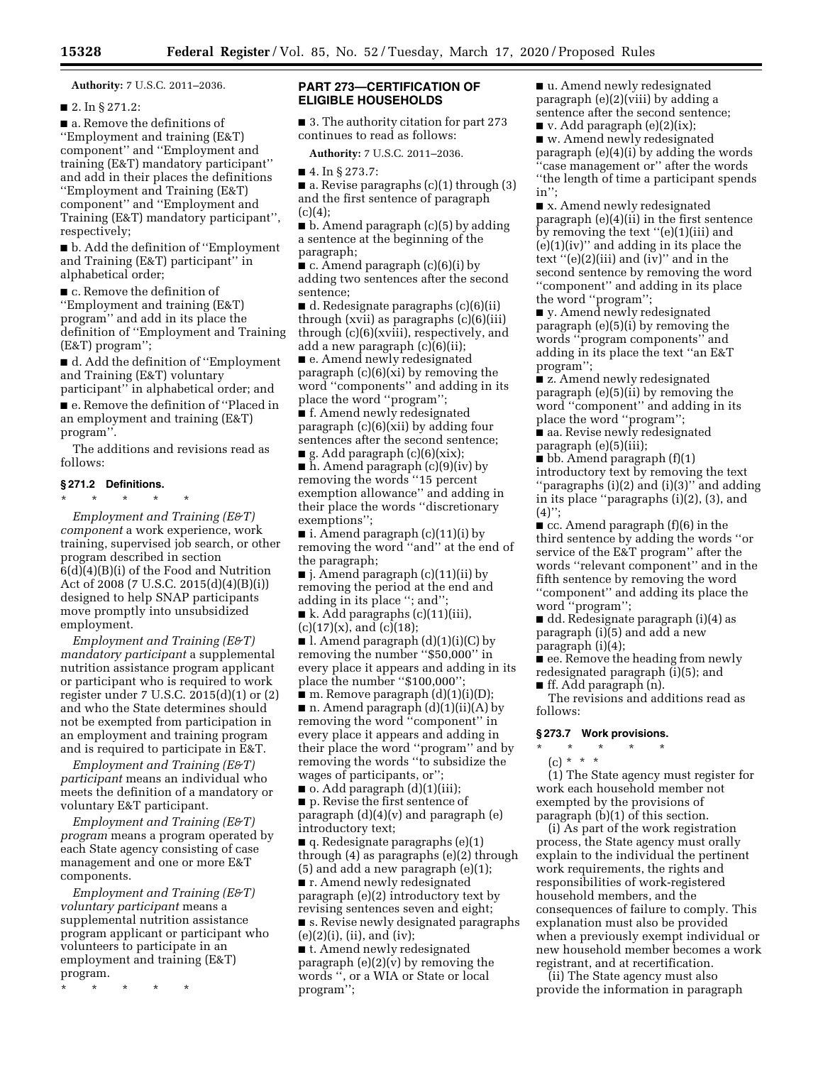**Authority:** 7 U.S.C. 2011–2036.

■ 2. In § 271.2:

■ a. Remove the definitions of ''Employment and training (E&T) component'' and ''Employment and training (E&T) mandatory participant'' and add in their places the definitions ''Employment and Training (E&T) component'' and ''Employment and Training (E&T) mandatory participant'', respectively;

■ b. Add the definition of ''Employment and Training (E&T) participant'' in alphabetical order;

■ c. Remove the definition of ''Employment and training (E&T) program'' and add in its place the definition of ''Employment and Training (E&T) program'';

■ d. Add the definition of ''Employment and Training (E&T) voluntary participant'' in alphabetical order; and

■ e. Remove the definition of ''Placed in an employment and training (E&T) program''.

The additions and revisions read as follows:

### § 271.2 Definitions.

\* \* \* \* \*

*Employment and Training (E&T) component* a work experience, work training, supervised job search, or other program described in section 6(d)(4)(B)(i) of the Food and Nutrition Act of 2008 (7 U.S.C. 2015(d)(4)(B)(i)) designed to help SNAP participants move promptly into unsubsidized employment.

*Employment and Training (E&T) mandatory participant* a supplemental nutrition assistance program applicant or participant who is required to work register under 7 U.S.C. 2015(d)(1) or (2) and who the State determines should not be exempted from participation in an employment and training program and is required to participate in E&T.

*Employment and Training (E&T) participant* means an individual who meets the definition of a mandatory or voluntary E&T participant.

*Employment and Training (E&T) program* means a program operated by each State agency consisting of case management and one or more E&T components.

*Employment and Training (E&T) voluntary participant* means a supplemental nutrition assistance program applicant or participant who volunteers to participate in an employment and training (E&T) program.

\* \* \* \* \*

## PART 273—CERTIFICATION OF ELIGIBLE HOUSEHOLDS

■ 3. The authority citation for part 273 continues to read as follows:

**Authority:** 7 U.S.C. 2011–2036.

■ 4. In § 273.7:

■ a. Revise paragraphs (c)(1) through (3) and the first sentence of paragraph (c)(4);

■ b. Amend paragraph (c)(5) by adding a sentence at the beginning of the paragraph;

■ c. Amend paragraph (c)(6)(i) by adding two sentences after the second sentence;

■ d. Redesignate paragraphs (c)(6)(ii) through (xvii) as paragraphs (c)(6)(iii) through (c)(6)(xviii), respectively, and add a new paragraph (c)(6)(ii);

■ e. Amend newly redesignated paragraph (c)(6)(xi) by removing the word ''components'' and adding in its place the word ''program'';

■ f. Amend newly redesignated paragraph (c)(6)(xii) by adding four sentences after the second sentence;

■ g. Add paragraph (c)(6)(xix);

■ h. Amend paragraph (c)(9)(iv) by removing the words ''15 percent exemption allowance'' and adding in their place the words ''discretionary exemptions'';

■ i. Amend paragraph (c)(11)(i) by removing the word ''and'' at the end of the paragraph;

■ j. Amend paragraph (c)(11)(ii) by removing the period at the end and adding in its place ''; and'';

■ k. Add paragraphs (c)(11)(iii), (c)(17)(x), and (c)(18);

■ l. Amend paragraph (d)(1)(i)(C) by removing the number ''$50,000'' in every place it appears and adding in its place the number ''$100,000'';

■ m. Remove paragraph (d)(1)(i)(D);

■ n. Amend paragraph (d)(1)(ii)(A) by removing the word ''component'' in every place it appears and adding in their place the word ''program'' and by removing the words ''to subsidize the wages of participants, or'';

■ o. Add paragraph (d)(1)(iii);

■ p. Revise the first sentence of paragraph (d)(4)(v) and paragraph (e) introductory text;

■ q. Redesignate paragraphs (e)(1) through (4) as paragraphs (e)(2) through (5) and add a new paragraph (e)(1);

■ r. Amend newly redesignated paragraph (e)(2) introductory text by revising sentences seven and eight;

■ s. Revise newly designated paragraphs (e)(2)(i), (ii), and (iv);

■ t. Amend newly redesignated paragraph (e)(2)(v) by removing the words '', or a WIA or State or local program'';

■ u. Amend newly redesignated paragraph (e)(2)(viii) by adding a sentence after the second sentence;

■ v. Add paragraph (e)(2)(ix);

■ w. Amend newly redesignated paragraph (e)(4)(i) by adding the words ''case management or'' after the words ''the length of time a participant spends in'';

■ x. Amend newly redesignated paragraph (e)(4)(ii) in the first sentence by removing the text ''(e)(1)(iii) and (e)(1)(iv)'' and adding in its place the text ''(e)(2)(iii) and (iv)'' and in the second sentence by removing the word ''component'' and adding in its place the word ''program'';

■ y. Amend newly redesignated paragraph (e)(5)(i) by removing the words ''program components'' and adding in its place the text ''an E&T program'';

■ z. Amend newly redesignated paragraph (e)(5)(ii) by removing the word ''component'' and adding in its place the word ''program'';

■ aa. Revise newly redesignated paragraph (e)(5)(iii);

■ bb. Amend paragraph (f)(1) introductory text by removing the text ''paragraphs (i)(2) and (i)(3)'' and adding in its place ''paragraphs (i)(2), (3), and (4)'';

■ cc. Amend paragraph (f)(6) in the third sentence by adding the words ''or service of the E&T program'' after the words ''relevant component'' and in the fifth sentence by removing the word ''component'' and adding its place the word ''program'';

■ dd. Redesignate paragraph (i)(4) as paragraph (i)(5) and add a new paragraph (i)(4);

■ ee. Remove the heading from newly redesignated paragraph (i)(5); and

■ ff. Add paragraph (n).

The revisions and additions read as follows:

### § 273.7 Work provisions.

\* \* \* \* \*

(c) \* \* \*

(1) The State agency must register for work each household member not exempted by the provisions of paragraph (b)(1) of this section.

(i) As part of the work registration process, the State agency must orally explain to the individual the pertinent work requirements, the rights and responsibilities of work-registered household members, and the consequences of failure to comply. This explanation must also be provided when a previously exempt individual or new household member becomes a work registrant, and at recertification.

(ii) The State agency must also provide the information in paragraph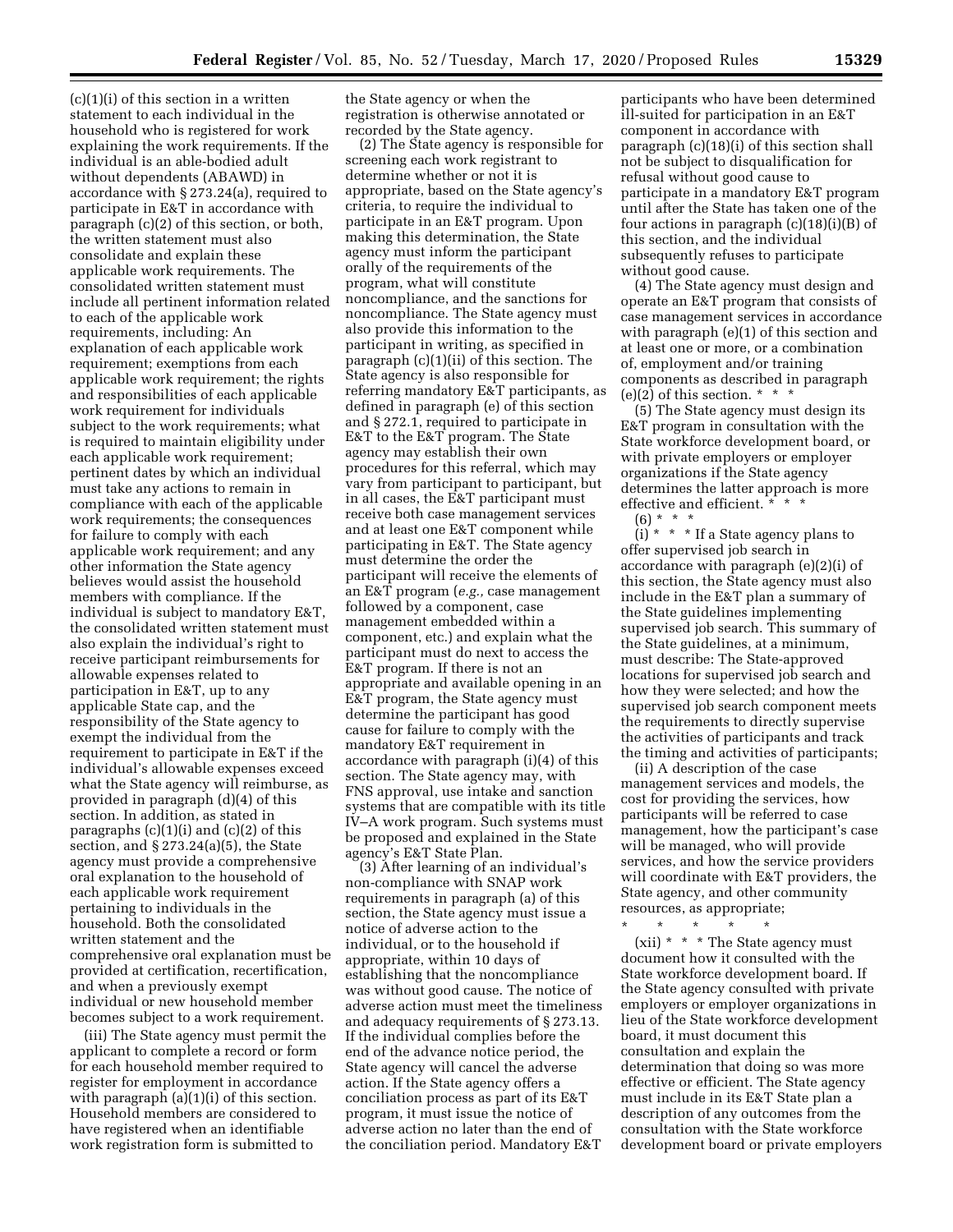(c)(1)(i) of this section in a written statement to each individual in the household who is registered for work explaining the work requirements. If the individual is an able-bodied adult without dependents (ABAWD) in accordance with § 273.24(a), required to participate in E&T in accordance with paragraph (c)(2) of this section, or both, the written statement must also consolidate and explain these applicable work requirements. The consolidated written statement must include all pertinent information related to each of the applicable work requirements, including: An explanation of each applicable work requirement; exemptions from each applicable work requirement; the rights and responsibilities of each applicable work requirement for individuals subject to the work requirements; what is required to maintain eligibility under each applicable work requirement; pertinent dates by which an individual must take any actions to remain in compliance with each of the applicable work requirements; the consequences for failure to comply with each applicable work requirement; and any other information the State agency believes would assist the household members with compliance. If the individual is subject to mandatory E&T, the consolidated written statement must also explain the individual's right to receive participant reimbursements for allowable expenses related to participation in E&T, up to any applicable State cap, and the responsibility of the State agency to exempt the individual from the requirement to participate in E&T if the individual's allowable expenses exceed what the State agency will reimburse, as provided in paragraph (d)(4) of this section. In addition, as stated in paragraphs (c)(1)(i) and (c)(2) of this section, and § 273.24(a)(5), the State agency must provide a comprehensive oral explanation to the household of each applicable work requirement pertaining to individuals in the household. Both the consolidated written statement and the comprehensive oral explanation must be provided at certification, recertification, and when a previously exempt individual or new household member becomes subject to a work requirement.

(iii) The State agency must permit the applicant to complete a record or form for each household member required to register for employment in accordance with paragraph (a)(1)(i) of this section. Household members are considered to have registered when an identifiable work registration form is submitted to the State agency or when the registration is otherwise annotated or recorded by the State agency.

(2) The State agency is responsible for screening each work registrant to determine whether or not it is appropriate, based on the State agency's criteria, to require the individual to participate in an E&T program. Upon making this determination, the State agency must inform the participant orally of the requirements of the program, what will constitute noncompliance, and the sanctions for noncompliance. The State agency must also provide this information to the participant in writing, as specified in paragraph (c)(1)(ii) of this section. The State agency is also responsible for referring mandatory E&T participants, as defined in paragraph (e) of this section and § 272.1, required to participate in E&T to the E&T program. The State agency may establish their own procedures for this referral, which may vary from participant to participant, but in all cases, the E&T participant must receive both case management services and at least one E&T component while participating in E&T. The State agency must determine the order the participant will receive the elements of an E&T program (*e.g.,* case management followed by a component, case management embedded within a component, etc.) and explain what the participant must do next to access the E&T program. If there is not an appropriate and available opening in an E&T program, the State agency must determine the participant has good cause for failure to comply with the mandatory E&T requirement in accordance with paragraph (i)(4) of this section. The State agency may, with FNS approval, use intake and sanction systems that are compatible with its title IV–A work program. Such systems must be proposed and explained in the State agency's E&T State Plan.

(3) After learning of an individual's non-compliance with SNAP work requirements in paragraph (a) of this section, the State agency must issue a notice of adverse action to the individual, or to the household if appropriate, within 10 days of establishing that the noncompliance was without good cause. The notice of adverse action must meet the timeliness and adequacy requirements of § 273.13. If the individual complies before the end of the advance notice period, the State agency will cancel the adverse action. If the State agency offers a conciliation process as part of its E&T program, it must issue the notice of adverse action no later than the end of the conciliation period. Mandatory E&T participants who have been determined ill-suited for participation in an E&T component in accordance with paragraph (c)(18)(i) of this section shall not be subject to disqualification for refusal without good cause to participate in a mandatory E&T program until after the State has taken one of the four actions in paragraph (c)(18)(i)(B) of this section, and the individual subsequently refuses to participate without good cause.

(4) The State agency must design and operate an E&T program that consists of case management services in accordance with paragraph (e)(1) of this section and at least one or more, or a combination of, employment and/or training components as described in paragraph (e)(2) of this section. * * *

(5) The State agency must design its E&T program in consultation with the State workforce development board, or with private employers or employer organizations if the State agency determines the latter approach is more effective and efficient. * * *

(6) * * *

(i) * * * If a State agency plans to offer supervised job search in accordance with paragraph (e)(2)(i) of this section, the State agency must also include in the E&T plan a summary of the State guidelines implementing supervised job search. This summary of the State guidelines, at a minimum, must describe: The State-approved locations for supervised job search and how they were selected; and how the supervised job search component meets the requirements to directly supervise the activities of participants and track the timing and activities of participants;

(ii) A description of the case management services and models, the cost for providing the services, how participants will be referred to case management, how the participant's case will be managed, who will provide services, and how the service providers will coordinate with E&T providers, the State agency, and other community resources, as appropriate;

\* \* \* \* \*

(xii) * * * The State agency must document how it consulted with the State workforce development board. If the State agency consulted with private employers or employer organizations in lieu of the State workforce development board, it must document this consultation and explain the determination that doing so was more effective or efficient. The State agency must include in its E&T State plan a description of any outcomes from the consultation with the State workforce development board or private employers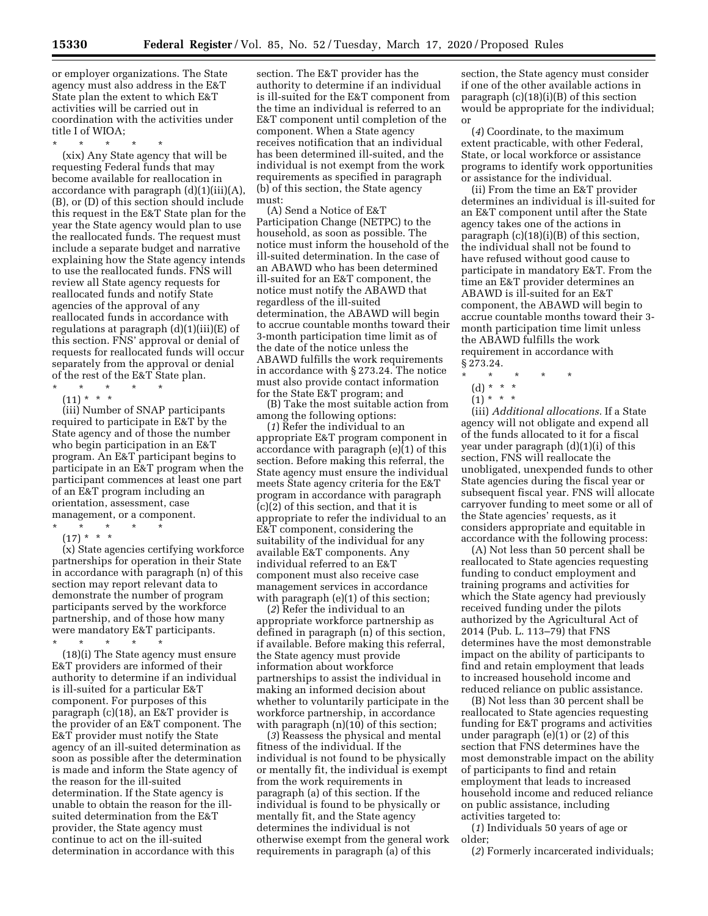or employer organizations. The State agency must also address in the E&T State plan the extent to which E&T activities will be carried out in coordination with the activities under title I of WIOA;

\* \* \* \* \*

(xix) Any State agency that will be requesting Federal funds that may become available for reallocation in accordance with paragraph (d)(1)(iii)(A), (B), or (D) of this section should include this request in the E&T State plan for the year the State agency would plan to use the reallocated funds. The request must include a separate budget and narrative explaining how the State agency intends to use the reallocated funds. FNS will review all State agency requests for reallocated funds and notify State agencies of the approval of any reallocated funds in accordance with regulations at paragraph (d)(1)(iii)(E) of this section. FNS' approval or denial of requests for reallocated funds will occur separately from the approval or denial of the rest of the E&T State plan.

\* \* \* \* \*

(11) \* \* \*

(iii) Number of SNAP participants required to participate in E&T by the State agency and of those the number who begin participation in an E&T program. An E&T participant begins to participate in an E&T program when the participant commences at least one part of an E&T program including an orientation, assessment, case management, or a component.

\* \* \* \* \*

(17) \* \* \*

(x) State agencies certifying workforce partnerships for operation in their State in accordance with paragraph (n) of this section may report relevant data to demonstrate the number of program participants served by the workforce partnership, and of those how many were mandatory E&T participants.

\* \* \* \* \*

(18)(i) The State agency must ensure E&T providers are informed of their authority to determine if an individual is ill-suited for a particular E&T component. For purposes of this paragraph (c)(18), an E&T provider is the provider of an E&T component. The E&T provider must notify the State agency of an ill-suited determination as soon as possible after the determination is made and inform the State agency of the reason for the ill-suited determination. If the State agency is unable to obtain the reason for the ill-suited determination from the E&T provider, the State agency must continue to act on the ill-suited determination in accordance with this section. The E&T provider has the authority to determine if an individual is ill-suited for the E&T component from the time an individual is referred to an E&T component until completion of the component. When a State agency receives notification that an individual has been determined ill-suited, and the individual is not exempt from the work requirements as specified in paragraph (b) of this section, the State agency must:

(A) Send a Notice of E&T Participation Change (NETPC) to the household, as soon as possible. The notice must inform the household of the ill-suited determination. In the case of an ABAWD who has been determined ill-suited for an E&T component, the notice must notify the ABAWD that regardless of the ill-suited determination, the ABAWD will begin to accrue countable months toward their 3-month participation time limit as of the date of the notice unless the ABAWD fulfills the work requirements in accordance with § 273.24. The notice must also provide contact information for the State E&T program; and

(B) Take the most suitable action from among the following options:

(*1*) Refer the individual to an appropriate E&T program component in accordance with paragraph (e)(1) of this section. Before making this referral, the State agency must ensure the individual meets State agency criteria for the E&T program in accordance with paragraph (c)(2) of this section, and that it is appropriate to refer the individual to an E&T component, considering the suitability of the individual for any available E&T components. Any individual referred to an E&T component must also receive case management services in accordance with paragraph (e)(1) of this section;

(*2*) Refer the individual to an appropriate workforce partnership as defined in paragraph (n) of this section, if available. Before making this referral, the State agency must provide information about workforce partnerships to assist the individual in making an informed decision about whether to voluntarily participate in the workforce partnership, in accordance with paragraph (n)(10) of this section;

(*3*) Reassess the physical and mental fitness of the individual. If the individual is not found to be physically or mentally fit, the individual is exempt from the work requirements in paragraph (a) of this section. If the individual is found to be physically or mentally fit, and the State agency determines the individual is not otherwise exempt from the general work requirements in paragraph (a) of this section, the State agency must consider if one of the other available actions in paragraph (c)(18)(i)(B) of this section would be appropriate for the individual; or

(*4*) Coordinate, to the maximum extent practicable, with other Federal, State, or local workforce or assistance programs to identify work opportunities or assistance for the individual.

(ii) From the time an E&T provider determines an individual is ill-suited for an E&T component until after the State agency takes one of the actions in paragraph (c)(18)(i)(B) of this section, the individual shall not be found to have refused without good cause to participate in mandatory E&T. From the time an E&T provider determines an ABAWD is ill-suited for an E&T component, the ABAWD will begin to accrue countable months toward their 3-month participation time limit unless the ABAWD fulfills the work requirement in accordance with § 273.24.

\* \* \* \* \*

(d) \* \* \*

(1) \* \* \*

(iii) *Additional allocations.* If a State agency will not obligate and expend all of the funds allocated to it for a fiscal year under paragraph (d)(1)(i) of this section, FNS will reallocate the unobligated, unexpended funds to other State agencies during the fiscal year or subsequent fiscal year. FNS will allocate carryover funding to meet some or all of the State agencies' requests, as it considers appropriate and equitable in accordance with the following process:

(A) Not less than 50 percent shall be reallocated to State agencies requesting funding to conduct employment and training programs and activities for which the State agency had previously received funding under the pilots authorized by the Agricultural Act of 2014 (Pub. L. 113–79) that FNS determines have the most demonstrable impact on the ability of participants to find and retain employment that leads to increased household income and reduced reliance on public assistance.

(B) Not less than 30 percent shall be reallocated to State agencies requesting funding for E&T programs and activities under paragraph (e)(1) or (2) of this section that FNS determines have the most demonstrable impact on the ability of participants to find and retain employment that leads to increased household income and reduced reliance on public assistance, including activities targeted to:

(*1*) Individuals 50 years of age or older;

(*2*) Formerly incarcerated individuals;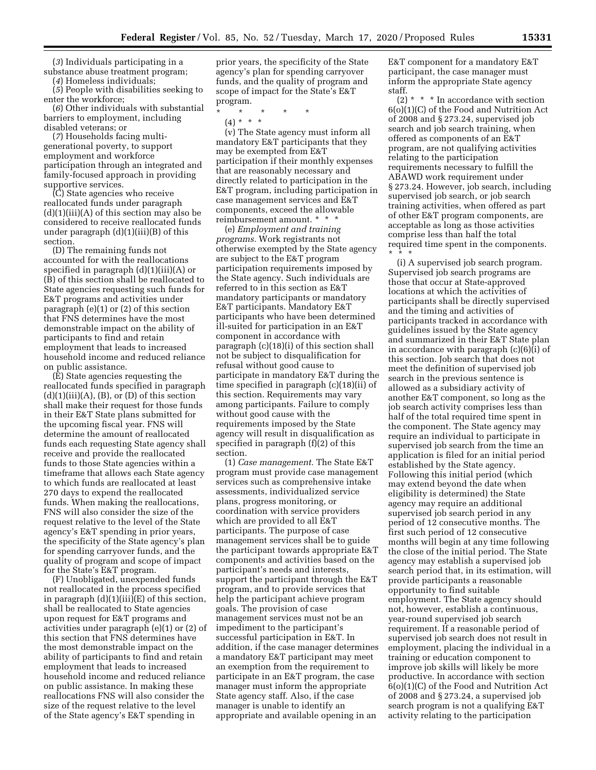(*3*) Individuals participating in a substance abuse treatment program;

(*4*) Homeless individuals;

(*5*) People with disabilities seeking to enter the workforce;

(*6*) Other individuals with substantial barriers to employment, including disabled veterans; or

(*7*) Households facing multi-generational poverty, to support employment and workforce participation through an integrated and family-focused approach in providing supportive services.

(C) State agencies who receive reallocated funds under paragraph (d)(1)(iii)(A) of this section may also be considered to receive reallocated funds under paragraph (d)(1)(iii)(B) of this section.

(D) The remaining funds not accounted for with the reallocations specified in paragraph (d)(1)(iii)(A) or (B) of this section shall be reallocated to State agencies requesting such funds for E&T programs and activities under paragraph (e)(1) or (2) of this section that FNS determines have the most demonstrable impact on the ability of participants to find and retain employment that leads to increased household income and reduced reliance on public assistance.

(E) State agencies requesting the reallocated funds specified in paragraph (d)(1)(iii)(A), (B), or (D) of this section shall make their request for those funds in their E&T State plans submitted for the upcoming fiscal year. FNS will determine the amount of reallocated funds each requesting State agency shall receive and provide the reallocated funds to those State agencies within a timeframe that allows each State agency to which funds are reallocated at least 270 days to expend the reallocated funds. When making the reallocations, FNS will also consider the size of the request relative to the level of the State agency's E&T spending in prior years, the specificity of the State agency's plan for spending carryover funds, and the quality of program and scope of impact for the State's E&T program.

(F) Unobligated, unexpended funds not reallocated in the process specified in paragraph (d)(1)(iii)(E) of this section, shall be reallocated to State agencies upon request for E&T programs and activities under paragraph (e)(1) or (2) of this section that FNS determines have the most demonstrable impact on the ability of participants to find and retain employment that leads to increased household income and reduced reliance on public assistance. In making these reallocations FNS will also consider the size of the request relative to the level of the State agency's E&T spending in prior years, the specificity of the State agency's plan for spending carryover funds, and the quality of program and scope of impact for the State's E&T program.

\* \* \* \* \*

(4) \* \* \*

(v) The State agency must inform all mandatory E&T participants that they may be exempted from E&T participation if their monthly expenses that are reasonably necessary and directly related to participation in the E&T program, including participation in case management services and E&T components, exceed the allowable reimbursement amount. \* \* \*

(e) *Employment and training programs.* Work registrants not otherwise exempted by the State agency are subject to the E&T program participation requirements imposed by the State agency. Such individuals are referred to in this section as E&T mandatory participants or mandatory E&T participants. Mandatory E&T participants who have been determined ill-suited for participation in an E&T component in accordance with paragraph (c)(18)(i) of this section shall not be subject to disqualification for refusal without good cause to participate in mandatory E&T during the time specified in paragraph (c)(18)(ii) of this section. Requirements may vary among participants. Failure to comply without good cause with the requirements imposed by the State agency will result in disqualification as specified in paragraph (f)(2) of this section.

(1) *Case management.* The State E&T program must provide case management services such as comprehensive intake assessments, individualized service plans, progress monitoring, or coordination with service providers which are provided to all E&T participants. The purpose of case management services shall be to guide the participant towards appropriate E&T components and activities based on the participant's needs and interests, support the participant through the E&T program, and to provide services that help the participant achieve program goals. The provision of case management services must not be an impediment to the participant's successful participation in E&T. In addition, if the case manager determines a mandatory E&T participant may meet an exemption from the requirement to participate in an E&T program, the case manager must inform the appropriate State agency staff. Also, if the case manager is unable to identify an appropriate and available opening in an E&T component for a mandatory E&T participant, the case manager must inform the appropriate State agency staff.

(2) \* \* \* In accordance with section 6(o)(1)(C) of the Food and Nutrition Act of 2008 and § 273.24, supervised job search and job search training, when offered as components of an E&T program, are not qualifying activities relating to the participation requirements necessary to fulfill the ABAWD work requirement under § 273.24. However, job search, including supervised job search, or job search training activities, when offered as part of other E&T program components, are acceptable as long as those activities comprise less than half the total required time spent in the components. \* \* \*

(i) A supervised job search program. Supervised job search programs are those that occur at State-approved locations at which the activities of participants shall be directly supervised and the timing and activities of participants tracked in accordance with guidelines issued by the State agency and summarized in their E&T State plan in accordance with paragraph (c)(6)(i) of this section. Job search that does not meet the definition of supervised job search in the previous sentence is allowed as a subsidiary activity of another E&T component, so long as the job search activity comprises less than half of the total required time spent in the component. The State agency may require an individual to participate in supervised job search from the time an application is filed for an initial period established by the State agency. Following this initial period (which may extend beyond the date when eligibility is determined) the State agency may require an additional supervised job search period in any period of 12 consecutive months. The first such period of 12 consecutive months will begin at any time following the close of the initial period. The State agency may establish a supervised job search period that, in its estimation, will provide participants a reasonable opportunity to find suitable employment. The State agency should not, however, establish a continuous, year-round supervised job search requirement. If a reasonable period of supervised job search does not result in employment, placing the individual in a training or education component to improve job skills will likely be more productive. In accordance with section 6(o)(1)(C) of the Food and Nutrition Act of 2008 and § 273.24, a supervised job search program is not a qualifying E&T activity relating to the participation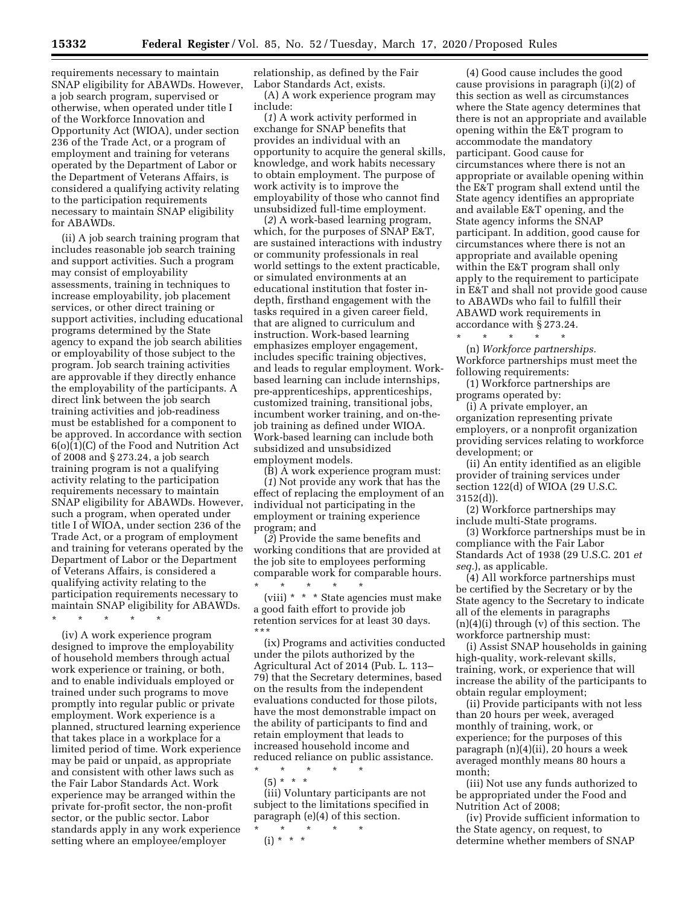requirements necessary to maintain SNAP eligibility for ABAWDs. However, a job search program, supervised or otherwise, when operated under title I of the Workforce Innovation and Opportunity Act (WIOA), under section 236 of the Trade Act, or a program of employment and training for veterans operated by the Department of Labor or the Department of Veterans Affairs, is considered a qualifying activity relating to the participation requirements necessary to maintain SNAP eligibility for ABAWDs.

(ii) A job search training program that includes reasonable job search training and support activities. Such a program may consist of employability assessments, training in techniques to increase employability, job placement services, or other direct training or support activities, including educational programs determined by the State agency to expand the job search abilities or employability of those subject to the program. Job search training activities are approvable if they directly enhance the employability of the participants. A direct link between the job search training activities and job-readiness must be established for a component to be approved. In accordance with section 6(o)(1)(C) of the Food and Nutrition Act of 2008 and § 273.24, a job search training program is not a qualifying activity relating to the participation requirements necessary to maintain SNAP eligibility for ABAWDs. However, such a program, when operated under title I of WIOA, under section 236 of the Trade Act, or a program of employment and training for veterans operated by the Department of Labor or the Department of Veterans Affairs, is considered a qualifying activity relating to the participation requirements necessary to maintain SNAP eligibility for ABAWDs.

\* \* \* \* \*

(iv) A work experience program designed to improve the employability of household members through actual work experience or training, or both, and to enable individuals employed or trained under such programs to move promptly into regular public or private employment. Work experience is a planned, structured learning experience that takes place in a workplace for a limited period of time. Work experience may be paid or unpaid, as appropriate and consistent with other laws such as the Fair Labor Standards Act. Work experience may be arranged within the private for-profit sector, the non-profit sector, or the public sector. Labor standards apply in any work experience setting where an employee/employer relationship, as defined by the Fair Labor Standards Act, exists.

(A) A work experience program may include:

(*1*) A work activity performed in exchange for SNAP benefits that provides an individual with an opportunity to acquire the general skills, knowledge, and work habits necessary to obtain employment. The purpose of work activity is to improve the employability of those who cannot find unsubsidized full-time employment.

(*2*) A work-based learning program, which, for the purposes of SNAP E&T, are sustained interactions with industry or community professionals in real world settings to the extent practicable, or simulated environments at an educational institution that foster in-depth, firsthand engagement with the tasks required in a given career field, that are aligned to curriculum and instruction. Work-based learning emphasizes employer engagement, includes specific training objectives, and leads to regular employment. Work-based learning can include internships, pre-apprenticeships, apprenticeships, customized training, transitional jobs, incumbent worker training, and on-the-job training as defined under WIOA. Work-based learning can include both subsidized and unsubsidized employment models.

(B) A work experience program must:

(*1*) Not provide any work that has the effect of replacing the employment of an individual not participating in the employment or training experience program; and

(*2*) Provide the same benefits and working conditions that are provided at the job site to employees performing comparable work for comparable hours.

\* \* \* \* \*

(viii) \* \* \* State agencies must make a good faith effort to provide job retention services for at least 30 days. \* \* \*

(ix) Programs and activities conducted under the pilots authorized by the Agricultural Act of 2014 (Pub. L. 113–79) that the Secretary determines, based on the results from the independent evaluations conducted for those pilots, have the most demonstrable impact on the ability of participants to find and retain employment that leads to increased household income and reduced reliance on public assistance.

\* \* \* \* \*

(5) \* \* \*

(iii) Voluntary participants are not subject to the limitations specified in paragraph (e)(4) of this section.

\* \* \* \* \*

(i) \* \* \*

(4) Good cause includes the good cause provisions in paragraph (i)(2) of this section as well as circumstances where the State agency determines that there is not an appropriate and available opening within the E&T program to accommodate the mandatory participant. Good cause for circumstances where there is not an appropriate or available opening within the E&T program shall extend until the State agency identifies an appropriate and available E&T opening, and the State agency informs the SNAP participant. In addition, good cause for circumstances where there is not an appropriate and available opening within the E&T program shall only apply to the requirement to participate in E&T and shall not provide good cause to ABAWDs who fail to fulfill their ABAWD work requirements in accordance with § 273.24.

\* \* \* \* \*

(n) *Workforce partnerships.* Workforce partnerships must meet the following requirements:

(1) Workforce partnerships are programs operated by:

(i) A private employer, an organization representing private employers, or a nonprofit organization providing services relating to workforce development; or

(ii) An entity identified as an eligible provider of training services under section 122(d) of WIOA (29 U.S.C. 3152(d)).

(2) Workforce partnerships may include multi-State programs.

(3) Workforce partnerships must be in compliance with the Fair Labor Standards Act of 1938 (29 U.S.C. 201 *et seq.*), as applicable.

(4) All workforce partnerships must be certified by the Secretary or by the State agency to the Secretary to indicate all of the elements in paragraphs (n)(4)(i) through (v) of this section. The workforce partnership must:

(i) Assist SNAP households in gaining high-quality, work-relevant skills, training, work, or experience that will increase the ability of the participants to obtain regular employment;

(ii) Provide participants with not less than 20 hours per week, averaged monthly of training, work, or experience; for the purposes of this paragraph (n)(4)(ii), 20 hours a week averaged monthly means 80 hours a month;

(iii) Not use any funds authorized to be appropriated under the Food and Nutrition Act of 2008;

(iv) Provide sufficient information to the State agency, on request, to determine whether members of SNAP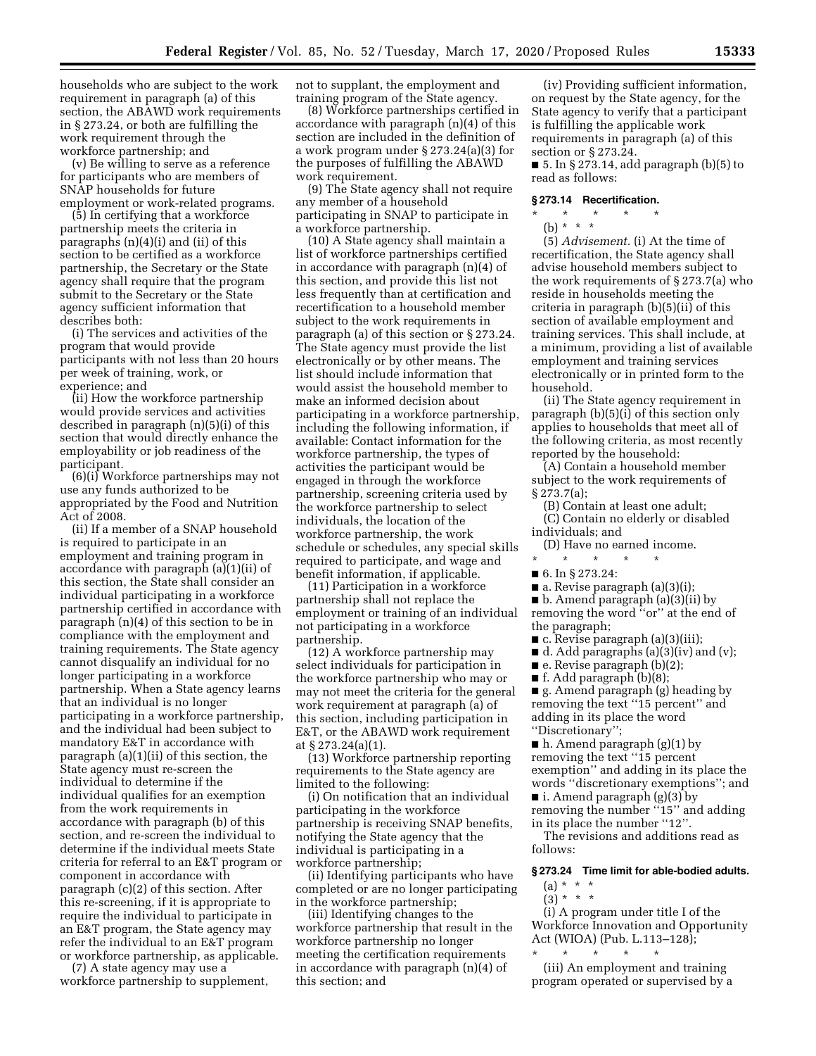households who are subject to the work requirement in paragraph (a) of this section, the ABAWD work requirements in § 273.24, or both are fulfilling the work requirement through the workforce partnership; and

(v) Be willing to serve as a reference for participants who are members of SNAP households for future employment or work-related programs.

(5) In certifying that a workforce partnership meets the criteria in paragraphs (n)(4)(i) and (ii) of this section to be certified as a workforce partnership, the Secretary or the State agency shall require that the program submit to the Secretary or the State agency sufficient information that describes both:

(i) The services and activities of the program that would provide participants with not less than 20 hours per week of training, work, or experience; and

(ii) How the workforce partnership would provide services and activities described in paragraph (n)(5)(i) of this section that would directly enhance the employability or job readiness of the participant.

(6)(i) Workforce partnerships may not use any funds authorized to be appropriated by the Food and Nutrition Act of 2008.

(ii) If a member of a SNAP household is required to participate in an employment and training program in accordance with paragraph (a)(1)(ii) of this section, the State shall consider an individual participating in a workforce partnership certified in accordance with paragraph (n)(4) of this section to be in compliance with the employment and training requirements. The State agency cannot disqualify an individual for no longer participating in a workforce partnership. When a State agency learns that an individual is no longer participating in a workforce partnership, and the individual had been subject to mandatory E&T in accordance with paragraph (a)(1)(ii) of this section, the State agency must re-screen the individual to determine if the individual qualifies for an exemption from the work requirements in accordance with paragraph (b) of this section, and re-screen the individual to determine if the individual meets State criteria for referral to an E&T program or component in accordance with paragraph (c)(2) of this section. After this re-screening, if it is appropriate to require the individual to participate in an E&T program, the State agency may refer the individual to an E&T program or workforce partnership, as applicable.

(7) A state agency may use a workforce partnership to supplement, not to supplant, the employment and training program of the State agency.

(8) Workforce partnerships certified in accordance with paragraph (n)(4) of this section are included in the definition of a work program under § 273.24(a)(3) for the purposes of fulfilling the ABAWD work requirement.

(9) The State agency shall not require any member of a household participating in SNAP to participate in a workforce partnership.

(10) A State agency shall maintain a list of workforce partnerships certified in accordance with paragraph (n)(4) of this section, and provide this list not less frequently than at certification and recertification to a household member subject to the work requirements in paragraph (a) of this section or § 273.24. The State agency must provide the list electronically or by other means. The list should include information that would assist the household member to make an informed decision about participating in a workforce partnership, including the following information, if available: Contact information for the workforce partnership, the types of activities the participant would be engaged in through the workforce partnership, screening criteria used by the workforce partnership to select individuals, the location of the workforce partnership, the work schedule or schedules, any special skills required to participate, and wage and benefit information, if applicable.

(11) Participation in a workforce partnership shall not replace the employment or training of an individual not participating in a workforce partnership.

(12) A workforce partnership may select individuals for participation in the workforce partnership who may or may not meet the criteria for the general work requirement at paragraph (a) of this section, including participation in E&T, or the ABAWD work requirement at § 273.24(a)(1).

(13) Workforce partnership reporting requirements to the State agency are limited to the following:

(i) On notification that an individual participating in the workforce partnership is receiving SNAP benefits, notifying the State agency that the individual is participating in a workforce partnership;

(ii) Identifying participants who have completed or are no longer participating in the workforce partnership;

(iii) Identifying changes to the workforce partnership that result in the workforce partnership no longer meeting the certification requirements in accordance with paragraph (n)(4) of this section; and

(iv) Providing sufficient information, on request by the State agency, for the State agency to verify that a participant is fulfilling the applicable work requirements in paragraph (a) of this section or § 273.24.

■ 5. In § 273.14, add paragraph (b)(5) to read as follows:

**§ 273.14 Recertification.**

\* \* \* \* \*

(b) \* \* \*

(5) *Advisement.* (i) At the time of recertification, the State agency shall advise household members subject to the work requirements of § 273.7(a) who reside in households meeting the criteria in paragraph (b)(5)(ii) of this section of available employment and training services. This shall include, at a minimum, providing a list of available employment and training services electronically or in printed form to the household.

(ii) The State agency requirement in paragraph (b)(5)(i) of this section only applies to households that meet all of the following criteria, as most recently reported by the household:

(A) Contain a household member subject to the work requirements of § 273.7(a);

(B) Contain at least one adult;

(C) Contain no elderly or disabled individuals; and

(D) Have no earned income.

\* \* \* \* \*

■ 6. In § 273.24:

■ a. Revise paragraph (a)(3)(i);

■ b. Amend paragraph (a)(3)(ii) by removing the word ''or'' at the end of the paragraph;

■ c. Revise paragraph (a)(3)(iii);

■ d. Add paragraphs (a)(3)(iv) and (v);

■ e. Revise paragraph (b)(2);

■ f. Add paragraph (b)(8);

■ g. Amend paragraph (g) heading by removing the text ''15 percent'' and adding in its place the word ''Discretionary'';

■ h. Amend paragraph (g)(1) by removing the text ''15 percent exemption'' and adding in its place the words ''discretionary exemptions''; and

■ i. Amend paragraph (g)(3) by removing the number ''15'' and adding in its place the number ''12''.

The revisions and additions read as follows:

**§ 273.24 Time limit for able-bodied adults.**

(a) \* \* \*

(3) \* \* \*

(i) A program under title I of the Workforce Innovation and Opportunity Act (WIOA) (Pub. L.113–128);

\* \* \* \* \*

(iii) An employment and training program operated or supervised by a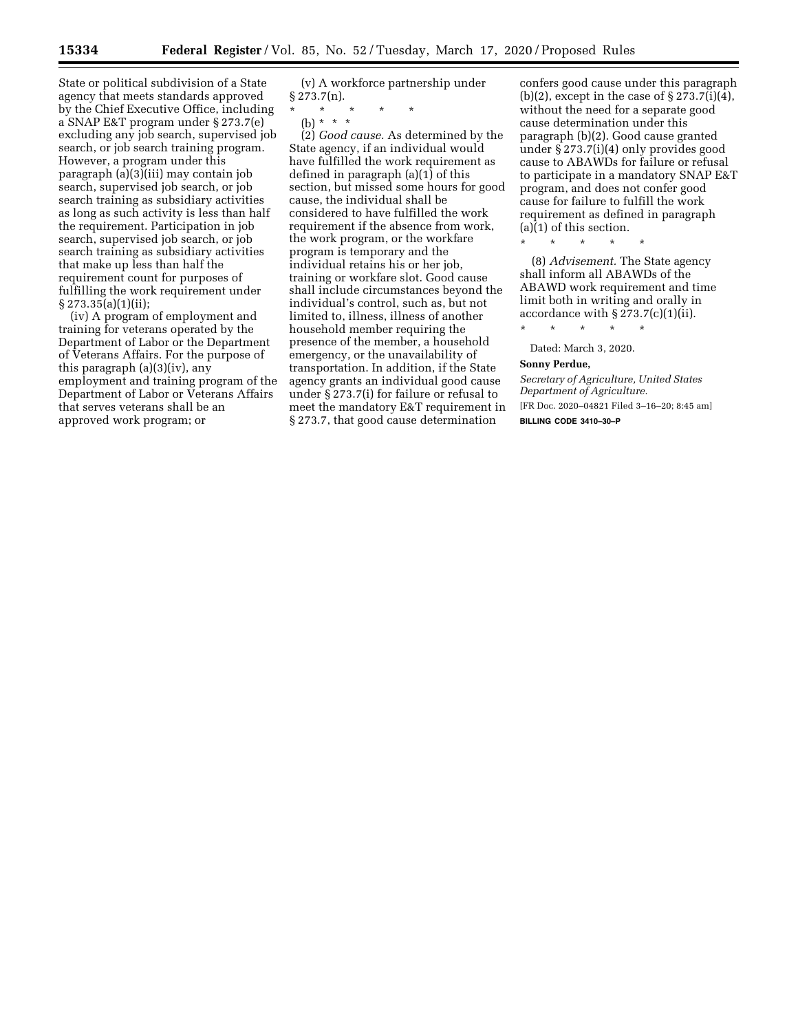State or political subdivision of a State agency that meets standards approved by the Chief Executive Office, including a SNAP E&T program under § 273.7(e) excluding any job search, supervised job search, or job search training program. However, a program under this paragraph (a)(3)(iii) may contain job search, supervised job search, or job search training as subsidiary activities as long as such activity is less than half the requirement. Participation in job search, supervised job search, or job search training as subsidiary activities that make up less than half the requirement count for purposes of fulfilling the work requirement under § 273.35(a)(1)(ii);

(iv) A program of employment and training for veterans operated by the Department of Labor or the Department of Veterans Affairs. For the purpose of this paragraph (a)(3)(iv), any employment and training program of the Department of Labor or Veterans Affairs that serves veterans shall be an approved work program; or

(v) A workforce partnership under § 273.7(n).

\* \* \* \* \*

(b) \* \* \*

(2) *Good cause.* As determined by the State agency, if an individual would have fulfilled the work requirement as defined in paragraph (a)(1) of this section, but missed some hours for good cause, the individual shall be considered to have fulfilled the work requirement if the absence from work, the work program, or the workfare program is temporary and the individual retains his or her job, training or workfare slot. Good cause shall include circumstances beyond the individual's control, such as, but not limited to, illness, illness of another household member requiring the presence of the member, a household emergency, or the unavailability of transportation. In addition, if the State agency grants an individual good cause under § 273.7(i) for failure or refusal to meet the mandatory E&T requirement in § 273.7, that good cause determination confers good cause under this paragraph (b)(2), except in the case of § 273.7(i)(4), without the need for a separate good cause determination under this paragraph (b)(2). Good cause granted under § 273.7(i)(4) only provides good cause to ABAWDs for failure or refusal to participate in a mandatory SNAP E&T program, and does not confer good cause for failure to fulfill the work requirement as defined in paragraph (a)(1) of this section.

\* \* \* \* \*

(8) *Advisement.* The State agency shall inform all ABAWDs of the ABAWD work requirement and time limit both in writing and orally in accordance with § 273.7(c)(1)(ii).

\* \* \* \* \*

Dated: March 3, 2020.

**Sonny Perdue,**

*Secretary of Agriculture, United States Department of Agriculture.*

[FR Doc. 2020–04821 Filed 3–16–20; 8:45 am]

**BILLING CODE 3410–30–P**